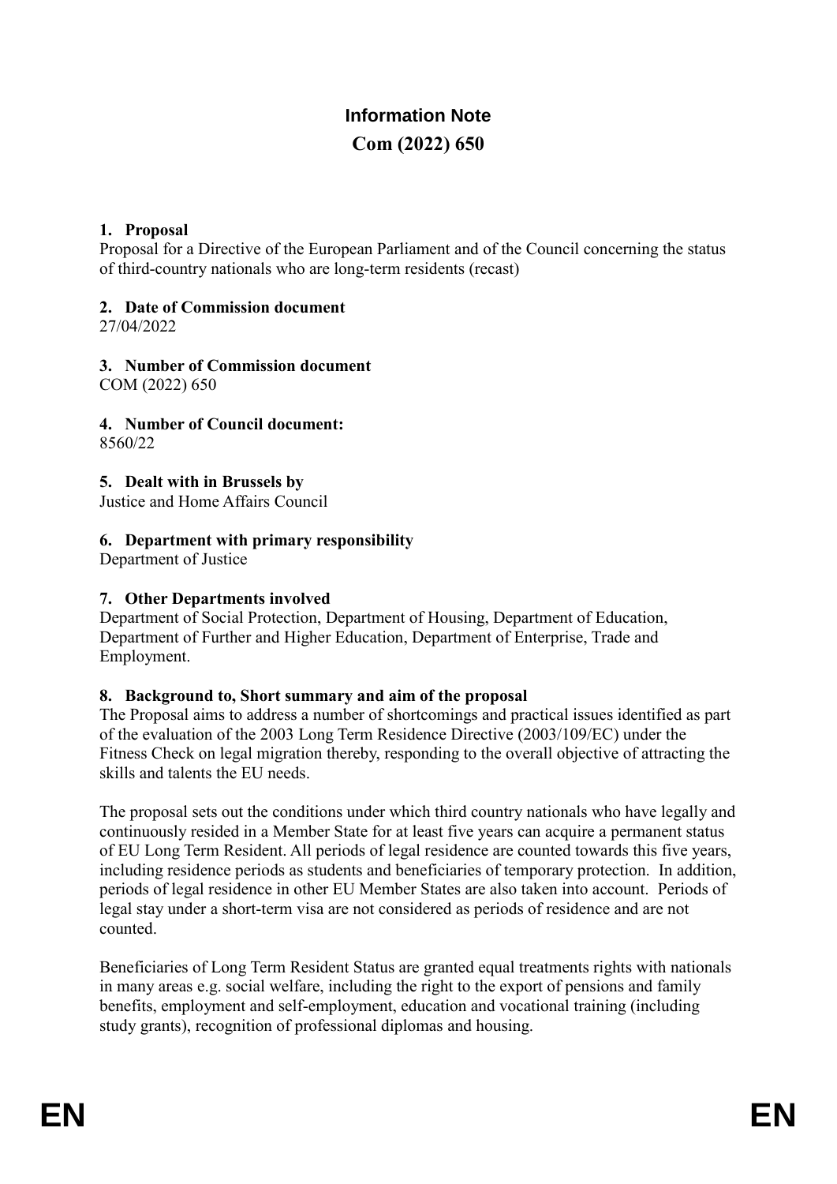# Information Note

## Com (2022) 650

**1. Proposal**

Proposal for a Directive of the European Parliament and of the Council concerning the status of third-country nationals who are long-term residents (recast)

**2. Date of Commission document**

27/04/2022

**3. Number of Commission document**

COM (2022) 650

**4. Number of Council document:**

8560/22

**5. Dealt with in Brussels by**

Justice and Home Affairs Council

**6. Department with primary responsibility**

Department of Justice

**7. Other Departments involved**

Department of Social Protection, Department of Housing, Department of Education, Department of Further and Higher Education, Department of Enterprise, Trade and Employment.

**8. Background to, Short summary and aim of the proposal**

The Proposal aims to address a number of shortcomings and practical issues identified as part of the evaluation of the 2003 Long Term Residence Directive (2003/109/EC) under the Fitness Check on legal migration thereby, responding to the overall objective of attracting the skills and talents the EU needs.

The proposal sets out the conditions under which third country nationals who have legally and continuously resided in a Member State for at least five years can acquire a permanent status of EU Long Term Resident. All periods of legal residence are counted towards this five years, including residence periods as students and beneficiaries of temporary protection. In addition, periods of legal residence in other EU Member States are also taken into account. Periods of legal stay under a short-term visa are not considered as periods of residence and are not counted.

Beneficiaries of Long Term Resident Status are granted equal treatments rights with nationals in many areas e.g. social welfare, including the right to the export of pensions and family benefits, employment and self-employment, education and vocational training (including study grants), recognition of professional diplomas and housing.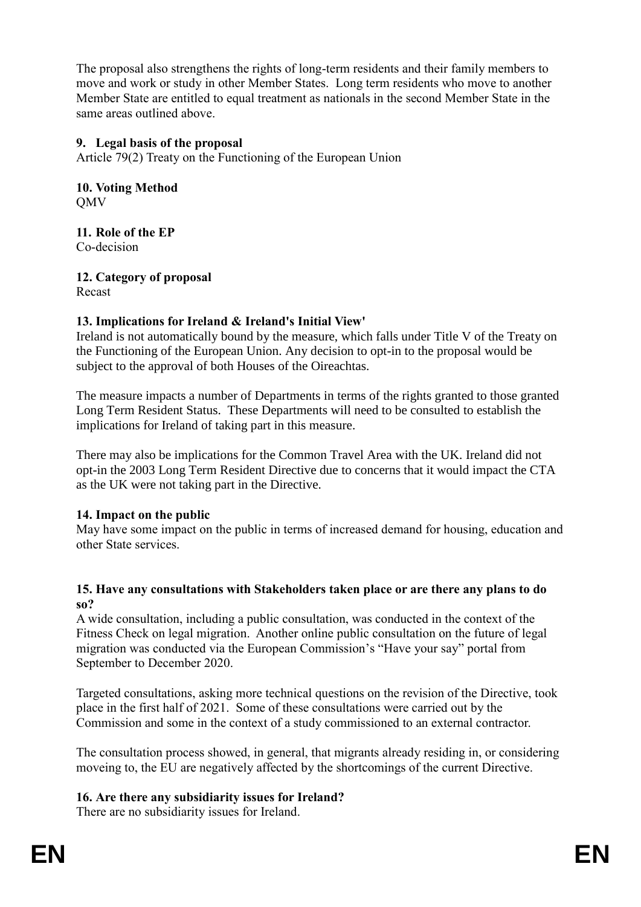The proposal also strengthens the rights of long-term residents and their family members to move and work or study in other Member States. Long term residents who move to another Member State are entitled to equal treatment as nationals in the second Member State in the same areas outlined above.

**9. Legal basis of the proposal**
Article 79(2) Treaty on the Functioning of the European Union

**10. Voting Method**
QMV

**11. Role of the EP**
Co-decision

**12. Category of proposal**
Recast

**13. Implications for Ireland & Ireland's Initial View'**
Ireland is not automatically bound by the measure, which falls under Title V of the Treaty on the Functioning of the European Union. Any decision to opt-in to the proposal would be subject to the approval of both Houses of the Oireachtas.

The measure impacts a number of Departments in terms of the rights granted to those granted Long Term Resident Status. These Departments will need to be consulted to establish the implications for Ireland of taking part in this measure.

There may also be implications for the Common Travel Area with the UK. Ireland did not opt-in the 2003 Long Term Resident Directive due to concerns that it would impact the CTA as the UK were not taking part in the Directive.

**14. Impact on the public**
May have some impact on the public in terms of increased demand for housing, education and other State services.

**15. Have any consultations with Stakeholders taken place or are there any plans to do so?**
A wide consultation, including a public consultation, was conducted in the context of the Fitness Check on legal migration. Another online public consultation on the future of legal migration was conducted via the European Commission's "Have your say" portal from September to December 2020.

Targeted consultations, asking more technical questions on the revision of the Directive, took place in the first half of 2021. Some of these consultations were carried out by the Commission and some in the context of a study commissioned to an external contractor.

The consultation process showed, in general, that migrants already residing in, or considering moveing to, the EU are negatively affected by the shortcomings of the current Directive.

**16. Are there any subsidiarity issues for Ireland?**
There are no subsidiarity issues for Ireland.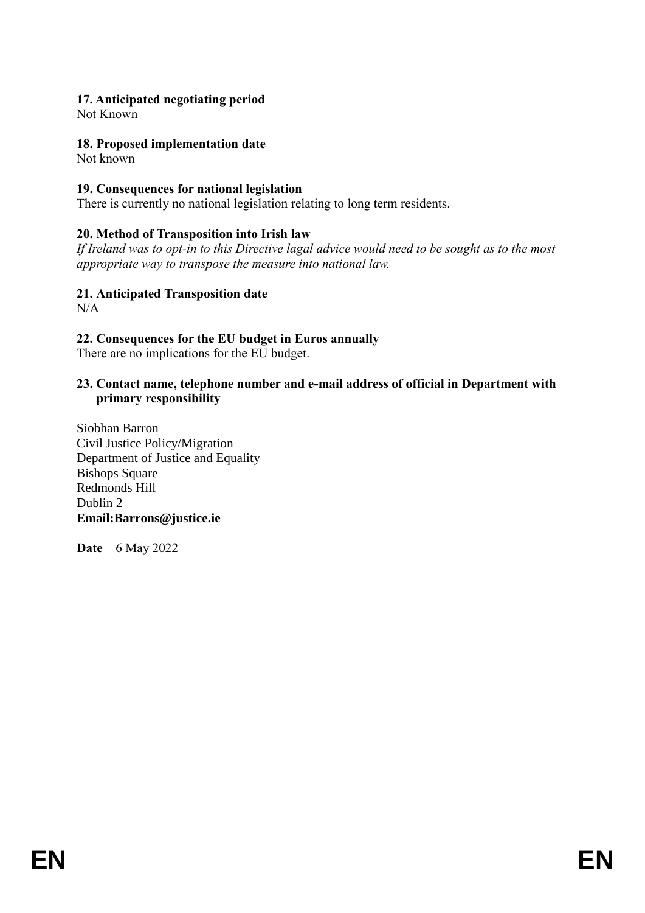**17. Anticipated negotiating period**
Not Known

**18. Proposed implementation date**
Not known

**19. Consequences for national legislation**
There is currently no national legislation relating to long term residents.

**20. Method of Transposition into Irish law**
*If Ireland was to opt-in to this Directive lagal advice would need to be sought as to the most appropriate way to transpose the measure into national law.*

**21. Anticipated Transposition date**
N/A

**22. Consequences for the EU budget in Euros annually**
There are no implications for the EU budget.

**23. Contact name, telephone number and e-mail address of official in Department with primary responsibility**

Siobhan Barron
Civil Justice Policy/Migration
Department of Justice and Equality
Bishops Square
Redmonds Hill
Dublin 2
**Email:Barrons@justice.ie**

**Date** 6 May 2022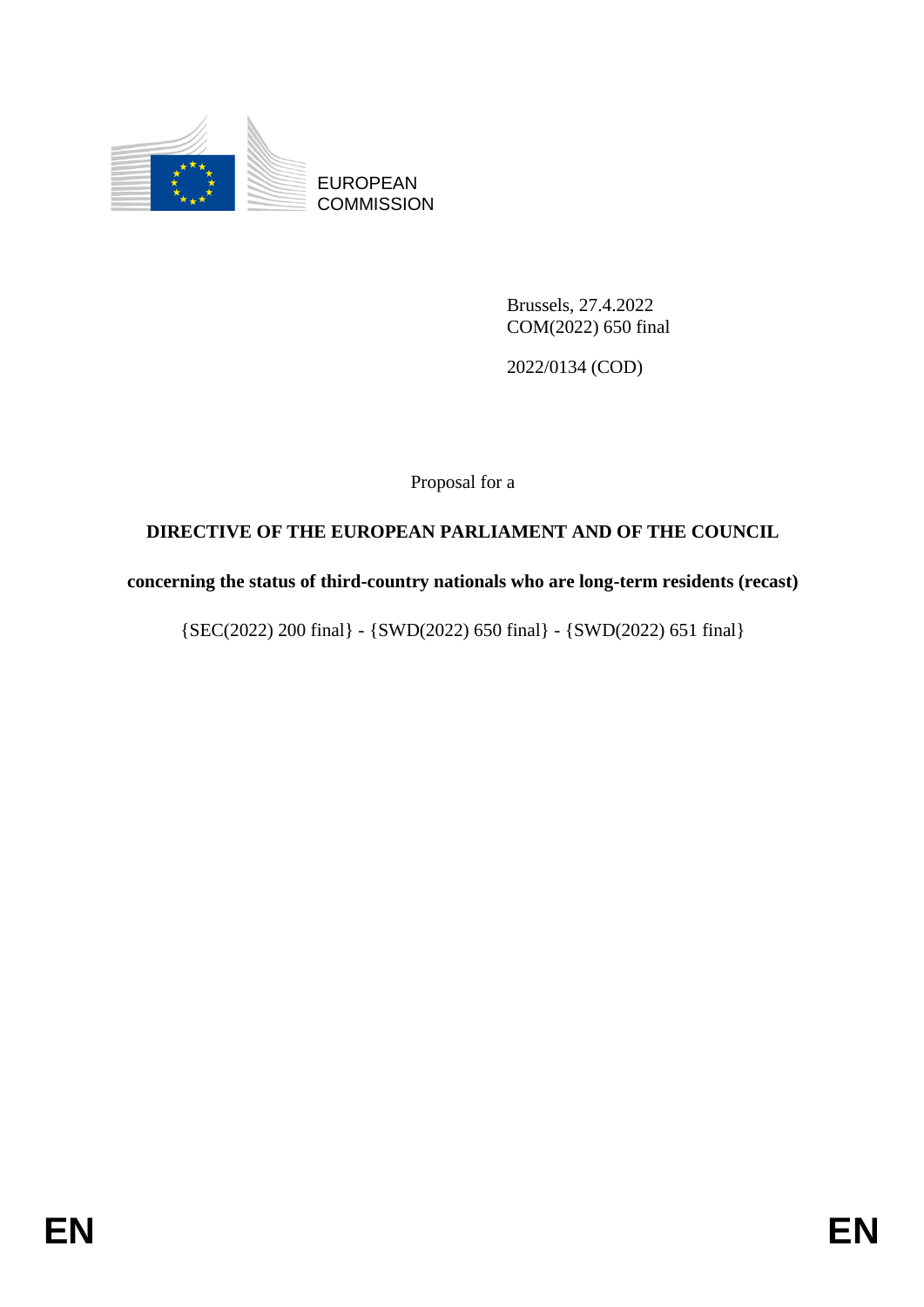EUROPEAN COMMISSION

Brussels, 27.4.2022
COM(2022) 650 final

2022/0134 (COD)

Proposal for a

**DIRECTIVE OF THE EUROPEAN PARLIAMENT AND OF THE COUNCIL**

**concerning the status of third-country nationals who are long-term residents (recast)**

{SEC(2022) 200 final} - {SWD(2022) 650 final} - {SWD(2022) 651 final}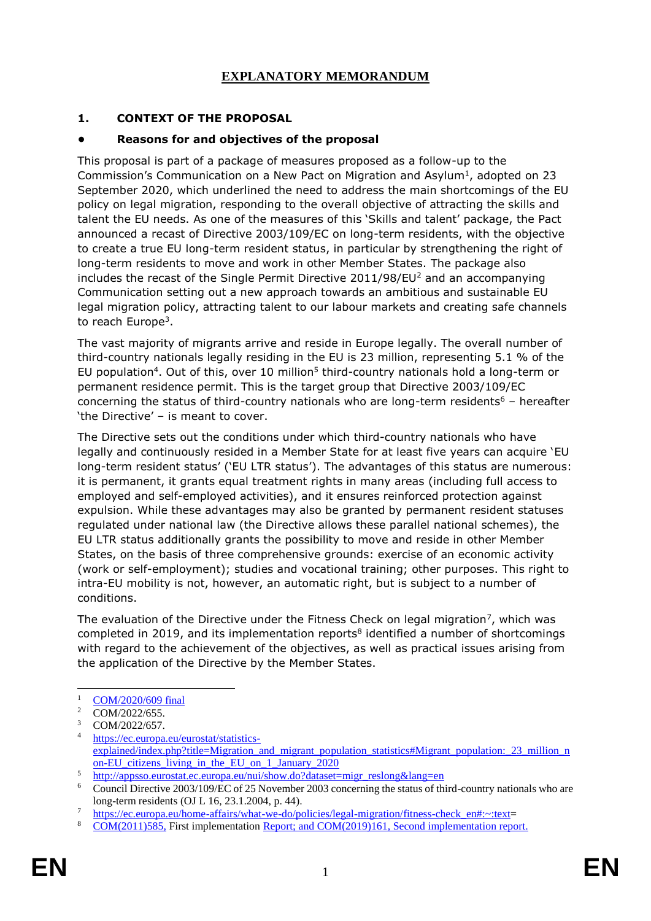# EXPLANATORY MEMORANDUM

## 1. CONTEXT OF THE PROPOSAL

### • Reasons for and objectives of the proposal

This proposal is part of a package of measures proposed as a follow-up to the Commission's Communication on a New Pact on Migration and Asylum[1], adopted on 23 September 2020, which underlined the need to address the main shortcomings of the EU policy on legal migration, responding to the overall objective of attracting the skills and talent the EU needs. As one of the measures of this 'Skills and talent' package, the Pact announced a recast of Directive 2003/109/EC on long-term residents, with the objective to create a true EU long-term resident status, in particular by strengthening the right of long-term residents to move and work in other Member States. The package also includes the recast of the Single Permit Directive 2011/98/EU[2] and an accompanying Communication setting out a new approach towards an ambitious and sustainable EU legal migration policy, attracting talent to our labour markets and creating safe channels to reach Europe[3].

The vast majority of migrants arrive and reside in Europe legally. The overall number of third-country nationals legally residing in the EU is 23 million, representing 5.1 % of the EU population[4]. Out of this, over 10 million[5] third-country nationals hold a long-term or permanent residence permit. This is the target group that Directive 2003/109/EC concerning the status of third-country nationals who are long-term residents[6] – hereafter 'the Directive' – is meant to cover.

The Directive sets out the conditions under which third-country nationals who have legally and continuously resided in a Member State for at least five years can acquire 'EU long-term resident status' ('EU LTR status'). The advantages of this status are numerous: it is permanent, it grants equal treatment rights in many areas (including full access to employed and self-employed activities), and it ensures reinforced protection against expulsion. While these advantages may also be granted by permanent resident statuses regulated under national law (the Directive allows these parallel national schemes), the EU LTR status additionally grants the possibility to move and reside in other Member States, on the basis of three comprehensive grounds: exercise of an economic activity (work or self-employment); studies and vocational training; other purposes. This right to intra-EU mobility is not, however, an automatic right, but is subject to a number of conditions.

The evaluation of the Directive under the Fitness Check on legal migration[7], which was completed in 2019, and its implementation reports[8] identified a number of shortcomings with regard to the achievement of the objectives, as well as practical issues arising from the application of the Directive by the Member States.

---

[1] COM/2020/609 final

[2] COM/2022/655.

[3] COM/2022/657.

[4] https://ec.europa.eu/eurostat/statistics-explained/index.php?title=Migration_and_migrant_population_statistics#Migrant_population:_23_million_non-EU_citizens_living_in_the_EU_on_1_January_2020

[5] http://appsso.eurostat.ec.europa.eu/nui/show.do?dataset=migr_reslong&lang=en

[6] Council Directive 2003/109/EC of 25 November 2003 concerning the status of third-country nationals who are long-term residents (OJ L 16, 23.1.2004, p. 44).

[7] https://ec.europa.eu/home-affairs/what-we-do/policies/legal-migration/fitness-check_en#:~:text=

[8] COM(2011)585, First implementation Report; and COM(2019)161, Second implementation report.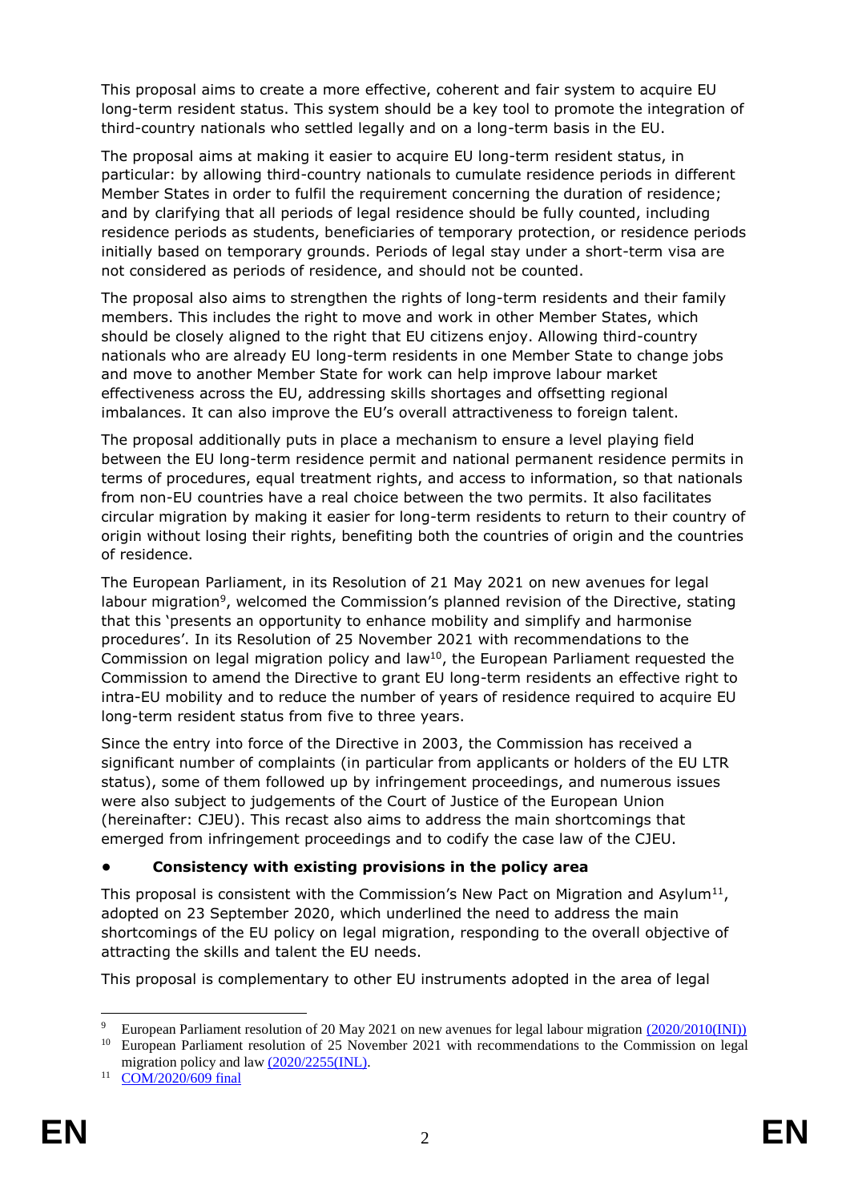This proposal aims to create a more effective, coherent and fair system to acquire EU long-term resident status. This system should be a key tool to promote the integration of third-country nationals who settled legally and on a long-term basis in the EU.

The proposal aims at making it easier to acquire EU long-term resident status, in particular: by allowing third-country nationals to cumulate residence periods in different Member States in order to fulfil the requirement concerning the duration of residence; and by clarifying that all periods of legal residence should be fully counted, including residence periods as students, beneficiaries of temporary protection, or residence periods initially based on temporary grounds. Periods of legal stay under a short-term visa are not considered as periods of residence, and should not be counted.

The proposal also aims to strengthen the rights of long-term residents and their family members. This includes the right to move and work in other Member States, which should be closely aligned to the right that EU citizens enjoy. Allowing third-country nationals who are already EU long-term residents in one Member State to change jobs and move to another Member State for work can help improve labour market effectiveness across the EU, addressing skills shortages and offsetting regional imbalances. It can also improve the EU's overall attractiveness to foreign talent.

The proposal additionally puts in place a mechanism to ensure a level playing field between the EU long-term residence permit and national permanent residence permits in terms of procedures, equal treatment rights, and access to information, so that nationals from non-EU countries have a real choice between the two permits. It also facilitates circular migration by making it easier for long-term residents to return to their country of origin without losing their rights, benefiting both the countries of origin and the countries of residence.

The European Parliament, in its Resolution of 21 May 2021 on new avenues for legal labour migration[9], welcomed the Commission's planned revision of the Directive, stating that this 'presents an opportunity to enhance mobility and simplify and harmonise procedures'. In its Resolution of 25 November 2021 with recommendations to the Commission on legal migration policy and law[10], the European Parliament requested the Commission to amend the Directive to grant EU long-term residents an effective right to intra-EU mobility and to reduce the number of years of residence required to acquire EU long-term resident status from five to three years.

Since the entry into force of the Directive in 2003, the Commission has received a significant number of complaints (in particular from applicants or holders of the EU LTR status), some of them followed up by infringement proceedings, and numerous issues were also subject to judgements of the Court of Justice of the European Union (hereinafter: CJEU). This recast also aims to address the main shortcomings that emerged from infringement proceedings and to codify the case law of the CJEU.

- **Consistency with existing provisions in the policy area**

This proposal is consistent with the Commission's New Pact on Migration and Asylum[11], adopted on 23 September 2020, which underlined the need to address the main shortcomings of the EU policy on legal migration, responding to the overall objective of attracting the skills and talent the EU needs.

This proposal is complementary to other EU instruments adopted in the area of legal

---

[9] European Parliament resolution of 20 May 2021 on new avenues for legal labour migration (2020/2010(INI))

[10] European Parliament resolution of 25 November 2021 with recommendations to the Commission on legal migration policy and law (2020/2255(INL).

[11] COM/2020/609 final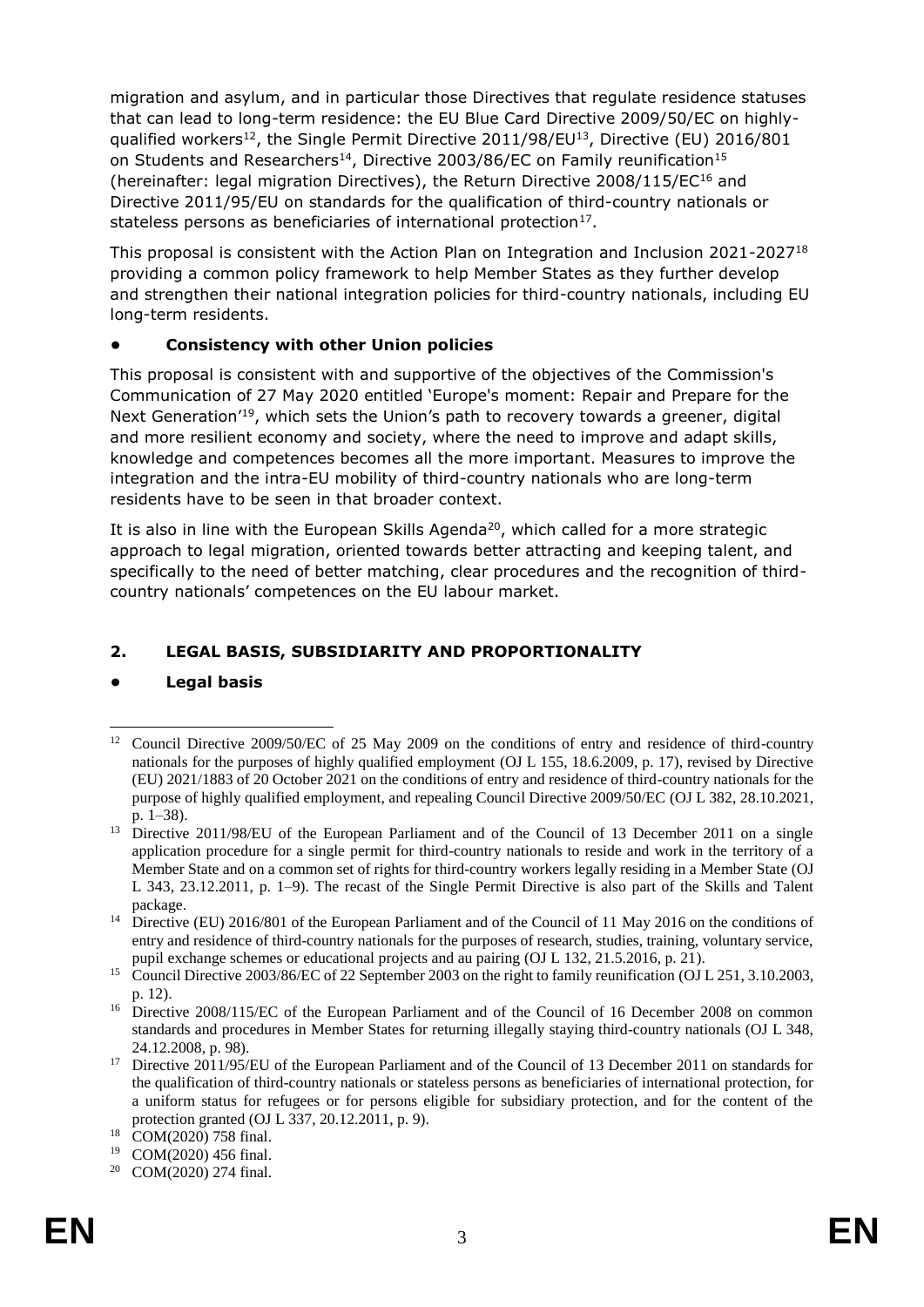migration and asylum, and in particular those Directives that regulate residence statuses that can lead to long-term residence: the EU Blue Card Directive 2009/50/EC on highly-qualified workers[12], the Single Permit Directive 2011/98/EU[13], Directive (EU) 2016/801 on Students and Researchers[14], Directive 2003/86/EC on Family reunification[15] (hereinafter: legal migration Directives), the Return Directive 2008/115/EC[16] and Directive 2011/95/EU on standards for the qualification of third-country nationals or stateless persons as beneficiaries of international protection[17].

This proposal is consistent with the Action Plan on Integration and Inclusion 2021-2027[18] providing a common policy framework to help Member States as they further develop and strengthen their national integration policies for third-country nationals, including EU long-term residents.

- **Consistency with other Union policies**

This proposal is consistent with and supportive of the objectives of the Commission's Communication of 27 May 2020 entitled 'Europe's moment: Repair and Prepare for the Next Generation'[19], which sets the Union's path to recovery towards a greener, digital and more resilient economy and society, where the need to improve and adapt skills, knowledge and competences becomes all the more important. Measures to improve the integration and the intra-EU mobility of third-country nationals who are long-term residents have to be seen in that broader context.

It is also in line with the European Skills Agenda[20], which called for a more strategic approach to legal migration, oriented towards better attracting and keeping talent, and specifically to the need of better matching, clear procedures and the recognition of third-country nationals' competences on the EU labour market.

## 2. LEGAL BASIS, SUBSIDIARITY AND PROPORTIONALITY

- **Legal basis**

---

[12] Council Directive 2009/50/EC of 25 May 2009 on the conditions of entry and residence of third-country nationals for the purposes of highly qualified employment (OJ L 155, 18.6.2009, p. 17), revised by Directive (EU) 2021/1883 of 20 October 2021 on the conditions of entry and residence of third-country nationals for the purpose of highly qualified employment, and repealing Council Directive 2009/50/EC (OJ L 382, 28.10.2021, p. 1–38).

[13] Directive 2011/98/EU of the European Parliament and of the Council of 13 December 2011 on a single application procedure for a single permit for third-country nationals to reside and work in the territory of a Member State and on a common set of rights for third-country workers legally residing in a Member State (OJ L 343, 23.12.2011, p. 1–9). The recast of the Single Permit Directive is also part of the Skills and Talent package.

[14] Directive (EU) 2016/801 of the European Parliament and of the Council of 11 May 2016 on the conditions of entry and residence of third-country nationals for the purposes of research, studies, training, voluntary service, pupil exchange schemes or educational projects and au pairing (OJ L 132, 21.5.2016, p. 21).

[15] Council Directive 2003/86/EC of 22 September 2003 on the right to family reunification (OJ L 251, 3.10.2003, p. 12).

[16] Directive 2008/115/EC of the European Parliament and of the Council of 16 December 2008 on common standards and procedures in Member States for returning illegally staying third-country nationals (OJ L 348, 24.12.2008, p. 98).

[17] Directive 2011/95/EU of the European Parliament and of the Council of 13 December 2011 on standards for the qualification of third-country nationals or stateless persons as beneficiaries of international protection, for a uniform status for refugees or for persons eligible for subsidiary protection, and for the content of the protection granted (OJ L 337, 20.12.2011, p. 9).

[18] COM(2020) 758 final.

[19] COM(2020) 456 final.

[20] COM(2020) 274 final.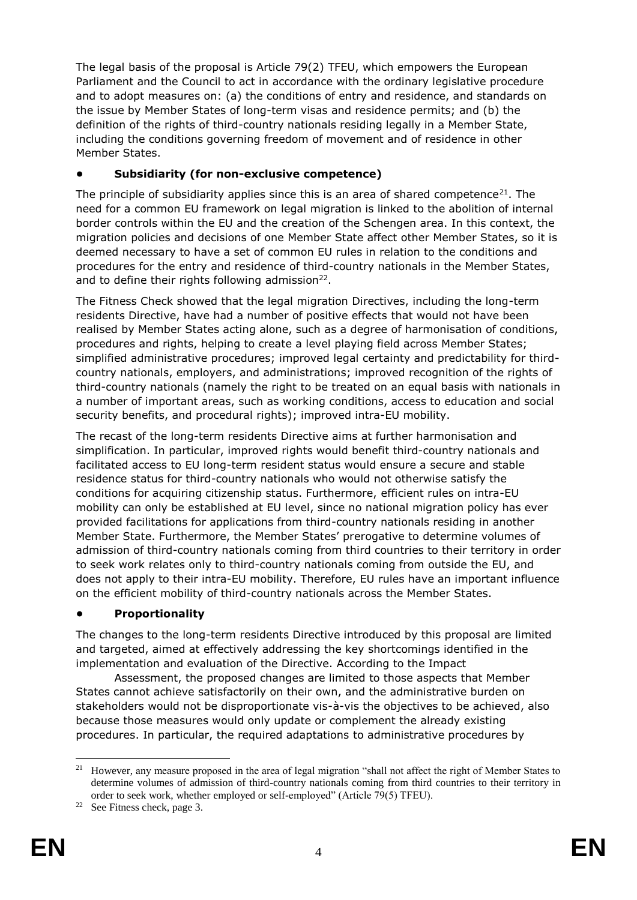The legal basis of the proposal is Article 79(2) TFEU, which empowers the European Parliament and the Council to act in accordance with the ordinary legislative procedure and to adopt measures on: (a) the conditions of entry and residence, and standards on the issue by Member States of long-term visas and residence permits; and (b) the definition of the rights of third-country nationals residing legally in a Member State, including the conditions governing freedom of movement and of residence in other Member States.

- **Subsidiarity (for non-exclusive competence)**

The principle of subsidiarity applies since this is an area of shared competence[21]. The need for a common EU framework on legal migration is linked to the abolition of internal border controls within the EU and the creation of the Schengen area. In this context, the migration policies and decisions of one Member State affect other Member States, so it is deemed necessary to have a set of common EU rules in relation to the conditions and procedures for the entry and residence of third-country nationals in the Member States, and to define their rights following admission[22].

The Fitness Check showed that the legal migration Directives, including the long-term residents Directive, have had a number of positive effects that would not have been realised by Member States acting alone, such as a degree of harmonisation of conditions, procedures and rights, helping to create a level playing field across Member States; simplified administrative procedures; improved legal certainty and predictability for third-country nationals, employers, and administrations; improved recognition of the rights of third-country nationals (namely the right to be treated on an equal basis with nationals in a number of important areas, such as working conditions, access to education and social security benefits, and procedural rights); improved intra-EU mobility.

The recast of the long-term residents Directive aims at further harmonisation and simplification. In particular, improved rights would benefit third-country nationals and facilitated access to EU long-term resident status would ensure a secure and stable residence status for third-country nationals who would not otherwise satisfy the conditions for acquiring citizenship status. Furthermore, efficient rules on intra-EU mobility can only be established at EU level, since no national migration policy has ever provided facilitations for applications from third-country nationals residing in another Member State. Furthermore, the Member States' prerogative to determine volumes of admission of third-country nationals coming from third countries to their territory in order to seek work relates only to third-country nationals coming from outside the EU, and does not apply to their intra-EU mobility. Therefore, EU rules have an important influence on the efficient mobility of third-country nationals across the Member States.

- **Proportionality**

The changes to the long-term residents Directive introduced by this proposal are limited and targeted, aimed at effectively addressing the key shortcomings identified in the implementation and evaluation of the Directive. According to the Impact Assessment, the proposed changes are limited to those aspects that Member States cannot achieve satisfactorily on their own, and the administrative burden on stakeholders would not be disproportionate vis-à-vis the objectives to be achieved, also because those measures would only update or complement the already existing procedures. In particular, the required adaptations to administrative procedures by

---

[21] However, any measure proposed in the area of legal migration "shall not affect the right of Member States to determine volumes of admission of third-country nationals coming from third countries to their territory in order to seek work, whether employed or self-employed" (Article 79(5) TFEU).

[22] See Fitness check, page 3.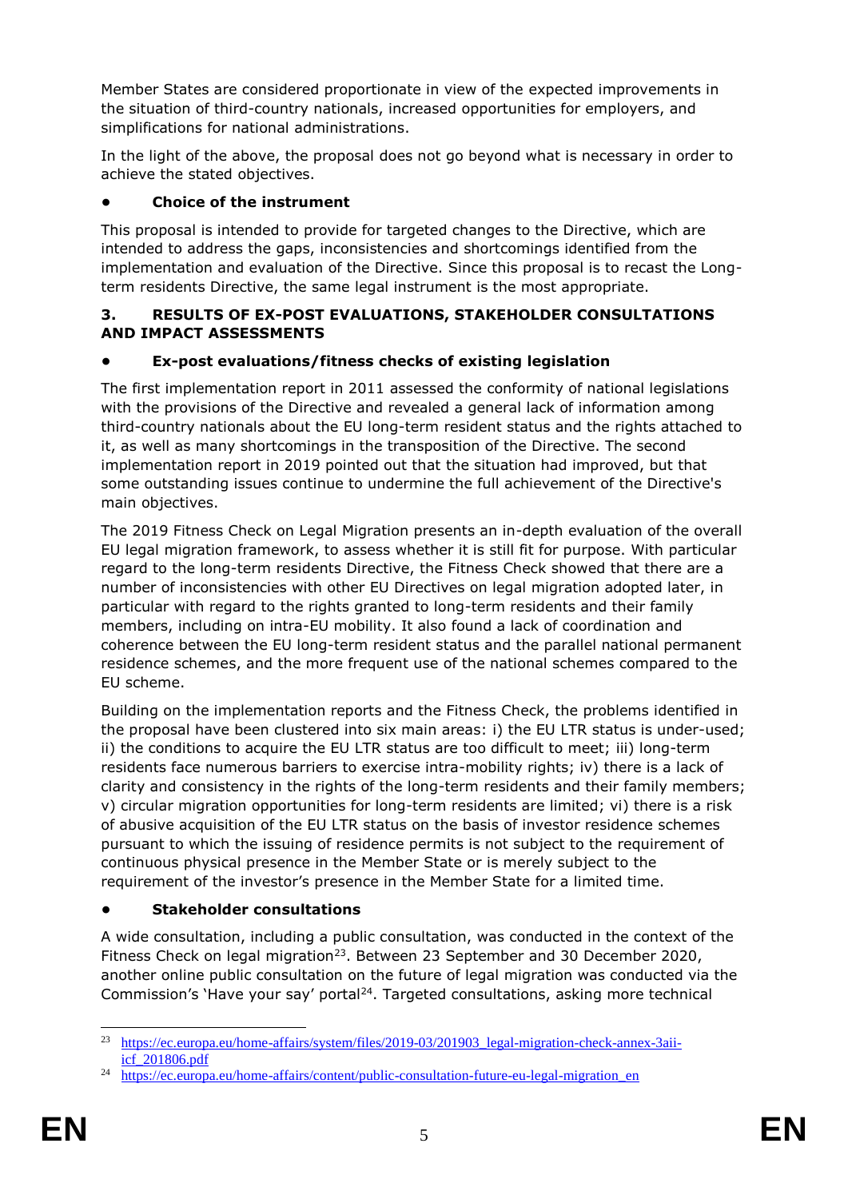Member States are considered proportionate in view of the expected improvements in the situation of third-country nationals, increased opportunities for employers, and simplifications for national administrations.

In the light of the above, the proposal does not go beyond what is necessary in order to achieve the stated objectives.

- **Choice of the instrument**

This proposal is intended to provide for targeted changes to the Directive, which are intended to address the gaps, inconsistencies and shortcomings identified from the implementation and evaluation of the Directive. Since this proposal is to recast the Long-term residents Directive, the same legal instrument is the most appropriate.

## 3. RESULTS OF EX-POST EVALUATIONS, STAKEHOLDER CONSULTATIONS AND IMPACT ASSESSMENTS

- **Ex-post evaluations/fitness checks of existing legislation**

The first implementation report in 2011 assessed the conformity of national legislations with the provisions of the Directive and revealed a general lack of information among third-country nationals about the EU long-term resident status and the rights attached to it, as well as many shortcomings in the transposition of the Directive. The second implementation report in 2019 pointed out that the situation had improved, but that some outstanding issues continue to undermine the full achievement of the Directive's main objectives.

The 2019 Fitness Check on Legal Migration presents an in-depth evaluation of the overall EU legal migration framework, to assess whether it is still fit for purpose. With particular regard to the long-term residents Directive, the Fitness Check showed that there are a number of inconsistencies with other EU Directives on legal migration adopted later, in particular with regard to the rights granted to long-term residents and their family members, including on intra-EU mobility. It also found a lack of coordination and coherence between the EU long-term resident status and the parallel national permanent residence schemes, and the more frequent use of the national schemes compared to the EU scheme.

Building on the implementation reports and the Fitness Check, the problems identified in the proposal have been clustered into six main areas: i) the EU LTR status is under-used; ii) the conditions to acquire the EU LTR status are too difficult to meet; iii) long-term residents face numerous barriers to exercise intra-mobility rights; iv) there is a lack of clarity and consistency in the rights of the long-term residents and their family members; v) circular migration opportunities for long-term residents are limited; vi) there is a risk of abusive acquisition of the EU LTR status on the basis of investor residence schemes pursuant to which the issuing of residence permits is not subject to the requirement of continuous physical presence in the Member State or is merely subject to the requirement of the investor's presence in the Member State for a limited time.

- **Stakeholder consultations**

A wide consultation, including a public consultation, was conducted in the context of the Fitness Check on legal migration[23]. Between 23 September and 30 December 2020, another online public consultation on the future of legal migration was conducted via the Commission's 'Have your say' portal[24]. Targeted consultations, asking more technical

---

[23] https://ec.europa.eu/home-affairs/system/files/2019-03/201903_legal-migration-check-annex-3aii-icf_201806.pdf

[24] https://ec.europa.eu/home-affairs/content/public-consultation-future-eu-legal-migration_en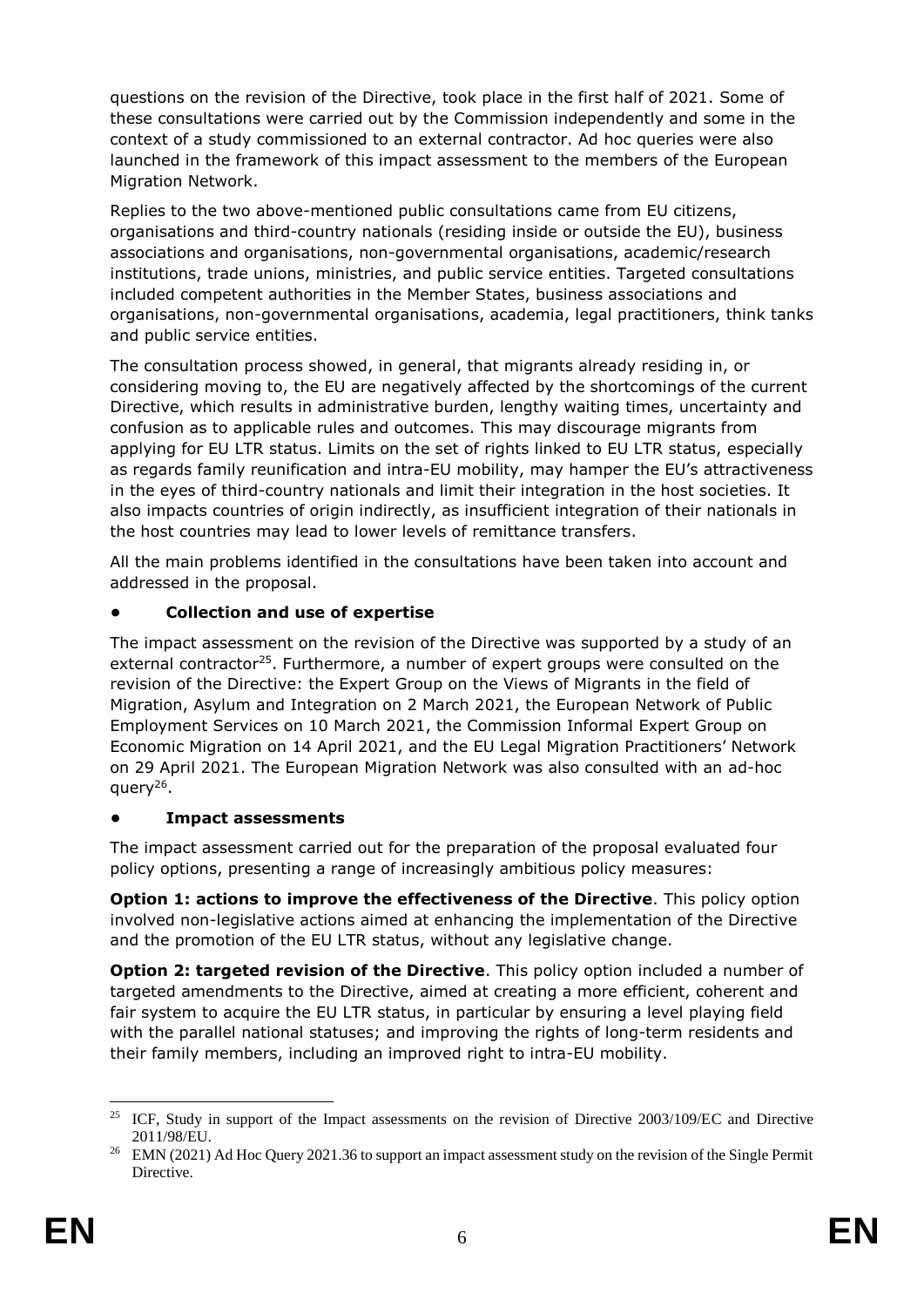questions on the revision of the Directive, took place in the first half of 2021. Some of these consultations were carried out by the Commission independently and some in the context of a study commissioned to an external contractor. Ad hoc queries were also launched in the framework of this impact assessment to the members of the European Migration Network.

Replies to the two above-mentioned public consultations came from EU citizens, organisations and third-country nationals (residing inside or outside the EU), business associations and organisations, non-governmental organisations, academic/research institutions, trade unions, ministries, and public service entities. Targeted consultations included competent authorities in the Member States, business associations and organisations, non-governmental organisations, academia, legal practitioners, think tanks and public service entities.

The consultation process showed, in general, that migrants already residing in, or considering moving to, the EU are negatively affected by the shortcomings of the current Directive, which results in administrative burden, lengthy waiting times, uncertainty and confusion as to applicable rules and outcomes. This may discourage migrants from applying for EU LTR status. Limits on the set of rights linked to EU LTR status, especially as regards family reunification and intra-EU mobility, may hamper the EU's attractiveness in the eyes of third-country nationals and limit their integration in the host societies. It also impacts countries of origin indirectly, as insufficient integration of their nationals in the host countries may lead to lower levels of remittance transfers.

All the main problems identified in the consultations have been taken into account and addressed in the proposal.

- **Collection and use of expertise**

The impact assessment on the revision of the Directive was supported by a study of an external contractor[25]. Furthermore, a number of expert groups were consulted on the revision of the Directive: the Expert Group on the Views of Migrants in the field of Migration, Asylum and Integration on 2 March 2021, the European Network of Public Employment Services on 10 March 2021, the Commission Informal Expert Group on Economic Migration on 14 April 2021, and the EU Legal Migration Practitioners' Network on 29 April 2021. The European Migration Network was also consulted with an ad-hoc query[26].

- **Impact assessments**

The impact assessment carried out for the preparation of the proposal evaluated four policy options, presenting a range of increasingly ambitious policy measures:

**Option 1: actions to improve the effectiveness of the Directive**. This policy option involved non-legislative actions aimed at enhancing the implementation of the Directive and the promotion of the EU LTR status, without any legislative change.

**Option 2: targeted revision of the Directive**. This policy option included a number of targeted amendments to the Directive, aimed at creating a more efficient, coherent and fair system to acquire the EU LTR status, in particular by ensuring a level playing field with the parallel national statuses; and improving the rights of long-term residents and their family members, including an improved right to intra-EU mobility.

---

[25] ICF, Study in support of the Impact assessments on the revision of Directive 2003/109/EC and Directive 2011/98/EU.

[26] EMN (2021) Ad Hoc Query 2021.36 to support an impact assessment study on the revision of the Single Permit Directive.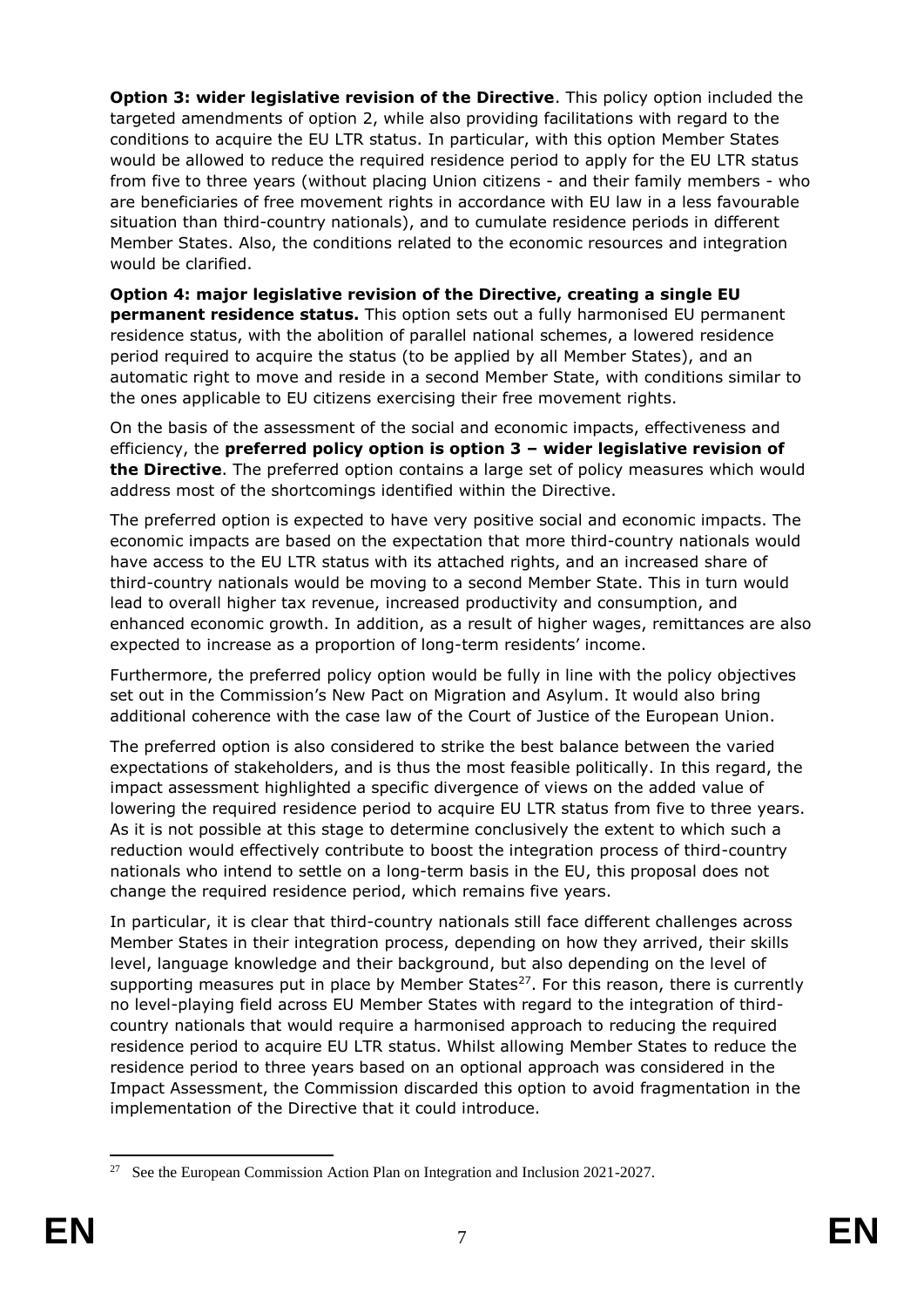**Option 3: wider legislative revision of the Directive**. This policy option included the targeted amendments of option 2, while also providing facilitations with regard to the conditions to acquire the EU LTR status. In particular, with this option Member States would be allowed to reduce the required residence period to apply for the EU LTR status from five to three years (without placing Union citizens - and their family members - who are beneficiaries of free movement rights in accordance with EU law in a less favourable situation than third-country nationals), and to cumulate residence periods in different Member States. Also, the conditions related to the economic resources and integration would be clarified.

**Option 4: major legislative revision of the Directive, creating a single EU permanent residence status.** This option sets out a fully harmonised EU permanent residence status, with the abolition of parallel national schemes, a lowered residence period required to acquire the status (to be applied by all Member States), and an automatic right to move and reside in a second Member State, with conditions similar to the ones applicable to EU citizens exercising their free movement rights.

On the basis of the assessment of the social and economic impacts, effectiveness and efficiency, the **preferred policy option is option 3 – wider legislative revision of the Directive**. The preferred option contains a large set of policy measures which would address most of the shortcomings identified within the Directive.

The preferred option is expected to have very positive social and economic impacts. The economic impacts are based on the expectation that more third-country nationals would have access to the EU LTR status with its attached rights, and an increased share of third-country nationals would be moving to a second Member State. This in turn would lead to overall higher tax revenue, increased productivity and consumption, and enhanced economic growth. In addition, as a result of higher wages, remittances are also expected to increase as a proportion of long-term residents' income.

Furthermore, the preferred policy option would be fully in line with the policy objectives set out in the Commission's New Pact on Migration and Asylum. It would also bring additional coherence with the case law of the Court of Justice of the European Union.

The preferred option is also considered to strike the best balance between the varied expectations of stakeholders, and is thus the most feasible politically. In this regard, the impact assessment highlighted a specific divergence of views on the added value of lowering the required residence period to acquire EU LTR status from five to three years. As it is not possible at this stage to determine conclusively the extent to which such a reduction would effectively contribute to boost the integration process of third-country nationals who intend to settle on a long-term basis in the EU, this proposal does not change the required residence period, which remains five years.

In particular, it is clear that third-country nationals still face different challenges across Member States in their integration process, depending on how they arrived, their skills level, language knowledge and their background, but also depending on the level of supporting measures put in place by Member States[27]. For this reason, there is currently no level-playing field across EU Member States with regard to the integration of third-country nationals that would require a harmonised approach to reducing the required residence period to acquire EU LTR status. Whilst allowing Member States to reduce the residence period to three years based on an optional approach was considered in the Impact Assessment, the Commission discarded this option to avoid fragmentation in the implementation of the Directive that it could introduce.

[27] See the European Commission Action Plan on Integration and Inclusion 2021-2027.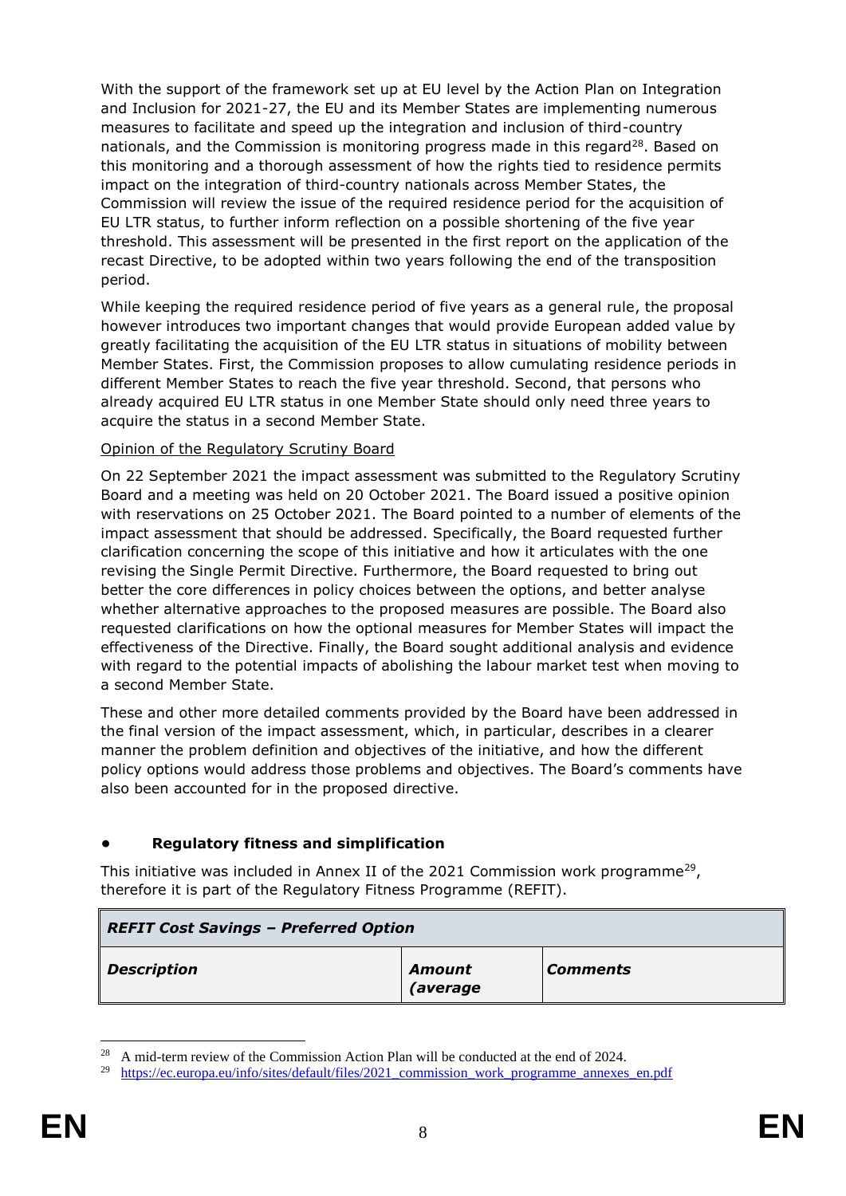With the support of the framework set up at EU level by the Action Plan on Integration and Inclusion for 2021-27, the EU and its Member States are implementing numerous measures to facilitate and speed up the integration and inclusion of third-country nationals, and the Commission is monitoring progress made in this regard[28]. Based on this monitoring and a thorough assessment of how the rights tied to residence permits impact on the integration of third-country nationals across Member States, the Commission will review the issue of the required residence period for the acquisition of EU LTR status, to further inform reflection on a possible shortening of the five year threshold. This assessment will be presented in the first report on the application of the recast Directive, to be adopted within two years following the end of the transposition period.

While keeping the required residence period of five years as a general rule, the proposal however introduces two important changes that would provide European added value by greatly facilitating the acquisition of the EU LTR status in situations of mobility between Member States. First, the Commission proposes to allow cumulating residence periods in different Member States to reach the five year threshold. Second, that persons who already acquired EU LTR status in one Member State should only need three years to acquire the status in a second Member State.

Opinion of the Regulatory Scrutiny Board

On 22 September 2021 the impact assessment was submitted to the Regulatory Scrutiny Board and a meeting was held on 20 October 2021. The Board issued a positive opinion with reservations on 25 October 2021. The Board pointed to a number of elements of the impact assessment that should be addressed. Specifically, the Board requested further clarification concerning the scope of this initiative and how it articulates with the one revising the Single Permit Directive. Furthermore, the Board requested to bring out better the core differences in policy choices between the options, and better analyse whether alternative approaches to the proposed measures are possible. The Board also requested clarifications on how the optional measures for Member States will impact the effectiveness of the Directive. Finally, the Board sought additional analysis and evidence with regard to the potential impacts of abolishing the labour market test when moving to a second Member State.

These and other more detailed comments provided by the Board have been addressed in the final version of the impact assessment, which, in particular, describes in a clearer manner the problem definition and objectives of the initiative, and how the different policy options would address those problems and objectives. The Board's comments have also been accounted for in the proposed directive.

- **Regulatory fitness and simplification**

This initiative was included in Annex II of the 2021 Commission work programme[29], therefore it is part of the Regulatory Fitness Programme (REFIT).

| ***REFIT Cost Savings – Preferred Option*** | | |
|---|---|---|
| ***Description*** | ***Amount (average*** | ***Comments*** |

[28] A mid-term review of the Commission Action Plan will be conducted at the end of 2024.

[29] https://ec.europa.eu/info/sites/default/files/2021_commission_work_programme_annexes_en.pdf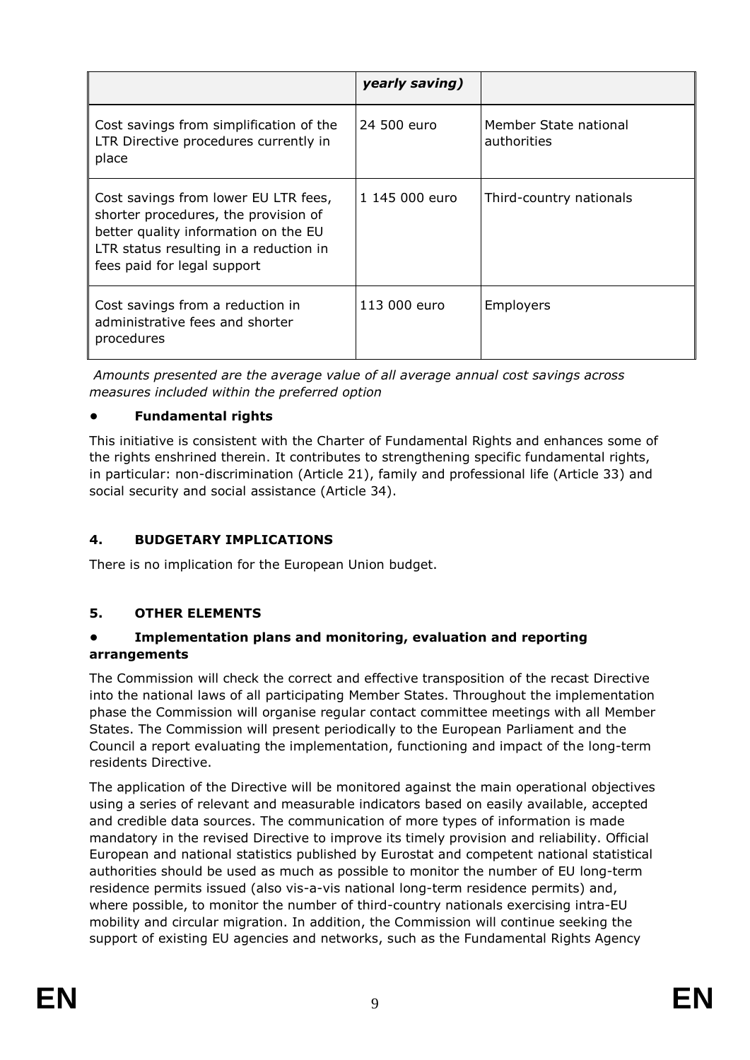| | *yearly saving)* | |
|---|---|---|
| Cost savings from simplification of the LTR Directive procedures currently in place | 24 500 euro | Member State national authorities |
| Cost savings from lower EU LTR fees, shorter procedures, the provision of better quality information on the EU LTR status resulting in a reduction in fees paid for legal support | 1 145 000 euro | Third-country nationals |
| Cost savings from a reduction in administrative fees and shorter procedures | 113 000 euro | Employers |

*Amounts presented are the average value of all average annual cost savings across measures included within the preferred option*

- **Fundamental rights**

This initiative is consistent with the Charter of Fundamental Rights and enhances some of the rights enshrined therein. It contributes to strengthening specific fundamental rights, in particular: non-discrimination (Article 21), family and professional life (Article 33) and social security and social assistance (Article 34).

## 4. BUDGETARY IMPLICATIONS

There is no implication for the European Union budget.

## 5. OTHER ELEMENTS

- **Implementation plans and monitoring, evaluation and reporting arrangements**

The Commission will check the correct and effective transposition of the recast Directive into the national laws of all participating Member States. Throughout the implementation phase the Commission will organise regular contact committee meetings with all Member States. The Commission will present periodically to the European Parliament and the Council a report evaluating the implementation, functioning and impact of the long-term residents Directive.

The application of the Directive will be monitored against the main operational objectives using a series of relevant and measurable indicators based on easily available, accepted and credible data sources. The communication of more types of information is made mandatory in the revised Directive to improve its timely provision and reliability. Official European and national statistics published by Eurostat and competent national statistical authorities should be used as much as possible to monitor the number of EU long-term residence permits issued (also vis-a-vis national long-term residence permits) and, where possible, to monitor the number of third-country nationals exercising intra-EU mobility and circular migration. In addition, the Commission will continue seeking the support of existing EU agencies and networks, such as the Fundamental Rights Agency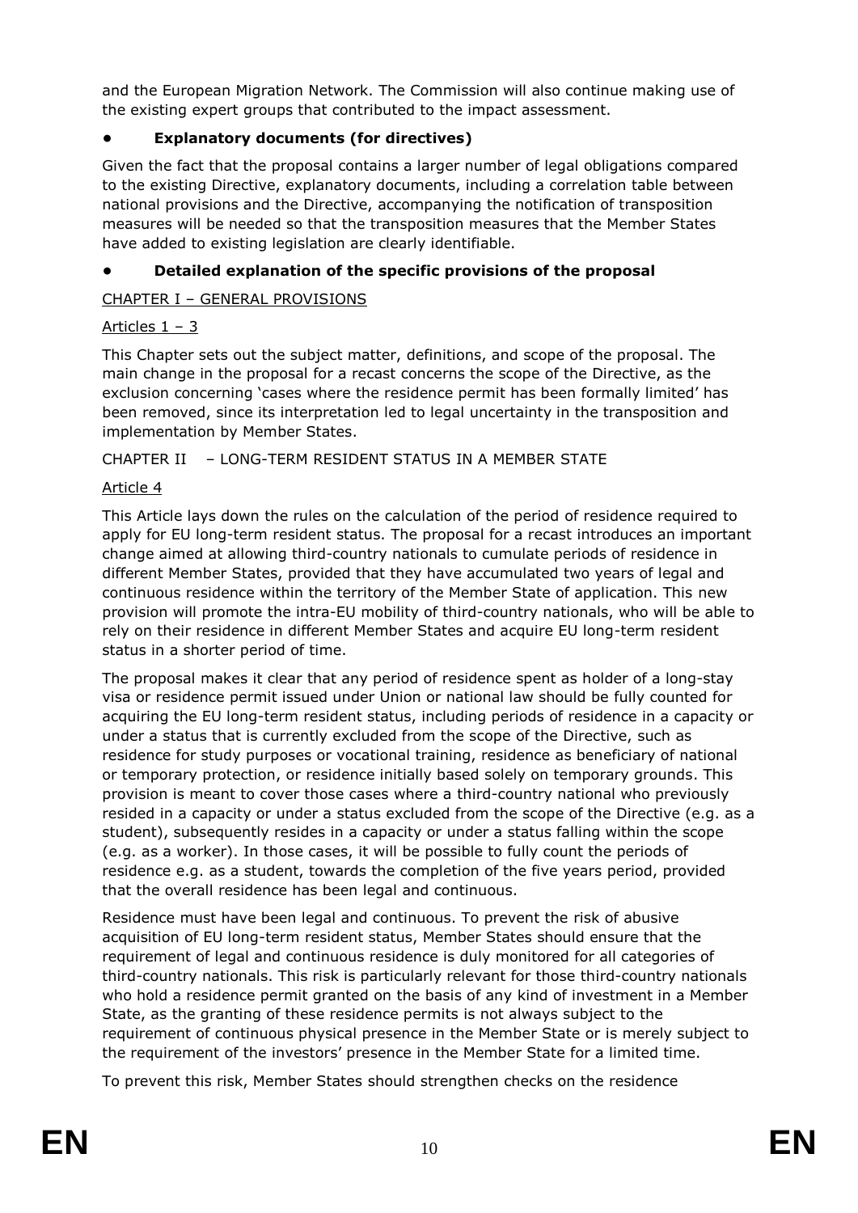and the European Migration Network. The Commission will also continue making use of the existing expert groups that contributed to the impact assessment.

- **Explanatory documents (for directives)**

Given the fact that the proposal contains a larger number of legal obligations compared to the existing Directive, explanatory documents, including a correlation table between national provisions and the Directive, accompanying the notification of transposition measures will be needed so that the transposition measures that the Member States have added to existing legislation are clearly identifiable.

- **Detailed explanation of the specific provisions of the proposal**

<u>CHAPTER I – GENERAL PROVISIONS</u>

<u>Articles 1 – 3</u>

This Chapter sets out the subject matter, definitions, and scope of the proposal. The main change in the proposal for a recast concerns the scope of the Directive, as the exclusion concerning 'cases where the residence permit has been formally limited' has been removed, since its interpretation led to legal uncertainty in the transposition and implementation by Member States.

CHAPTER II – LONG-TERM RESIDENT STATUS IN A MEMBER STATE

<u>Article 4</u>

This Article lays down the rules on the calculation of the period of residence required to apply for EU long-term resident status. The proposal for a recast introduces an important change aimed at allowing third-country nationals to cumulate periods of residence in different Member States, provided that they have accumulated two years of legal and continuous residence within the territory of the Member State of application. This new provision will promote the intra-EU mobility of third-country nationals, who will be able to rely on their residence in different Member States and acquire EU long-term resident status in a shorter period of time.

The proposal makes it clear that any period of residence spent as holder of a long-stay visa or residence permit issued under Union or national law should be fully counted for acquiring the EU long-term resident status, including periods of residence in a capacity or under a status that is currently excluded from the scope of the Directive, such as residence for study purposes or vocational training, residence as beneficiary of national or temporary protection, or residence initially based solely on temporary grounds. This provision is meant to cover those cases where a third-country national who previously resided in a capacity or under a status excluded from the scope of the Directive (e.g. as a student), subsequently resides in a capacity or under a status falling within the scope (e.g. as a worker). In those cases, it will be possible to fully count the periods of residence e.g. as a student, towards the completion of the five years period, provided that the overall residence has been legal and continuous.

Residence must have been legal and continuous. To prevent the risk of abusive acquisition of EU long-term resident status, Member States should ensure that the requirement of legal and continuous residence is duly monitored for all categories of third-country nationals. This risk is particularly relevant for those third-country nationals who hold a residence permit granted on the basis of any kind of investment in a Member State, as the granting of these residence permits is not always subject to the requirement of continuous physical presence in the Member State or is merely subject to the requirement of the investors' presence in the Member State for a limited time.

To prevent this risk, Member States should strengthen checks on the residence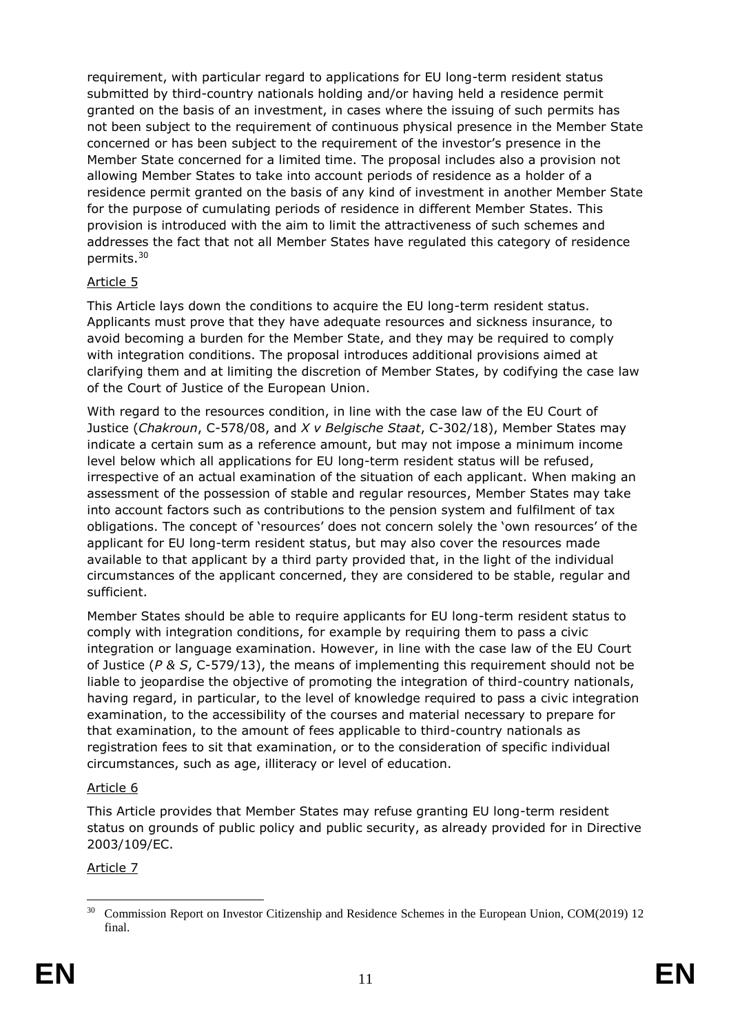requirement, with particular regard to applications for EU long-term resident status submitted by third-country nationals holding and/or having held a residence permit granted on the basis of an investment, in cases where the issuing of such permits has not been subject to the requirement of continuous physical presence in the Member State concerned or has been subject to the requirement of the investor's presence in the Member State concerned for a limited time. The proposal includes also a provision not allowing Member States to take into account periods of residence as a holder of a residence permit granted on the basis of any kind of investment in another Member State for the purpose of cumulating periods of residence in different Member States. This provision is introduced with the aim to limit the attractiveness of such schemes and addresses the fact that not all Member States have regulated this category of residence permits.[30]

Article 5

This Article lays down the conditions to acquire the EU long-term resident status. Applicants must prove that they have adequate resources and sickness insurance, to avoid becoming a burden for the Member State, and they may be required to comply with integration conditions. The proposal introduces additional provisions aimed at clarifying them and at limiting the discretion of Member States, by codifying the case law of the Court of Justice of the European Union.

With regard to the resources condition, in line with the case law of the EU Court of Justice (*Chakroun*, C-578/08, and *X v Belgische Staat*, C-302/18), Member States may indicate a certain sum as a reference amount, but may not impose a minimum income level below which all applications for EU long-term resident status will be refused, irrespective of an actual examination of the situation of each applicant. When making an assessment of the possession of stable and regular resources, Member States may take into account factors such as contributions to the pension system and fulfilment of tax obligations. The concept of 'resources' does not concern solely the 'own resources' of the applicant for EU long-term resident status, but may also cover the resources made available to that applicant by a third party provided that, in the light of the individual circumstances of the applicant concerned, they are considered to be stable, regular and sufficient.

Member States should be able to require applicants for EU long-term resident status to comply with integration conditions, for example by requiring them to pass a civic integration or language examination. However, in line with the case law of the EU Court of Justice (*P & S*, C-579/13), the means of implementing this requirement should not be liable to jeopardise the objective of promoting the integration of third-country nationals, having regard, in particular, to the level of knowledge required to pass a civic integration examination, to the accessibility of the courses and material necessary to prepare for that examination, to the amount of fees applicable to third-country nationals as registration fees to sit that examination, or to the consideration of specific individual circumstances, such as age, illiteracy or level of education.

Article 6

This Article provides that Member States may refuse granting EU long-term resident status on grounds of public policy and public security, as already provided for in Directive 2003/109/EC.

Article 7

[30] Commission Report on Investor Citizenship and Residence Schemes in the European Union, COM(2019) 12 final.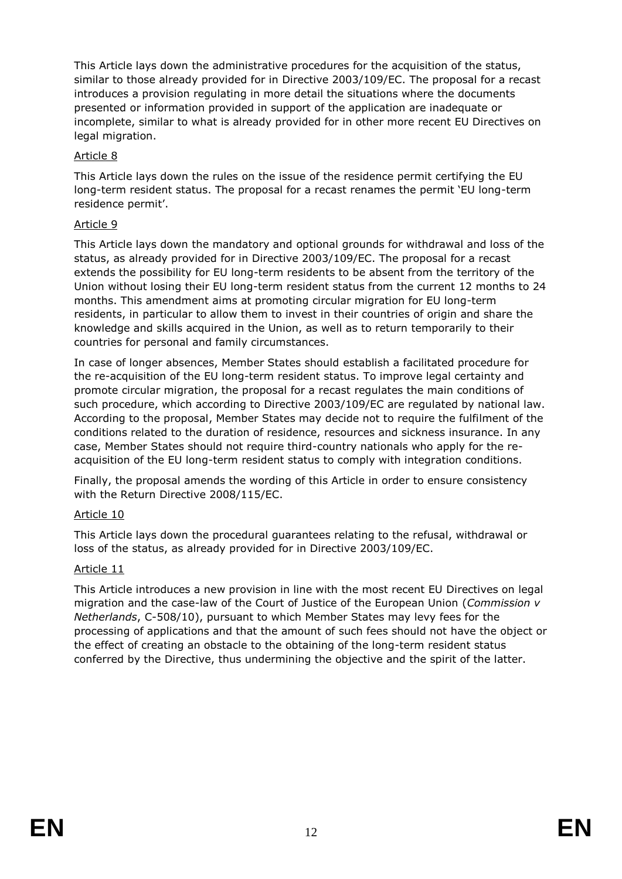This Article lays down the administrative procedures for the acquisition of the status, similar to those already provided for in Directive 2003/109/EC. The proposal for a recast introduces a provision regulating in more detail the situations where the documents presented or information provided in support of the application are inadequate or incomplete, similar to what is already provided for in other more recent EU Directives on legal migration.

Article 8

This Article lays down the rules on the issue of the residence permit certifying the EU long-term resident status. The proposal for a recast renames the permit 'EU long-term residence permit'.

Article 9

This Article lays down the mandatory and optional grounds for withdrawal and loss of the status, as already provided for in Directive 2003/109/EC. The proposal for a recast extends the possibility for EU long-term residents to be absent from the territory of the Union without losing their EU long-term resident status from the current 12 months to 24 months. This amendment aims at promoting circular migration for EU long-term residents, in particular to allow them to invest in their countries of origin and share the knowledge and skills acquired in the Union, as well as to return temporarily to their countries for personal and family circumstances.

In case of longer absences, Member States should establish a facilitated procedure for the re-acquisition of the EU long-term resident status. To improve legal certainty and promote circular migration, the proposal for a recast regulates the main conditions of such procedure, which according to Directive 2003/109/EC are regulated by national law. According to the proposal, Member States may decide not to require the fulfilment of the conditions related to the duration of residence, resources and sickness insurance. In any case, Member States should not require third-country nationals who apply for the re-acquisition of the EU long-term resident status to comply with integration conditions.

Finally, the proposal amends the wording of this Article in order to ensure consistency with the Return Directive 2008/115/EC.

Article 10

This Article lays down the procedural guarantees relating to the refusal, withdrawal or loss of the status, as already provided for in Directive 2003/109/EC.

Article 11

This Article introduces a new provision in line with the most recent EU Directives on legal migration and the case-law of the Court of Justice of the European Union (*Commission v Netherlands*, C-508/10), pursuant to which Member States may levy fees for the processing of applications and that the amount of such fees should not have the object or the effect of creating an obstacle to the obtaining of the long-term resident status conferred by the Directive, thus undermining the objective and the spirit of the latter.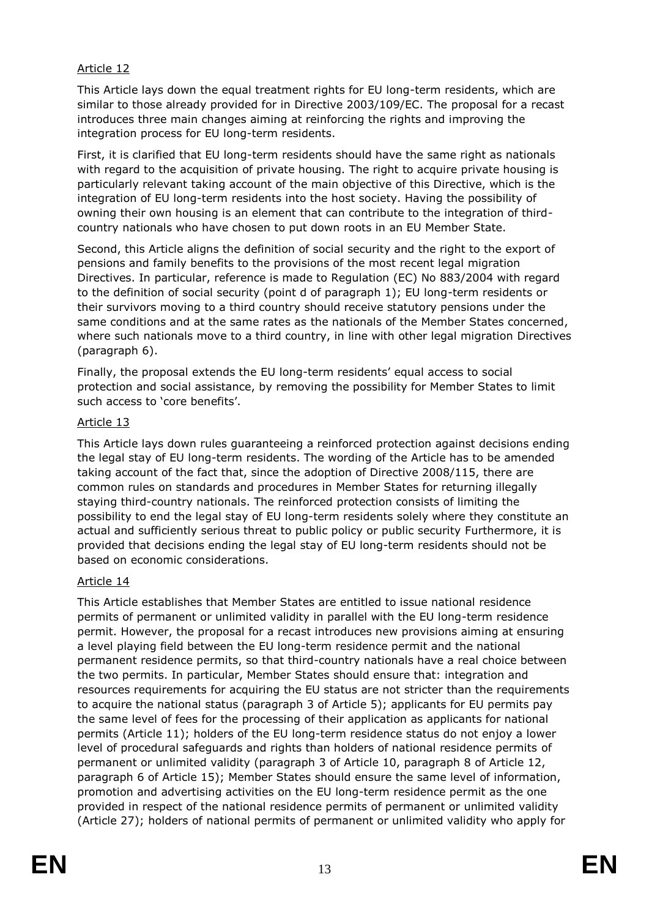Article 12

This Article lays down the equal treatment rights for EU long-term residents, which are similar to those already provided for in Directive 2003/109/EC. The proposal for a recast introduces three main changes aiming at reinforcing the rights and improving the integration process for EU long-term residents.

First, it is clarified that EU long-term residents should have the same right as nationals with regard to the acquisition of private housing. The right to acquire private housing is particularly relevant taking account of the main objective of this Directive, which is the integration of EU long-term residents into the host society. Having the possibility of owning their own housing is an element that can contribute to the integration of third-country nationals who have chosen to put down roots in an EU Member State.

Second, this Article aligns the definition of social security and the right to the export of pensions and family benefits to the provisions of the most recent legal migration Directives. In particular, reference is made to Regulation (EC) No 883/2004 with regard to the definition of social security (point d of paragraph 1); EU long-term residents or their survivors moving to a third country should receive statutory pensions under the same conditions and at the same rates as the nationals of the Member States concerned, where such nationals move to a third country, in line with other legal migration Directives (paragraph 6).

Finally, the proposal extends the EU long-term residents' equal access to social protection and social assistance, by removing the possibility for Member States to limit such access to 'core benefits'.

Article 13

This Article lays down rules guaranteeing a reinforced protection against decisions ending the legal stay of EU long-term residents. The wording of the Article has to be amended taking account of the fact that, since the adoption of Directive 2008/115, there are common rules on standards and procedures in Member States for returning illegally staying third-country nationals. The reinforced protection consists of limiting the possibility to end the legal stay of EU long-term residents solely where they constitute an actual and sufficiently serious threat to public policy or public security Furthermore, it is provided that decisions ending the legal stay of EU long-term residents should not be based on economic considerations.

Article 14

This Article establishes that Member States are entitled to issue national residence permits of permanent or unlimited validity in parallel with the EU long-term residence permit. However, the proposal for a recast introduces new provisions aiming at ensuring a level playing field between the EU long-term residence permit and the national permanent residence permits, so that third-country nationals have a real choice between the two permits. In particular, Member States should ensure that: integration and resources requirements for acquiring the EU status are not stricter than the requirements to acquire the national status (paragraph 3 of Article 5); applicants for EU permits pay the same level of fees for the processing of their application as applicants for national permits (Article 11); holders of the EU long-term residence status do not enjoy a lower level of procedural safeguards and rights than holders of national residence permits of permanent or unlimited validity (paragraph 3 of Article 10, paragraph 8 of Article 12, paragraph 6 of Article 15); Member States should ensure the same level of information, promotion and advertising activities on the EU long-term residence permit as the one provided in respect of the national residence permits of permanent or unlimited validity (Article 27); holders of national permits of permanent or unlimited validity who apply for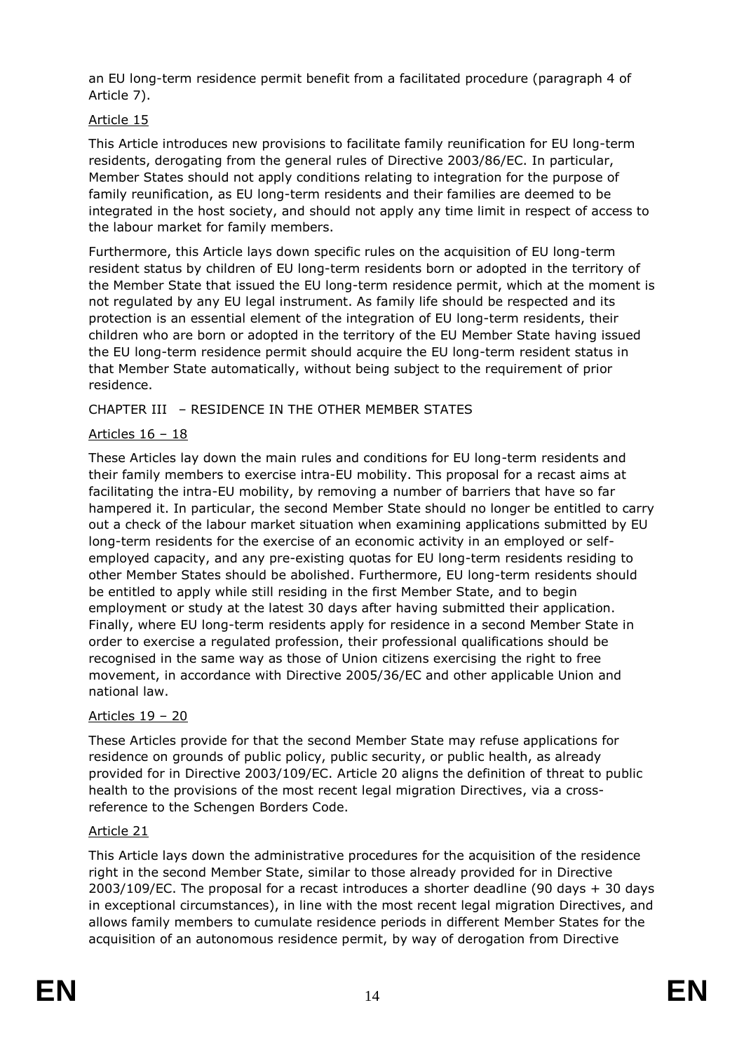an EU long-term residence permit benefit from a facilitated procedure (paragraph 4 of Article 7).

Article 15

This Article introduces new provisions to facilitate family reunification for EU long-term residents, derogating from the general rules of Directive 2003/86/EC. In particular, Member States should not apply conditions relating to integration for the purpose of family reunification, as EU long-term residents and their families are deemed to be integrated in the host society, and should not apply any time limit in respect of access to the labour market for family members.

Furthermore, this Article lays down specific rules on the acquisition of EU long-term resident status by children of EU long-term residents born or adopted in the territory of the Member State that issued the EU long-term residence permit, which at the moment is not regulated by any EU legal instrument. As family life should be respected and its protection is an essential element of the integration of EU long-term residents, their children who are born or adopted in the territory of the EU Member State having issued the EU long-term residence permit should acquire the EU long-term resident status in that Member State automatically, without being subject to the requirement of prior residence.

CHAPTER III – RESIDENCE IN THE OTHER MEMBER STATES

Articles 16 – 18

These Articles lay down the main rules and conditions for EU long-term residents and their family members to exercise intra-EU mobility. This proposal for a recast aims at facilitating the intra-EU mobility, by removing a number of barriers that have so far hampered it. In particular, the second Member State should no longer be entitled to carry out a check of the labour market situation when examining applications submitted by EU long-term residents for the exercise of an economic activity in an employed or self-employed capacity, and any pre-existing quotas for EU long-term residents residing to other Member States should be abolished. Furthermore, EU long-term residents should be entitled to apply while still residing in the first Member State, and to begin employment or study at the latest 30 days after having submitted their application. Finally, where EU long-term residents apply for residence in a second Member State in order to exercise a regulated profession, their professional qualifications should be recognised in the same way as those of Union citizens exercising the right to free movement, in accordance with Directive 2005/36/EC and other applicable Union and national law.

Articles 19 – 20

These Articles provide for that the second Member State may refuse applications for residence on grounds of public policy, public security, or public health, as already provided for in Directive 2003/109/EC. Article 20 aligns the definition of threat to public health to the provisions of the most recent legal migration Directives, via a cross-reference to the Schengen Borders Code.

Article 21

This Article lays down the administrative procedures for the acquisition of the residence right in the second Member State, similar to those already provided for in Directive 2003/109/EC. The proposal for a recast introduces a shorter deadline (90 days + 30 days in exceptional circumstances), in line with the most recent legal migration Directives, and allows family members to cumulate residence periods in different Member States for the acquisition of an autonomous residence permit, by way of derogation from Directive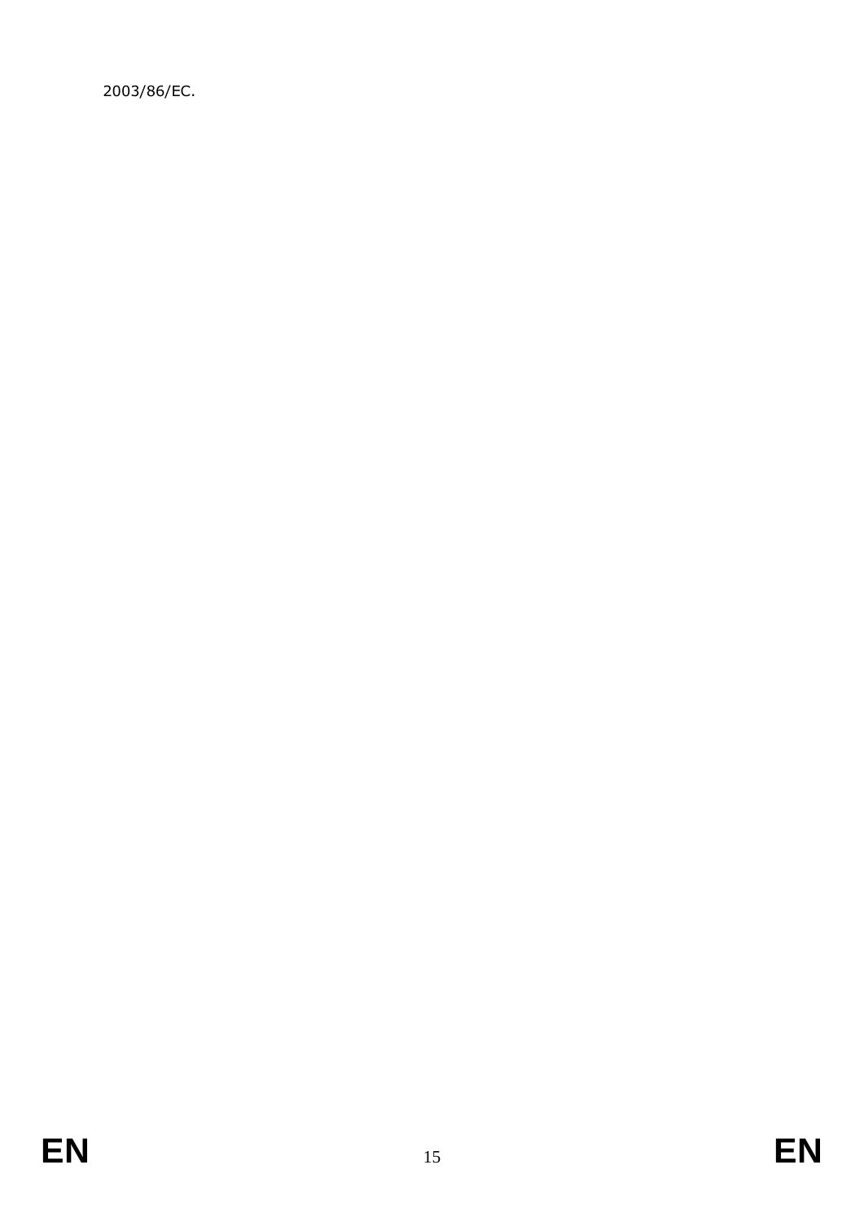2003/86/EC.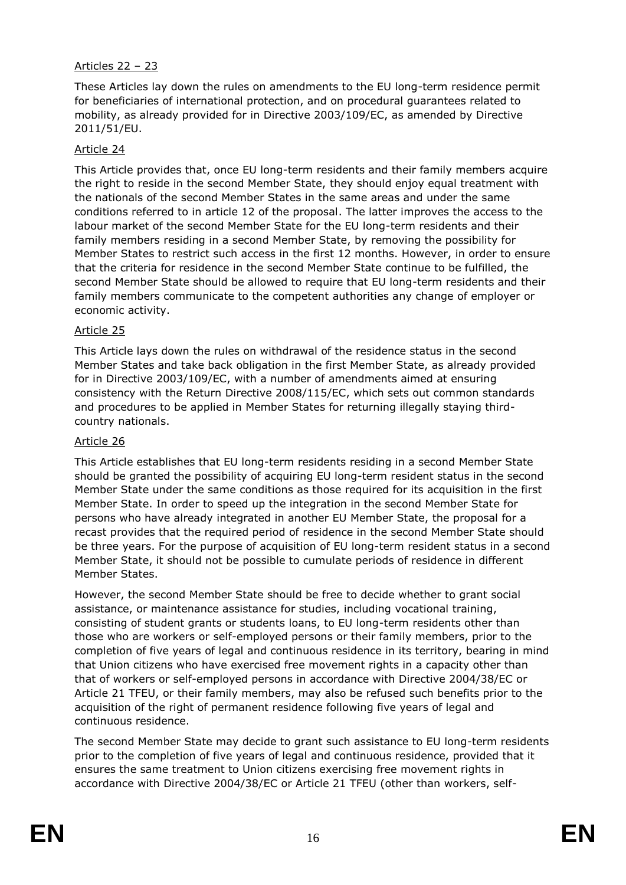Articles 22 – 23

These Articles lay down the rules on amendments to the EU long-term residence permit for beneficiaries of international protection, and on procedural guarantees related to mobility, as already provided for in Directive 2003/109/EC, as amended by Directive 2011/51/EU.

Article 24

This Article provides that, once EU long-term residents and their family members acquire the right to reside in the second Member State, they should enjoy equal treatment with the nationals of the second Member States in the same areas and under the same conditions referred to in article 12 of the proposal. The latter improves the access to the labour market of the second Member State for the EU long-term residents and their family members residing in a second Member State, by removing the possibility for Member States to restrict such access in the first 12 months. However, in order to ensure that the criteria for residence in the second Member State continue to be fulfilled, the second Member State should be allowed to require that EU long-term residents and their family members communicate to the competent authorities any change of employer or economic activity.

Article 25

This Article lays down the rules on withdrawal of the residence status in the second Member States and take back obligation in the first Member State, as already provided for in Directive 2003/109/EC, with a number of amendments aimed at ensuring consistency with the Return Directive 2008/115/EC, which sets out common standards and procedures to be applied in Member States for returning illegally staying third-country nationals.

Article 26

This Article establishes that EU long-term residents residing in a second Member State should be granted the possibility of acquiring EU long-term resident status in the second Member State under the same conditions as those required for its acquisition in the first Member State. In order to speed up the integration in the second Member State for persons who have already integrated in another EU Member State, the proposal for a recast provides that the required period of residence in the second Member State should be three years. For the purpose of acquisition of EU long-term resident status in a second Member State, it should not be possible to cumulate periods of residence in different Member States.

However, the second Member State should be free to decide whether to grant social assistance, or maintenance assistance for studies, including vocational training, consisting of student grants or students loans, to EU long-term residents other than those who are workers or self-employed persons or their family members, prior to the completion of five years of legal and continuous residence in its territory, bearing in mind that Union citizens who have exercised free movement rights in a capacity other than that of workers or self-employed persons in accordance with Directive 2004/38/EC or Article 21 TFEU, or their family members, may also be refused such benefits prior to the acquisition of the right of permanent residence following five years of legal and continuous residence.

The second Member State may decide to grant such assistance to EU long-term residents prior to the completion of five years of legal and continuous residence, provided that it ensures the same treatment to Union citizens exercising free movement rights in accordance with Directive 2004/38/EC or Article 21 TFEU (other than workers, self-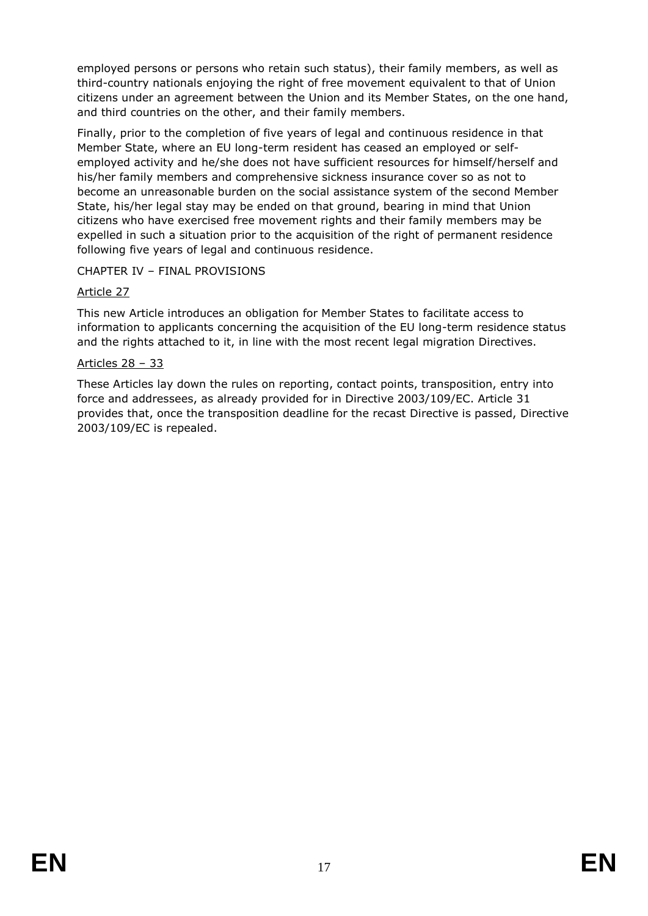employed persons or persons who retain such status), their family members, as well as third-country nationals enjoying the right of free movement equivalent to that of Union citizens under an agreement between the Union and its Member States, on the one hand, and third countries on the other, and their family members.

Finally, prior to the completion of five years of legal and continuous residence in that Member State, where an EU long-term resident has ceased an employed or self-employed activity and he/she does not have sufficient resources for himself/herself and his/her family members and comprehensive sickness insurance cover so as not to become an unreasonable burden on the social assistance system of the second Member State, his/her legal stay may be ended on that ground, bearing in mind that Union citizens who have exercised free movement rights and their family members may be expelled in such a situation prior to the acquisition of the right of permanent residence following five years of legal and continuous residence.

CHAPTER IV – FINAL PROVISIONS

Article 27

This new Article introduces an obligation for Member States to facilitate access to information to applicants concerning the acquisition of the EU long-term residence status and the rights attached to it, in line with the most recent legal migration Directives.

Articles 28 – 33

These Articles lay down the rules on reporting, contact points, transposition, entry into force and addressees, as already provided for in Directive 2003/109/EC. Article 31 provides that, once the transposition deadline for the recast Directive is passed, Directive 2003/109/EC is repealed.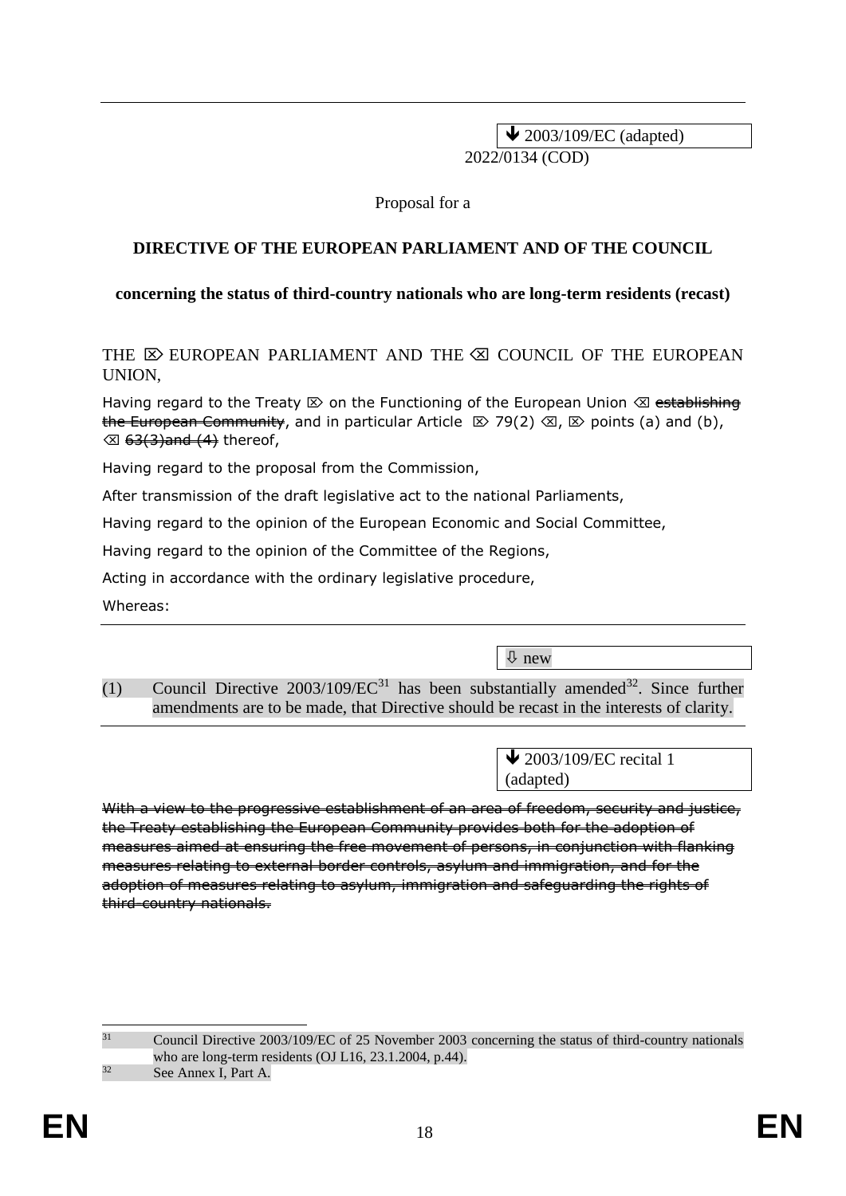↓ 2003/109/EC (adapted)

2022/0134 (COD)

Proposal for a

**DIRECTIVE OF THE EUROPEAN PARLIAMENT AND OF THE COUNCIL**

**concerning the status of third-country nationals who are long-term residents (recast)**

THE ⌦ EUROPEAN PARLIAMENT AND THE ⌫ COUNCIL OF THE EUROPEAN UNION,

Having regard to the Treaty ⌦ on the Functioning of the European Union ⌫ ~~establishing the European Community~~, and in particular Article ⌦ 79(2) ⌫, ⌦ points (a) and (b), ⌫ ~~63(3)and (4)~~ thereof,

Having regard to the proposal from the Commission,

After transmission of the draft legislative act to the national Parliaments,

Having regard to the opinion of the European Economic and Social Committee,

Having regard to the opinion of the Committee of the Regions,

Acting in accordance with the ordinary legislative procedure,

Whereas:

---

⇩ new

(1) Council Directive 2003/109/EC[31] has been substantially amended[32]. Since further amendments are to be made, that Directive should be recast in the interests of clarity.

---

↓ 2003/109/EC recital 1 (adapted)

~~With a view to the progressive establishment of an area of freedom, security and justice, the Treaty establishing the European Community provides both for the adoption of measures aimed at ensuring the free movement of persons, in conjunction with flanking measures relating to external border controls, asylum and immigration, and for the adoption of measures relating to asylum, immigration and safeguarding the rights of third-country nationals.~~

---

[31] Council Directive 2003/109/EC of 25 November 2003 concerning the status of third-country nationals who are long-term residents (OJ L16, 23.1.2004, p.44).

[32] See Annex I, Part A.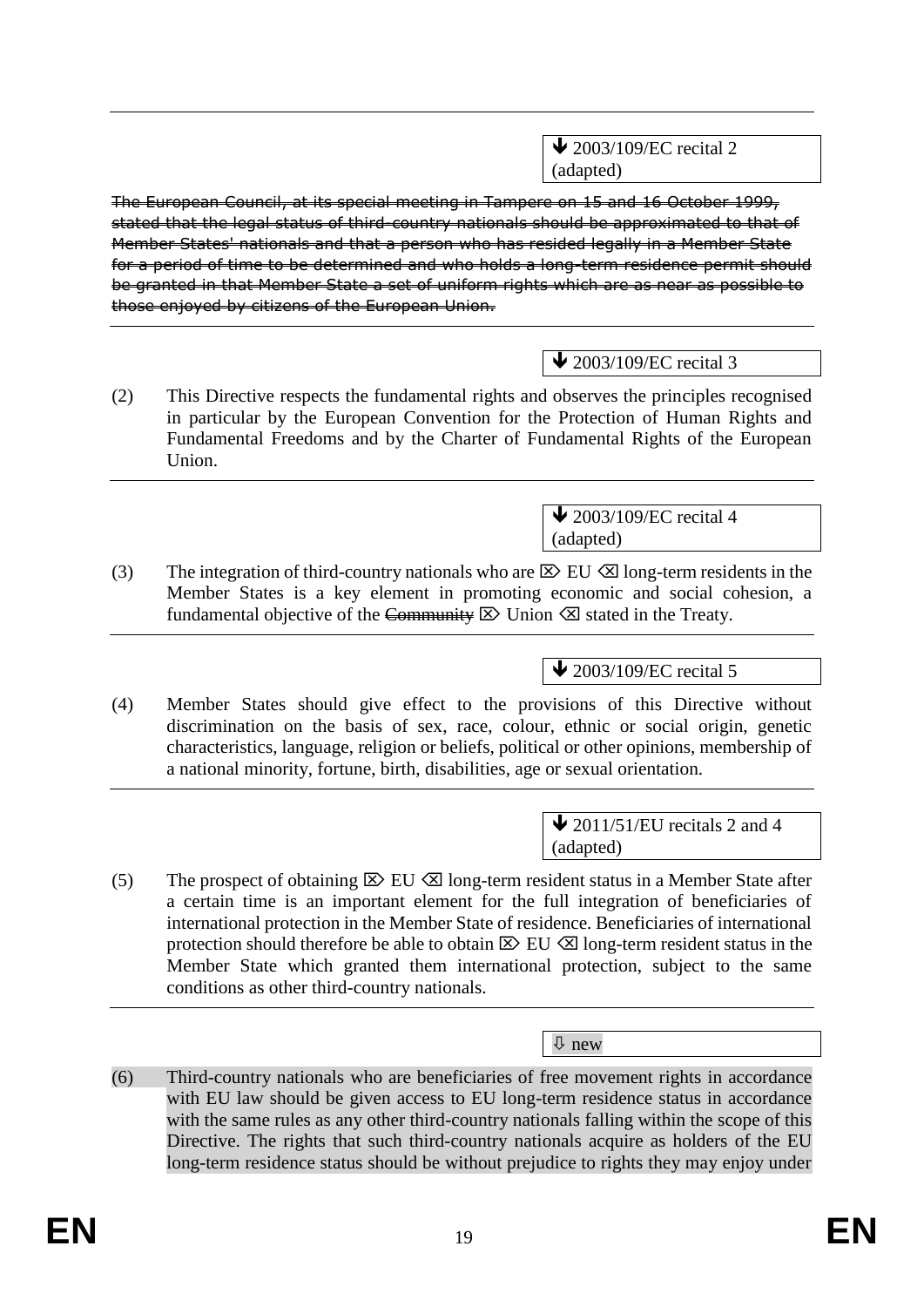↓ 2003/109/EC recital 2 (adapted)

~~The European Council, at its special meeting in Tampere on 15 and 16 October 1999, stated that the legal status of third-country nationals should be approximated to that of Member States' nationals and that a person who has resided legally in a Member State for a period of time to be determined and who holds a long-term residence permit should be granted in that Member State a set of uniform rights which are as near as possible to those enjoyed by citizens of the European Union.~~

↓ 2003/109/EC recital 3

(2) This Directive respects the fundamental rights and observes the principles recognised in particular by the European Convention for the Protection of Human Rights and Fundamental Freedoms and by the Charter of Fundamental Rights of the European Union.

↓ 2003/109/EC recital 4 (adapted)

(3) The integration of third-country nationals who are ⌦ EU ⌫ long-term residents in the Member States is a key element in promoting economic and social cohesion, a fundamental objective of the ~~Community~~ ⌦ Union ⌫ stated in the Treaty.

↓ 2003/109/EC recital 5

(4) Member States should give effect to the provisions of this Directive without discrimination on the basis of sex, race, colour, ethnic or social origin, genetic characteristics, language, religion or beliefs, political or other opinions, membership of a national minority, fortune, birth, disabilities, age or sexual orientation.

↓ 2011/51/EU recitals 2 and 4 (adapted)

(5) The prospect of obtaining ⌦ EU ⌫ long-term resident status in a Member State after a certain time is an important element for the full integration of beneficiaries of international protection in the Member State of residence. Beneficiaries of international protection should therefore be able to obtain ⌦ EU ⌫ long-term resident status in the Member State which granted them international protection, subject to the same conditions as other third-country nationals.

⇩ new

(6) Third-country nationals who are beneficiaries of free movement rights in accordance with EU law should be given access to EU long-term residence status in accordance with the same rules as any other third-country nationals falling within the scope of this Directive. The rights that such third-country nationals acquire as holders of the EU long-term residence status should be without prejudice to rights they may enjoy under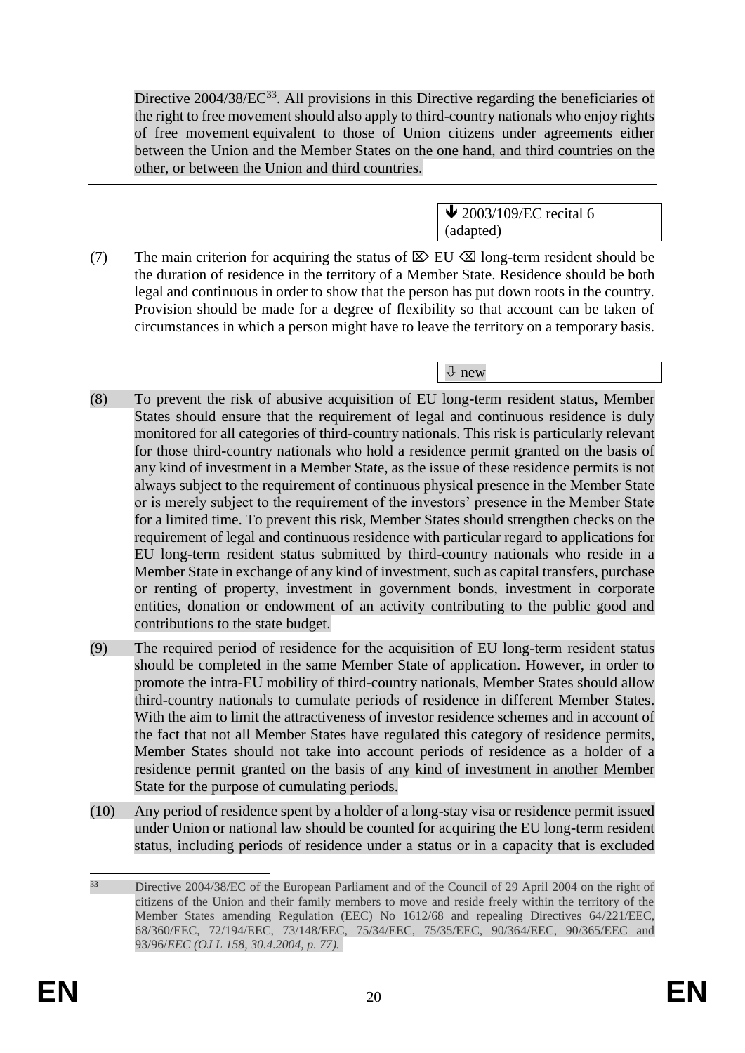Directive 2004/38/EC[33]. All provisions in this Directive regarding the beneficiaries of the right to free movement should also apply to third-country nationals who enjoy rights of free movement equivalent to those of Union citizens under agreements either between the Union and the Member States on the one hand, and third countries on the other, or between the Union and third countries.

---

↓ 2003/109/EC recital 6 (adapted)

(7) The main criterion for acquiring the status of ⌦ EU ⌫ long-term resident should be the duration of residence in the territory of a Member State. Residence should be both legal and continuous in order to show that the person has put down roots in the country. Provision should be made for a degree of flexibility so that account can be taken of circumstances in which a person might have to leave the territory on a temporary basis.

---

⇩ new

(8) To prevent the risk of abusive acquisition of EU long-term resident status, Member States should ensure that the requirement of legal and continuous residence is duly monitored for all categories of third-country nationals. This risk is particularly relevant for those third-country nationals who hold a residence permit granted on the basis of any kind of investment in a Member State, as the issue of these residence permits is not always subject to the requirement of continuous physical presence in the Member State or is merely subject to the requirement of the investors' presence in the Member State for a limited time. To prevent this risk, Member States should strengthen checks on the requirement of legal and continuous residence with particular regard to applications for EU long-term resident status submitted by third-country nationals who reside in a Member State in exchange of any kind of investment, such as capital transfers, purchase or renting of property, investment in government bonds, investment in corporate entities, donation or endowment of an activity contributing to the public good and contributions to the state budget.

(9) The required period of residence for the acquisition of EU long-term resident status should be completed in the same Member State of application. However, in order to promote the intra-EU mobility of third-country nationals, Member States should allow third-country nationals to cumulate periods of residence in different Member States. With the aim to limit the attractiveness of investor residence schemes and in account of the fact that not all Member States have regulated this category of residence permits, Member States should not take into account periods of residence as a holder of a residence permit granted on the basis of any kind of investment in another Member State for the purpose of cumulating periods.

(10) Any period of residence spent by a holder of a long-stay visa or residence permit issued under Union or national law should be counted for acquiring the EU long-term resident status, including periods of residence under a status or in a capacity that is excluded

---

[33] Directive 2004/38/EC of the European Parliament and of the Council of 29 April 2004 on the right of citizens of the Union and their family members to move and reside freely within the territory of the Member States amending Regulation (EEC) No 1612/68 and repealing Directives 64/221/EEC, 68/360/EEC, 72/194/EEC, 73/148/EEC, 75/34/EEC, 75/35/EEC, 90/364/EEC, 90/365/EEC and 93/96/*EEC (OJ L 158, 30.4.2004, p. 77).*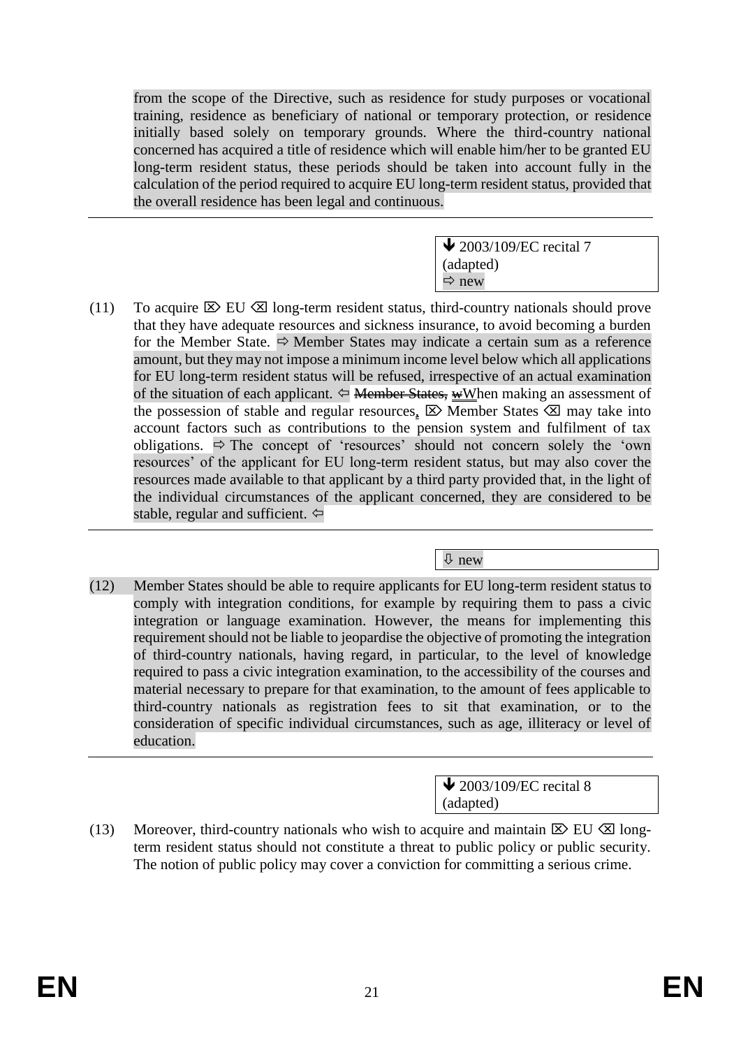from the scope of the Directive, such as residence for study purposes or vocational training, residence as beneficiary of national or temporary protection, or residence initially based solely on temporary grounds. Where the third-country national concerned has acquired a title of residence which will enable him/her to be granted EU long-term resident status, these periods should be taken into account fully in the calculation of the period required to acquire EU long-term resident status, provided that the overall residence has been legal and continuous.

---

🡻 2003/109/EC recital 7 (adapted)
⇨ new

(11) To acquire ⌦ EU ⌫ long-term resident status, third-country nationals should prove that they have adequate resources and sickness insurance, to avoid becoming a burden for the Member State. ⇨ Member States may indicate a certain sum as a reference amount, but they may not impose a minimum income level below which all applications for EU long-term resident status will be refused, irrespective of an actual examination of the situation of each applicant. ⇦ ~~Member States, w~~When making an assessment of the possession of stable and regular resources, ⌦ Member States ⌫ may take into account factors such as contributions to the pension system and fulfilment of tax obligations. ⇨ The concept of 'resources' should not concern solely the 'own resources' of the applicant for EU long-term resident status, but may also cover the resources made available to that applicant by a third party provided that, in the light of the individual circumstances of the applicant concerned, they are considered to be stable, regular and sufficient. ⇦

---

⇩ new

(12) Member States should be able to require applicants for EU long-term resident status to comply with integration conditions, for example by requiring them to pass a civic integration or language examination. However, the means for implementing this requirement should not be liable to jeopardise the objective of promoting the integration of third-country nationals, having regard, in particular, to the level of knowledge required to pass a civic integration examination, to the accessibility of the courses and material necessary to prepare for that examination, to the amount of fees applicable to third-country nationals as registration fees to sit that examination, or to the consideration of specific individual circumstances, such as age, illiteracy or level of education.

---

🡻 2003/109/EC recital 8 (adapted)

(13) Moreover, third-country nationals who wish to acquire and maintain ⌦ EU ⌫ long-term resident status should not constitute a threat to public policy or public security. The notion of public policy may cover a conviction for committing a serious crime.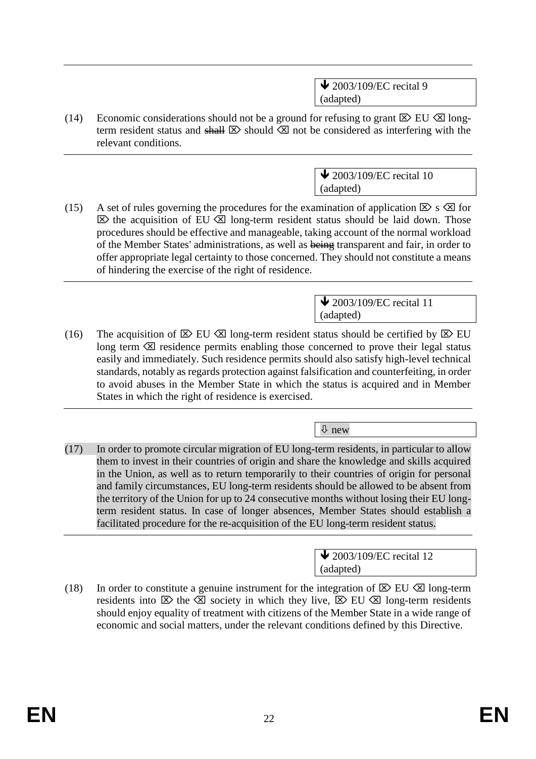↓ 2003/109/EC recital 9 (adapted)

(14) Economic considerations should not be a ground for refusing to grant ⌦ EU ⌫ long-term resident status and ~~shall~~ ⌦ should ⌫ not be considered as interfering with the relevant conditions.

↓ 2003/109/EC recital 10 (adapted)

(15) A set of rules governing the procedures for the examination of application ⌦ s ⌫ for ⌦ the acquisition of EU ⌫ long-term resident status should be laid down. Those procedures should be effective and manageable, taking account of the normal workload of the Member States' administrations, as well as ~~being~~ transparent and fair, in order to offer appropriate legal certainty to those concerned. They should not constitute a means of hindering the exercise of the right of residence.

↓ 2003/109/EC recital 11 (adapted)

(16) The acquisition of ⌦ EU ⌫ long-term resident status should be certified by ⌦ EU long term ⌫ residence permits enabling those concerned to prove their legal status easily and immediately. Such residence permits should also satisfy high-level technical standards, notably as regards protection against falsification and counterfeiting, in order to avoid abuses in the Member State in which the status is acquired and in Member States in which the right of residence is exercised.

⇩ new

(17) In order to promote circular migration of EU long-term residents, in particular to allow them to invest in their countries of origin and share the knowledge and skills acquired in the Union, as well as to return temporarily to their countries of origin for personal and family circumstances, EU long-term residents should be allowed to be absent from the territory of the Union for up to 24 consecutive months without losing their EU long-term resident status. In case of longer absences, Member States should establish a facilitated procedure for the re-acquisition of the EU long-term resident status.

↓ 2003/109/EC recital 12 (adapted)

(18) In order to constitute a genuine instrument for the integration of ⌦ EU ⌫ long-term residents into ⌦ the ⌫ society in which they live, ⌦ EU ⌫ long-term residents should enjoy equality of treatment with citizens of the Member State in a wide range of economic and social matters, under the relevant conditions defined by this Directive.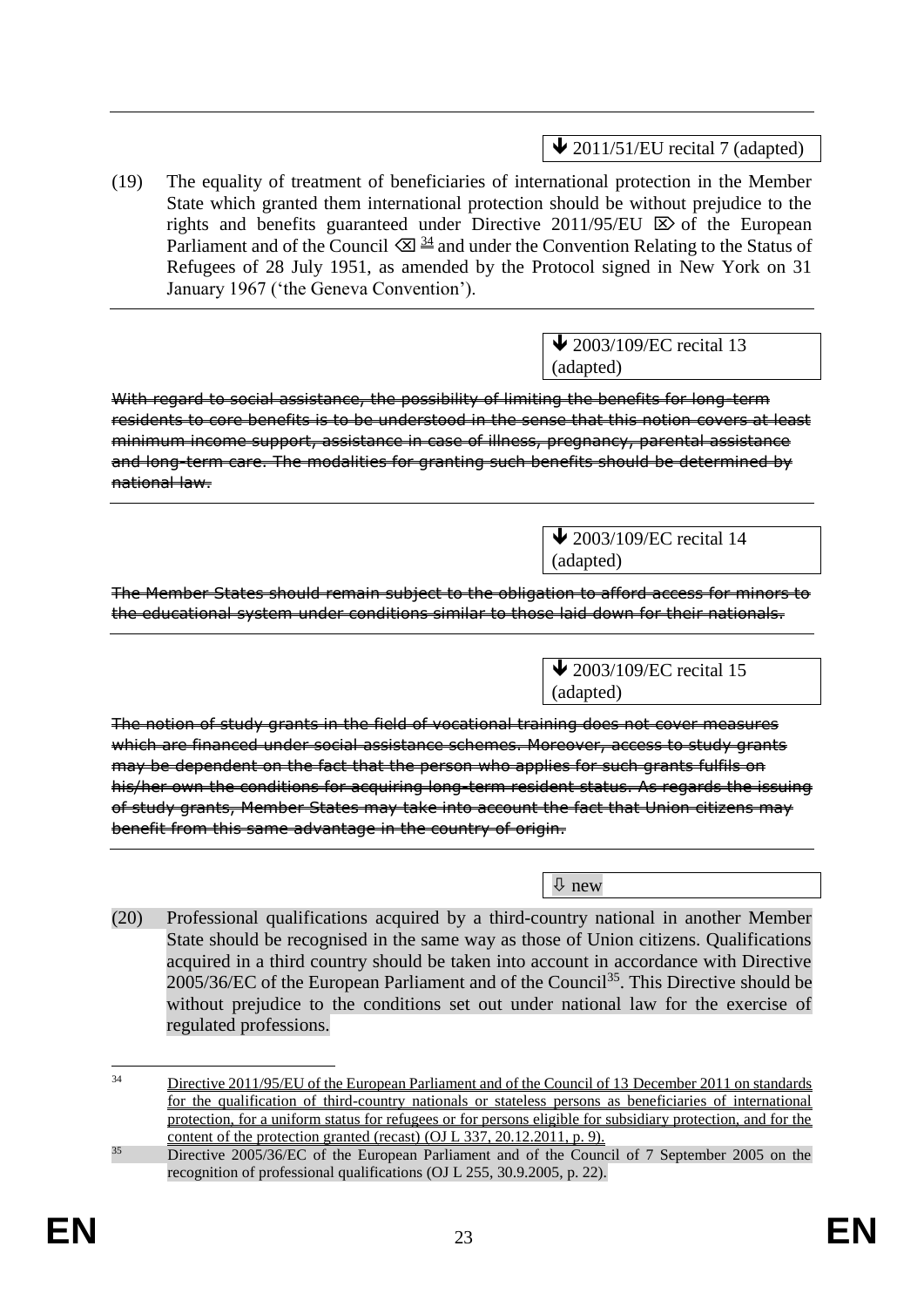⬇ 2011/51/EU recital 7 (adapted)

(19) The equality of treatment of beneficiaries of international protection in the Member State which granted them international protection should be without prejudice to the rights and benefits guaranteed under Directive 2011/95/EU ⌦ of the European Parliament and of the Council ⌫ [34] and under the Convention Relating to the Status of Refugees of 28 July 1951, as amended by the Protocol signed in New York on 31 January 1967 ('the Geneva Convention').

⬇ 2003/109/EC recital 13 (adapted)

~~With regard to social assistance, the possibility of limiting the benefits for long-term residents to core benefits is to be understood in the sense that this notion covers at least minimum income support, assistance in case of illness, pregnancy, parental assistance and long-term care. The modalities for granting such benefits should be determined by national law.~~

⬇ 2003/109/EC recital 14 (adapted)

~~The Member States should remain subject to the obligation to afford access for minors to the educational system under conditions similar to those laid down for their nationals.~~

⬇ 2003/109/EC recital 15 (adapted)

~~The notion of study grants in the field of vocational training does not cover measures which are financed under social assistance schemes. Moreover, access to study grants may be dependent on the fact that the person who applies for such grants fulfils on his/her own the conditions for acquiring long-term resident status. As regards the issuing of study grants, Member States may take into account the fact that Union citizens may benefit from this same advantage in the country of origin.~~

⇩ new

(20) Professional qualifications acquired by a third-country national in another Member State should be recognised in the same way as those of Union citizens. Qualifications acquired in a third country should be taken into account in accordance with Directive 2005/36/EC of the European Parliament and of the Council[35]. This Directive should be without prejudice to the conditions set out under national law for the exercise of regulated professions.

---

[34] Directive 2011/95/EU of the European Parliament and of the Council of 13 December 2011 on standards for the qualification of third-country nationals or stateless persons as beneficiaries of international protection, for a uniform status for refugees or for persons eligible for subsidiary protection, and for the content of the protection granted (recast) (OJ L 337, 20.12.2011, p. 9).

[35] Directive 2005/36/EC of the European Parliament and of the Council of 7 September 2005 on the recognition of professional qualifications (OJ L 255, 30.9.2005, p. 22).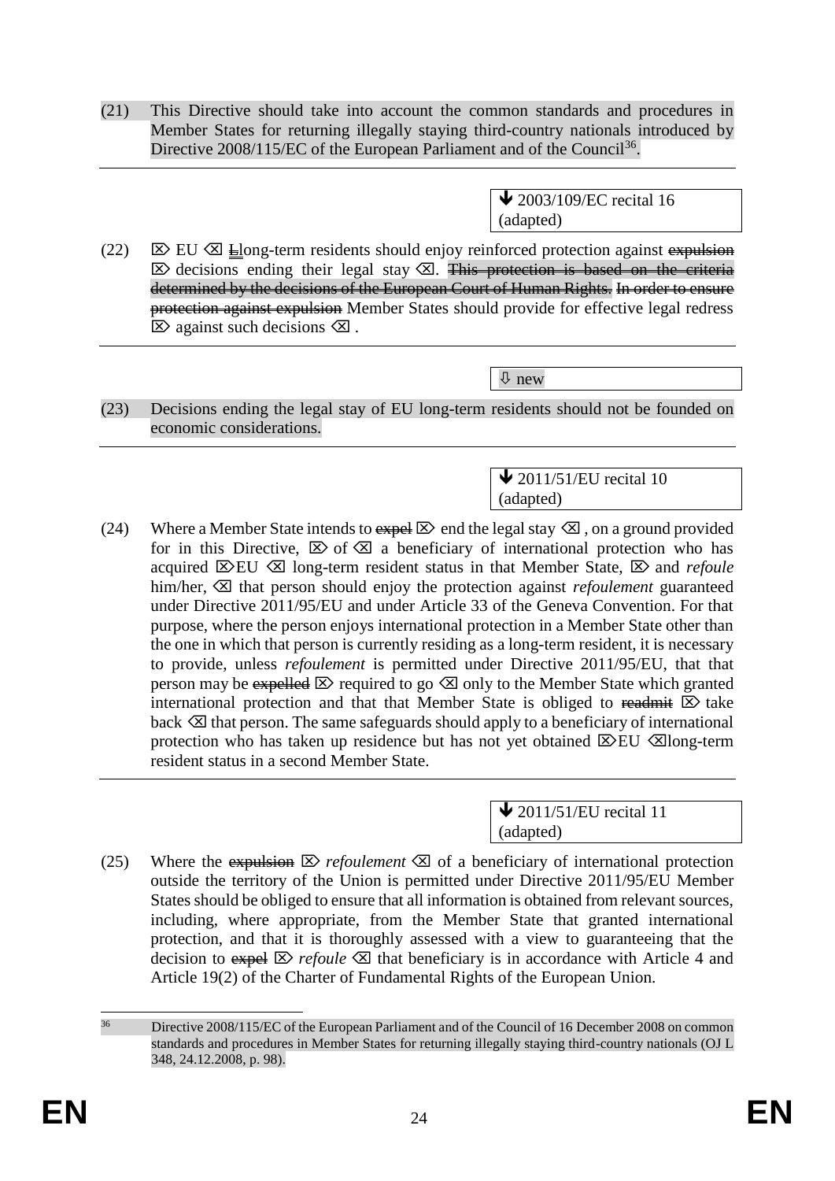(21) This Directive should take into account the common standards and procedures in Member States for returning illegally staying third-country nationals introduced by Directive 2008/115/EC of the European Parliament and of the Council[36].

🡻 2003/109/EC recital 16 (adapted)

(22) ⌦ EU ⌫ ~~L~~long-term residents should enjoy reinforced protection against ~~expulsion~~ ⌦ decisions ending their legal stay ⌫. ~~This protection is based on the criteria determined by the decisions of the European Court of Human Rights.~~ ~~In order to ensure protection against expulsion~~ Member States should provide for effective legal redress ⌦ against such decisions ⌫ .

⇩ new

(23) Decisions ending the legal stay of EU long-term residents should not be founded on economic considerations.

🡻 2011/51/EU recital 10 (adapted)

(24) Where a Member State intends to ~~expel~~ ⌦ end the legal stay ⌫ , on a ground provided for in this Directive, ⌦ of ⌫ a beneficiary of international protection who has acquired ⌦EU ⌫ long-term resident status in that Member State, ⌦ and *refoule* him/her, ⌫ that person should enjoy the protection against *refoulement* guaranteed under Directive 2011/95/EU and under Article 33 of the Geneva Convention. For that purpose, where the person enjoys international protection in a Member State other than the one in which that person is currently residing as a long-term resident, it is necessary to provide, unless *refoulement* is permitted under Directive 2011/95/EU, that that person may be ~~expelled~~ ⌦ required to go ⌫ only to the Member State which granted international protection and that that Member State is obliged to ~~readmit~~ ⌦ take back ⌫ that person. The same safeguards should apply to a beneficiary of international protection who has taken up residence but has not yet obtained ⌦EU ⌫long-term resident status in a second Member State.

🡻 2011/51/EU recital 11 (adapted)

(25) Where the ~~expulsion~~ ⌦ *refoulement* ⌫ of a beneficiary of international protection outside the territory of the Union is permitted under Directive 2011/95/EU Member States should be obliged to ensure that all information is obtained from relevant sources, including, where appropriate, from the Member State that granted international protection, and that it is thoroughly assessed with a view to guaranteeing that the decision to ~~expel~~ ⌦ *refoule* ⌫ that beneficiary is in accordance with Article 4 and Article 19(2) of the Charter of Fundamental Rights of the European Union.

---

[36] Directive 2008/115/EC of the European Parliament and of the Council of 16 December 2008 on common standards and procedures in Member States for returning illegally staying third-country nationals (OJ L 348, 24.12.2008, p. 98).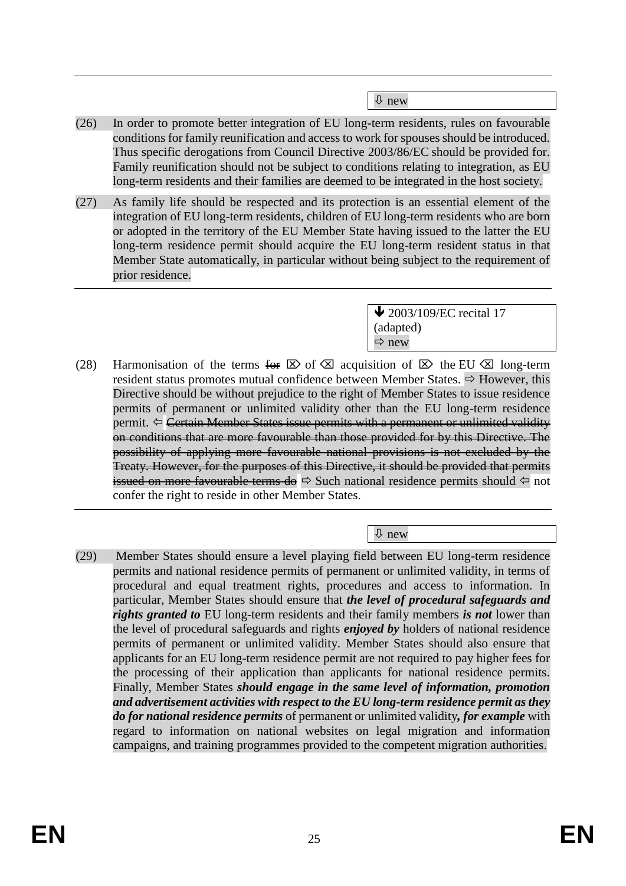⇩ new

(26) In order to promote better integration of EU long-term residents, rules on favourable conditions for family reunification and access to work for spouses should be introduced. Thus specific derogations from Council Directive 2003/86/EC should be provided for. Family reunification should not be subject to conditions relating to integration, as EU long-term residents and their families are deemed to be integrated in the host society.

(27) As family life should be respected and its protection is an essential element of the integration of EU long-term residents, children of EU long-term residents who are born or adopted in the territory of the EU Member State having issued to the latter the EU long-term residence permit should acquire the EU long-term resident status in that Member State automatically, in particular without being subject to the requirement of prior residence.

---

🡻 2003/109/EC recital 17 (adapted)
⇨ new

(28) Harmonisation of the terms ~~for~~ ⌦ of ⌫ acquisition of ⌦ the EU ⌫ long-term resident status promotes mutual confidence between Member States. ⇨ However, this Directive should be without prejudice to the right of Member States to issue residence permits of permanent or unlimited validity other than the EU long-term residence permit. ⇦ ~~Certain Member States issue permits with a permanent or unlimited validity on conditions that are more favourable than those provided for by this Directive. The possibility of applying more favourable national provisions is not excluded by the Treaty. However, for the purposes of this Directive, it should be provided that permits issued on more favourable terms do~~ ⇨ Such national residence permits should ⇦ not confer the right to reside in other Member States.

---

⇩ new

(29) Member States should ensure a level playing field between EU long-term residence permits and national residence permits of permanent or unlimited validity, in terms of procedural and equal treatment rights, procedures and access to information. In particular, Member States should ensure that ***the level of procedural safeguards and rights granted to*** EU long-term residents and their family members ***is not*** lower than the level of procedural safeguards and rights ***enjoyed by*** holders of national residence permits of permanent or unlimited validity. Member States should also ensure that applicants for an EU long-term residence permit are not required to pay higher fees for the processing of their application than applicants for national residence permits. Finally, Member States ***should engage in the same level of information, promotion and advertisement activities with respect to the EU long-term residence permit as they do for national residence permits*** of permanent or unlimited validity***, for example*** with regard to information on national websites on legal migration and information campaigns, and training programmes provided to the competent migration authorities.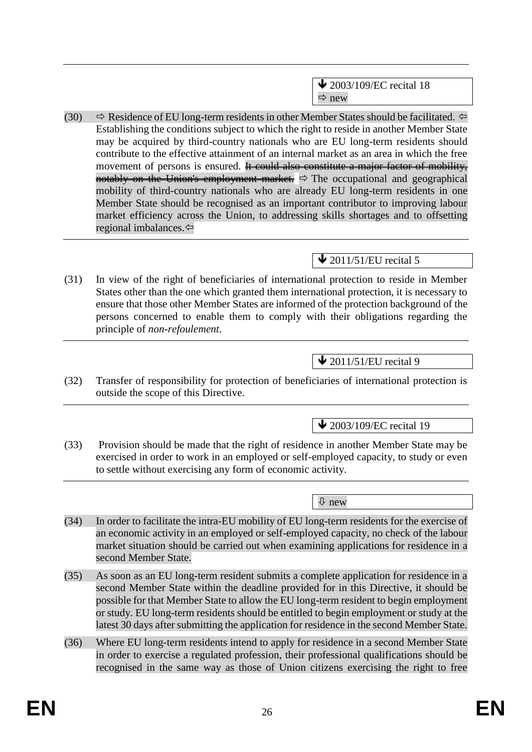---

↓ 2003/109/EC recital 18
⇨ new

(30) ⇨ Residence of EU long-term residents in other Member States should be facilitated. ⇦ Establishing the conditions subject to which the right to reside in another Member State may be acquired by third-country nationals who are EU long-term residents should contribute to the effective attainment of an internal market as an area in which the free movement of persons is ensured. ~~It could also constitute a major factor of mobility, notably on the Union's employment market.~~ ⇨ The occupational and geographical mobility of third-country nationals who are already EU long-term residents in one Member State should be recognised as an important contributor to improving labour market efficiency across the Union, to addressing skills shortages and to offsetting regional imbalances.⇦

---

↓ 2011/51/EU recital 5

(31) In view of the right of beneficiaries of international protection to reside in Member States other than the one which granted them international protection, it is necessary to ensure that those other Member States are informed of the protection background of the persons concerned to enable them to comply with their obligations regarding the principle of *non-refoulement*.

---

↓ 2011/51/EU recital 9

(32) Transfer of responsibility for protection of beneficiaries of international protection is outside the scope of this Directive.

---

↓ 2003/109/EC recital 19

(33) Provision should be made that the right of residence in another Member State may be exercised in order to work in an employed or self-employed capacity, to study or even to settle without exercising any form of economic activity.

---

⇩ new

(34) In order to facilitate the intra-EU mobility of EU long-term residents for the exercise of an economic activity in an employed or self-employed capacity, no check of the labour market situation should be carried out when examining applications for residence in a second Member State.

(35) As soon as an EU long-term resident submits a complete application for residence in a second Member State within the deadline provided for in this Directive, it should be possible for that Member State to allow the EU long-term resident to begin employment or study. EU long-term residents should be entitled to begin employment or study at the latest 30 days after submitting the application for residence in the second Member State.

(36) Where EU long-term residents intend to apply for residence in a second Member State in order to exercise a regulated profession, their professional qualifications should be recognised in the same way as those of Union citizens exercising the right to free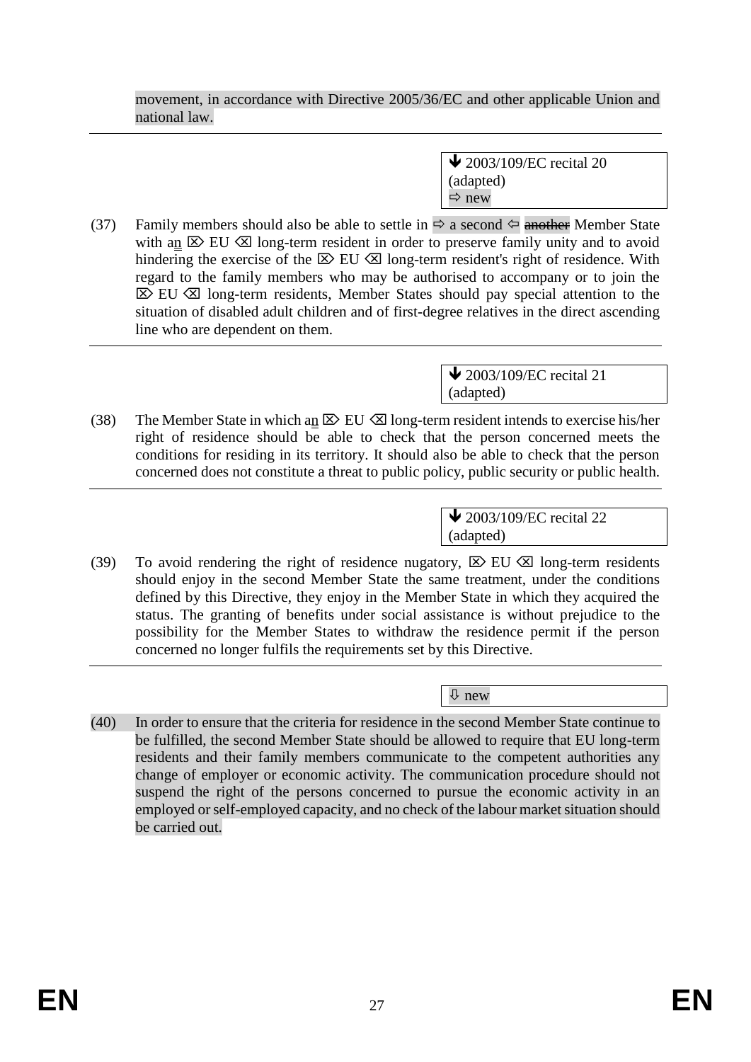movement, in accordance with Directive 2005/36/EC and other applicable Union and national law.

---

> ⬇ 2003/109/EC recital 20 (adapted)
> ⇨ new

(37) Family members should also be able to settle in ⇨ a second ⇦ ~~another~~ Member State with an ⌦ EU ⌫ long-term resident in order to preserve family unity and to avoid hindering the exercise of the ⌦ EU ⌫ long-term resident's right of residence. With regard to the family members who may be authorised to accompany or to join the ⌦ EU ⌫ long-term residents, Member States should pay special attention to the situation of disabled adult children and of first-degree relatives in the direct ascending line who are dependent on them.

---

> ⬇ 2003/109/EC recital 21 (adapted)

(38) The Member State in which an ⌦ EU ⌫ long-term resident intends to exercise his/her right of residence should be able to check that the person concerned meets the conditions for residing in its territory. It should also be able to check that the person concerned does not constitute a threat to public policy, public security or public health.

---

> ⬇ 2003/109/EC recital 22 (adapted)

(39) To avoid rendering the right of residence nugatory, ⌦ EU ⌫ long-term residents should enjoy in the second Member State the same treatment, under the conditions defined by this Directive, they enjoy in the Member State in which they acquired the status. The granting of benefits under social assistance is without prejudice to the possibility for the Member States to withdraw the residence permit if the person concerned no longer fulfils the requirements set by this Directive.

---

> ⇩ new

(40) In order to ensure that the criteria for residence in the second Member State continue to be fulfilled, the second Member State should be allowed to require that EU long-term residents and their family members communicate to the competent authorities any change of employer or economic activity. The communication procedure should not suspend the right of the persons concerned to pursue the economic activity in an employed or self-employed capacity, and no check of the labour market situation should be carried out.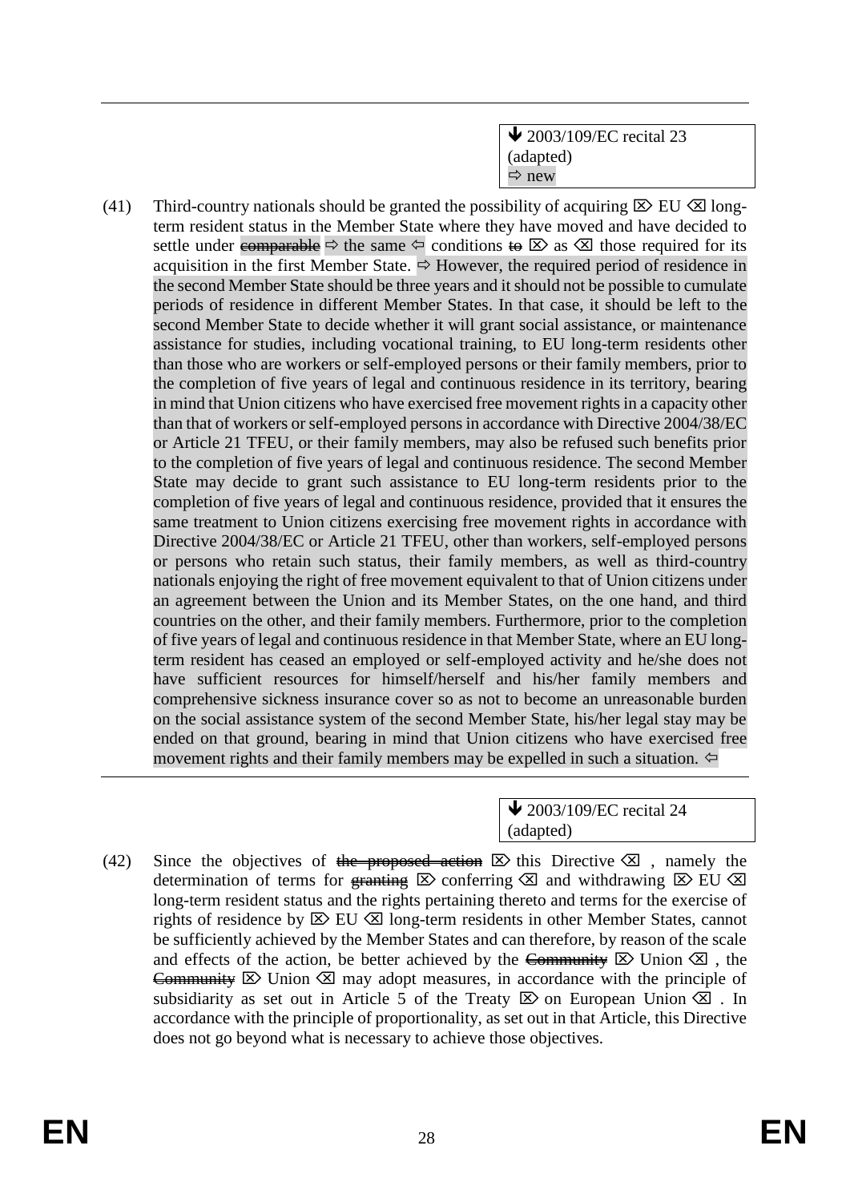↓ 2003/109/EC recital 23 (adapted)
⇨ new

(41) Third-country nationals should be granted the possibility of acquiring ⌦ EU ⌫ long-term resident status in the Member State where they have moved and have decided to settle under ~~comparable~~ ⇨ the same ⇦ conditions ~~to~~ ⌦ as ⌫ those required for its acquisition in the first Member State. ⇨ However, the required period of residence in the second Member State should be three years and it should not be possible to cumulate periods of residence in different Member States. In that case, it should be left to the second Member State to decide whether it will grant social assistance, or maintenance assistance for studies, including vocational training, to EU long-term residents other than those who are workers or self-employed persons or their family members, prior to the completion of five years of legal and continuous residence in its territory, bearing in mind that Union citizens who have exercised free movement rights in a capacity other than that of workers or self-employed persons in accordance with Directive 2004/38/EC or Article 21 TFEU, or their family members, may also be refused such benefits prior to the completion of five years of legal and continuous residence. The second Member State may decide to grant such assistance to EU long-term residents prior to the completion of five years of legal and continuous residence, provided that it ensures the same treatment to Union citizens exercising free movement rights in accordance with Directive 2004/38/EC or Article 21 TFEU, other than workers, self-employed persons or persons who retain such status, their family members, as well as third-country nationals enjoying the right of free movement equivalent to that of Union citizens under an agreement between the Union and its Member States, on the one hand, and third countries on the other, and their family members. Furthermore, prior to the completion of five years of legal and continuous residence in that Member State, where an EU long-term resident has ceased an employed or self-employed activity and he/she does not have sufficient resources for himself/herself and his/her family members and comprehensive sickness insurance cover so as not to become an unreasonable burden on the social assistance system of the second Member State, his/her legal stay may be ended on that ground, bearing in mind that Union citizens who have exercised free movement rights and their family members may be expelled in such a situation. ⇦

↓ 2003/109/EC recital 24 (adapted)

(42) Since the objectives of ~~the proposed action~~ ⌦ this Directive ⌫ , namely the determination of terms for ~~granting~~ ⌦ conferring ⌫ and withdrawing ⌦ EU ⌫ long-term resident status and the rights pertaining thereto and terms for the exercise of rights of residence by ⌦ EU ⌫ long-term residents in other Member States, cannot be sufficiently achieved by the Member States and can therefore, by reason of the scale and effects of the action, be better achieved by the ~~Community~~ ⌦ Union ⌫ , the ~~Community~~ ⌦ Union ⌫ may adopt measures, in accordance with the principle of subsidiarity as set out in Article 5 of the Treaty ⌦ on European Union ⌫ . In accordance with the principle of proportionality, as set out in that Article, this Directive does not go beyond what is necessary to achieve those objectives.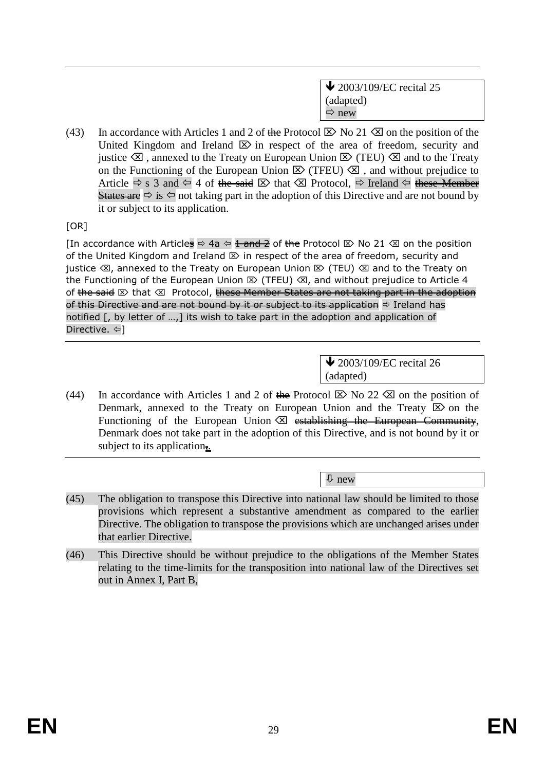---

↓ 2003/109/EC recital 25 (adapted)
⇨ new

(43) In accordance with Articles 1 and 2 of ~~the~~ Protocol ⌦ No 21 ⌫ on the position of the United Kingdom and Ireland ⌦ in respect of the area of freedom, security and justice ⌫, annexed to the Treaty on European Union ⌦ (TEU) ⌫ and to the Treaty on the Functioning of the European Union ⌦ (TFEU) ⌫, and without prejudice to Article ⇨ s 3 and ⇦ 4 of ~~the said~~ ⌦ that ⌫ Protocol, ⇨ Ireland ⇦ ~~these Member States are~~ ⇨ is ⇦ not taking part in the adoption of this Directive and are not bound by it or subject to its application.

[OR]

[In accordance with Article~~s~~ ⇨ 4a ⇦ ~~1 and 2~~ of ~~the~~ Protocol ⌦ No 21 ⌫ on the position of the United Kingdom and Ireland ⌦ in respect of the area of freedom, security and justice ⌫, annexed to the Treaty on European Union ⌦ (TEU) ⌫ and to the Treaty on the Functioning of the European Union ⌦ (TFEU) ⌫, and without prejudice to Article 4 of ~~the said~~ ⌦ that ⌫ Protocol, ~~these Member States are not taking part in the adoption of this Directive and are not bound by it or subject to its application~~ ⇨ Ireland has notified [, by letter of …,] its wish to take part in the adoption and application of Directive. ⇦]

---

↓ 2003/109/EC recital 26 (adapted)

(44) In accordance with Articles 1 and 2 of ~~the~~ Protocol ⌦ No 22 ⌫ on the position of Denmark, annexed to the Treaty on European Union and the Treaty ⌦ on the Functioning of the European Union ⌫ ~~establishing the European Community~~, Denmark does not take part in the adoption of this Directive, and is not bound by it or subject to its application~~,~~.

---

⇩ new

(45) The obligation to transpose this Directive into national law should be limited to those provisions which represent a substantive amendment as compared to the earlier Directive. The obligation to transpose the provisions which are unchanged arises under that earlier Directive.

(46) This Directive should be without prejudice to the obligations of the Member States relating to the time-limits for the transposition into national law of the Directives set out in Annex I, Part B,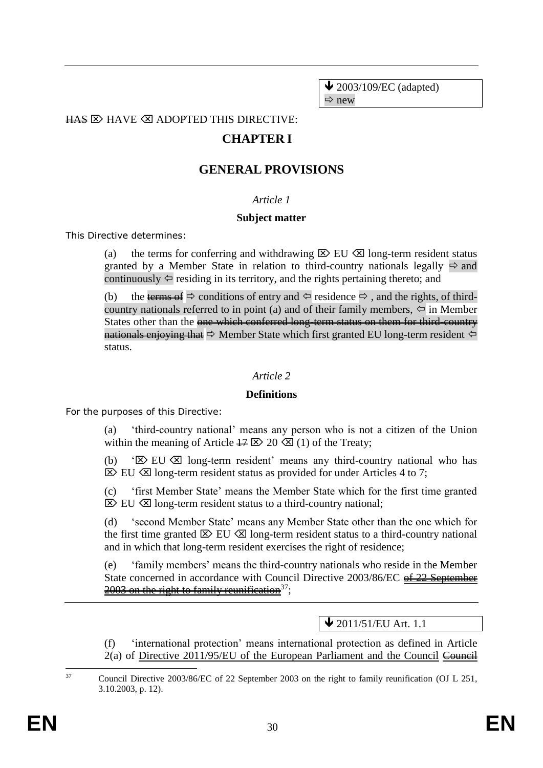🡻 2003/109/EC (adapted)
⇨ new

~~HAS~~ ⌦ HAVE ⌫ ADOPTED THIS DIRECTIVE:

## CHAPTER I

## GENERAL PROVISIONS

*Article 1*

**Subject matter**

This Directive determines:

(a) the terms for conferring and withdrawing ⌦ EU ⌫ long-term resident status granted by a Member State in relation to third-country nationals legally ⇨ and continuously ⇦ residing in its territory, and the rights pertaining thereto; and

(b) the ~~terms of~~ ⇨ conditions of entry and ⇦ residence ⇨ , and the rights, of third-country nationals referred to in point (a) and of their family members, ⇦ in Member States other than the ~~one which conferred long-term status on them for third-country nationals enjoying that~~ ⇨ Member State which first granted EU long-term resident ⇦ status.

*Article 2*

**Definitions**

For the purposes of this Directive:

(a) 'third-country national' means any person who is not a citizen of the Union within the meaning of Article ~~17~~ ⌦ 20 ⌫ (1) of the Treaty;

(b) '⌦ EU ⌫ long-term resident' means any third-country national who has ⌦ EU ⌫ long-term resident status as provided for under Articles 4 to 7;

(c) 'first Member State' means the Member State which for the first time granted ⌦ EU ⌫ long-term resident status to a third-country national;

(d) 'second Member State' means any Member State other than the one which for the first time granted ⌦ EU ⌫ long-term resident status to a third-country national and in which that long-term resident exercises the right of residence;

(e) 'family members' means the third-country nationals who reside in the Member State concerned in accordance with Council Directive 2003/86/EC ~~of 22 September 2003 on the right to family reunification~~[37];

🡻 2011/51/EU Art. 1.1

(f) 'international protection' means international protection as defined in Article 2(a) of Directive 2011/95/EU of the European Parliament and the Council ~~Council~~

[37] Council Directive 2003/86/EC of 22 September 2003 on the right to family reunification (OJ L 251, 3.10.2003, p. 12).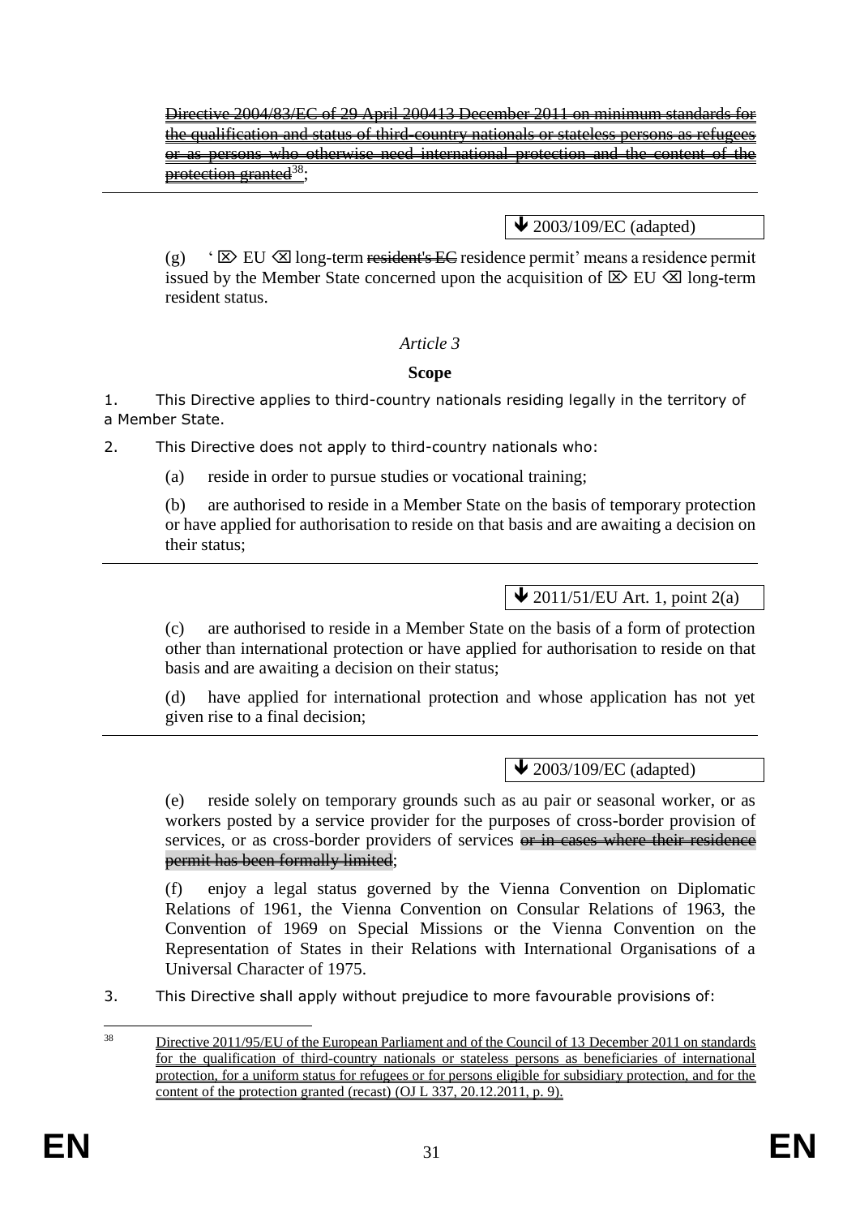~~Directive 2004/83/EC of 29 April 2004~~13 December 2011 on minimum standards for the qualification and status of third-country nationals or stateless persons as refugees or as persons who otherwise need international protection and the content of the protection granted[38];

---

↓ 2003/109/EC (adapted)

(g) ' ⌦ EU ⌫ long-term ~~resident's EC~~ residence permit' means a residence permit issued by the Member State concerned upon the acquisition of ⌦ EU ⌫ long-term resident status.

*Article 3*

**Scope**

1. This Directive applies to third-country nationals residing legally in the territory of a Member State.

2. This Directive does not apply to third-country nationals who:

(a) reside in order to pursue studies or vocational training;

(b) are authorised to reside in a Member State on the basis of temporary protection or have applied for authorisation to reside on that basis and are awaiting a decision on their status;

---

↓ 2011/51/EU Art. 1, point 2(a)

(c) are authorised to reside in a Member State on the basis of a form of protection other than international protection or have applied for authorisation to reside on that basis and are awaiting a decision on their status;

(d) have applied for international protection and whose application has not yet given rise to a final decision;

---

↓ 2003/109/EC (adapted)

(e) reside solely on temporary grounds such as au pair or seasonal worker, or as workers posted by a service provider for the purposes of cross-border provision of services, or as cross-border providers of services ~~or in cases where their residence permit has been formally limited~~;

(f) enjoy a legal status governed by the Vienna Convention on Diplomatic Relations of 1961, the Vienna Convention on Consular Relations of 1963, the Convention of 1969 on Special Missions or the Vienna Convention on the Representation of States in their Relations with International Organisations of a Universal Character of 1975.

3. This Directive shall apply without prejudice to more favourable provisions of:

---

[38] Directive 2011/95/EU of the European Parliament and of the Council of 13 December 2011 on standards for the qualification of third-country nationals or stateless persons as beneficiaries of international protection, for a uniform status for refugees or for persons eligible for subsidiary protection, and for the content of the protection granted (recast) (OJ L 337, 20.12.2011, p. 9).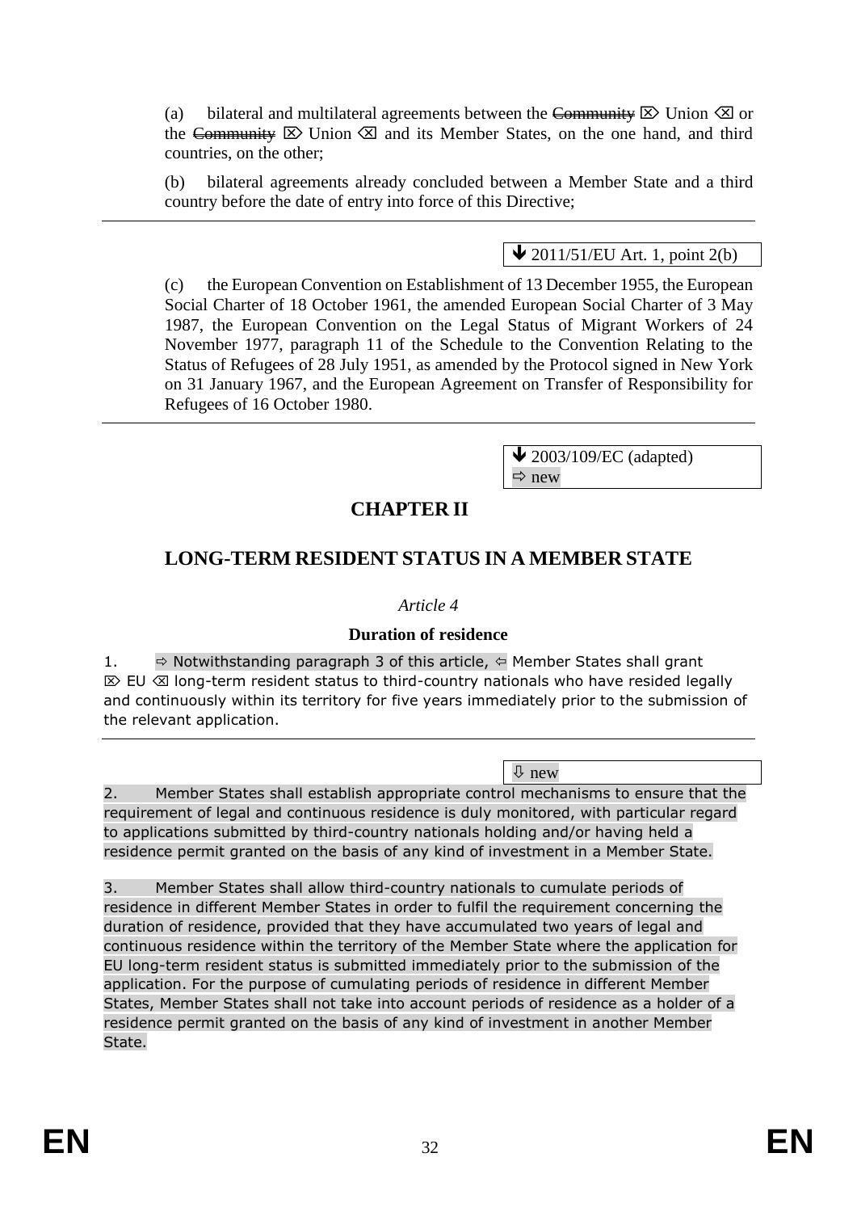(a) bilateral and multilateral agreements between the ~~Community~~ ⌦ Union ⌫ or the ~~Community~~ ⌦ Union ⌫ and its Member States, on the one hand, and third countries, on the other;

(b) bilateral agreements already concluded between a Member State and a third country before the date of entry into force of this Directive;

---

↓ 2011/51/EU Art. 1, point 2(b)

(c) the European Convention on Establishment of 13 December 1955, the European Social Charter of 18 October 1961, the amended European Social Charter of 3 May 1987, the European Convention on the Legal Status of Migrant Workers of 24 November 1977, paragraph 11 of the Schedule to the Convention Relating to the Status of Refugees of 28 July 1951, as amended by the Protocol signed in New York on 31 January 1967, and the European Agreement on Transfer of Responsibility for Refugees of 16 October 1980.

---

↓ 2003/109/EC (adapted)
⇨ new

## CHAPTER II

## LONG-TERM RESIDENT STATUS IN A MEMBER STATE

*Article 4*

**Duration of residence**

1. ⇨ Notwithstanding paragraph 3 of this article, ⇦ Member States shall grant ⌦ EU ⌫ long-term resident status to third-country nationals who have resided legally and continuously within its territory for five years immediately prior to the submission of the relevant application.

---

⇩ new

2. Member States shall establish appropriate control mechanisms to ensure that the requirement of legal and continuous residence is duly monitored, with particular regard to applications submitted by third-country nationals holding and/or having held a residence permit granted on the basis of any kind of investment in a Member State.

3. Member States shall allow third-country nationals to cumulate periods of residence in different Member States in order to fulfil the requirement concerning the duration of residence, provided that they have accumulated two years of legal and continuous residence within the territory of the Member State where the application for EU long-term resident status is submitted immediately prior to the submission of the application. For the purpose of cumulating periods of residence in different Member States, Member States shall not take into account periods of residence as a holder of a residence permit granted on the basis of any kind of investment in another Member State.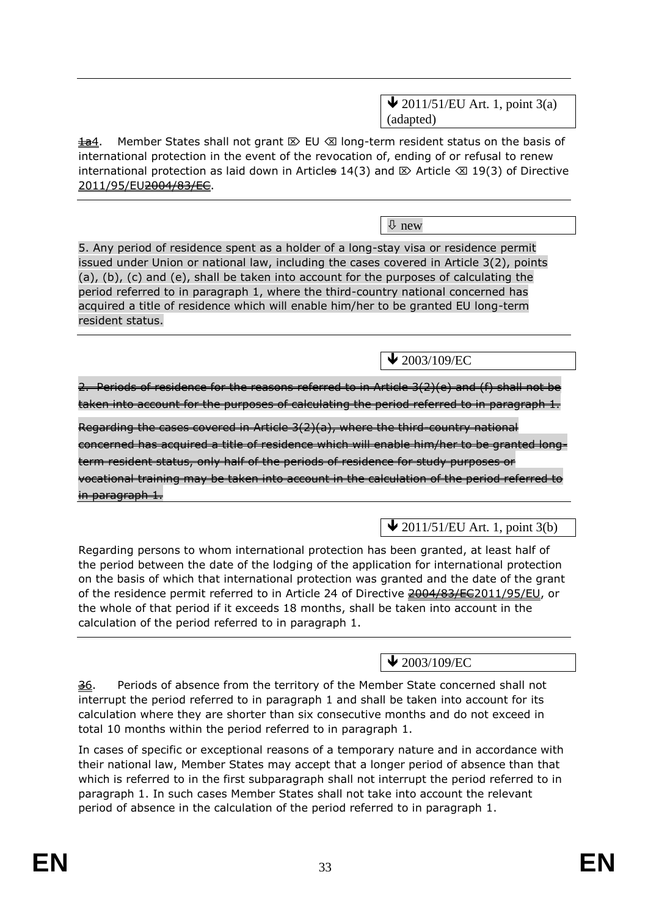---

↓ 2011/51/EU Art. 1, point 3(a) (adapted)

~~1a~~4. Member States shall not grant ⌦ EU ⌫ long-term resident status on the basis of international protection in the event of the revocation of, ending of or refusal to renew international protection as laid down in Article~~s~~ 14(3) and ⌦ Article ⌫ 19(3) of Directive 2011/95/EU~~2004/83/EC~~.

---

⇩ new

5. Any period of residence spent as a holder of a long-stay visa or residence permit issued under Union or national law, including the cases covered in Article 3(2), points (a), (b), (c) and (e), shall be taken into account for the purposes of calculating the period referred to in paragraph 1, where the third-country national concerned has acquired a title of residence which will enable him/her to be granted EU long-term resident status.

---

↓ 2003/109/EC

~~2. Periods of residence for the reasons referred to in Article 3(2)(e) and (f) shall not be taken into account for the purposes of calculating the period referred to in paragraph 1.~~

~~Regarding the cases covered in Article 3(2)(a), where the third-country national concerned has acquired a title of residence which will enable him/her to be granted long-term resident status, only half of the periods of residence for study purposes or vocational training may be taken into account in the calculation of the period referred to in paragraph 1.~~

---

↓ 2011/51/EU Art. 1, point 3(b)

Regarding persons to whom international protection has been granted, at least half of the period between the date of the lodging of the application for international protection on the basis of which that international protection was granted and the date of the grant of the residence permit referred to in Article 24 of Directive ~~2004/83/EC~~2011/95/EU, or the whole of that period if it exceeds 18 months, shall be taken into account in the calculation of the period referred to in paragraph 1.

---

↓ 2003/109/EC

~~3~~6. Periods of absence from the territory of the Member State concerned shall not interrupt the period referred to in paragraph 1 and shall be taken into account for its calculation where they are shorter than six consecutive months and do not exceed in total 10 months within the period referred to in paragraph 1.

In cases of specific or exceptional reasons of a temporary nature and in accordance with their national law, Member States may accept that a longer period of absence than that which is referred to in the first subparagraph shall not interrupt the period referred to in paragraph 1. In such cases Member States shall not take into account the relevant period of absence in the calculation of the period referred to in paragraph 1.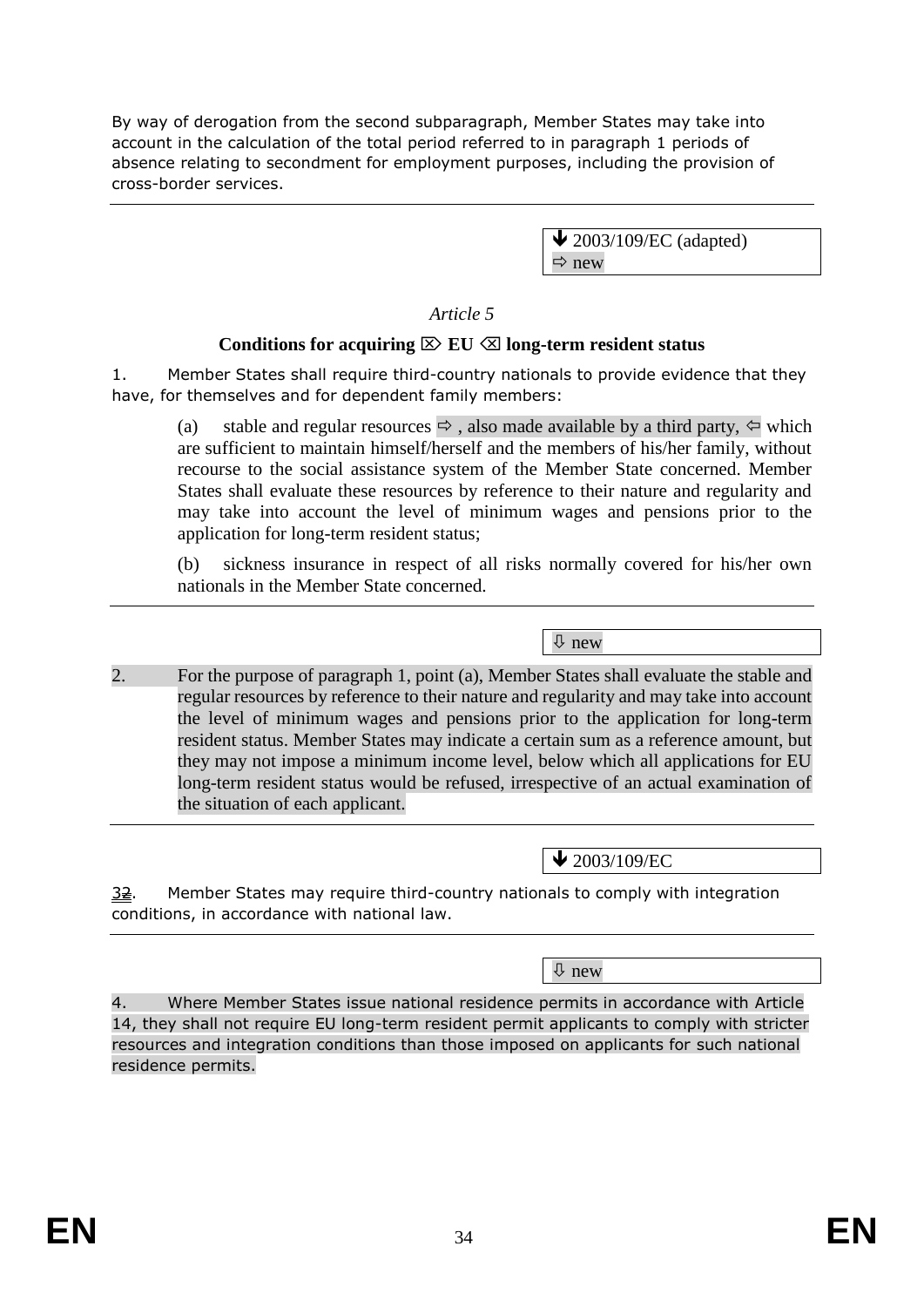By way of derogation from the second subparagraph, Member States may take into account in the calculation of the total period referred to in paragraph 1 periods of absence relating to secondment for employment purposes, including the provision of cross-border services.

---

🡻 2003/109/EC (adapted)
⇨ new

*Article 5*

**Conditions for acquiring ⌦ EU ⌫ long-term resident status**

1. Member States shall require third-country nationals to provide evidence that they have, for themselves and for dependent family members:

(a) stable and regular resources ⇨ , also made available by a third party, ⇦ which are sufficient to maintain himself/herself and the members of his/her family, without recourse to the social assistance system of the Member State concerned. Member States shall evaluate these resources by reference to their nature and regularity and may take into account the level of minimum wages and pensions prior to the application for long-term resident status;

(b) sickness insurance in respect of all risks normally covered for his/her own nationals in the Member State concerned.

---

⇩ new

2. For the purpose of paragraph 1, point (a), Member States shall evaluate the stable and regular resources by reference to their nature and regularity and may take into account the level of minimum wages and pensions prior to the application for long-term resident status. Member States may indicate a certain sum as a reference amount, but they may not impose a minimum income level, below which all applications for EU long-term resident status would be refused, irrespective of an actual examination of the situation of each applicant.

---

🡻 2003/109/EC

32. Member States may require third-country nationals to comply with integration conditions, in accordance with national law.

---

⇩ new

4. Where Member States issue national residence permits in accordance with Article 14, they shall not require EU long-term resident permit applicants to comply with stricter resources and integration conditions than those imposed on applicants for such national residence permits.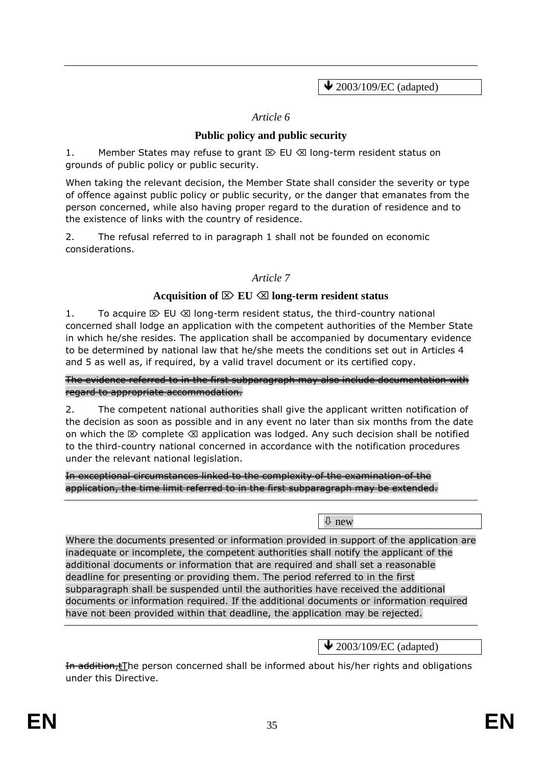↓ 2003/109/EC (adapted)

*Article 6*

**Public policy and public security**

1. Member States may refuse to grant ⌦ EU ⌫ long-term resident status on grounds of public policy or public security.

When taking the relevant decision, the Member State shall consider the severity or type of offence against public policy or public security, or the danger that emanates from the person concerned, while also having proper regard to the duration of residence and to the existence of links with the country of residence.

2. The refusal referred to in paragraph 1 shall not be founded on economic considerations.

*Article 7*

**Acquisition of ⌦ EU ⌫ long-term resident status**

1. To acquire ⌦ EU ⌫ long-term resident status, the third-country national concerned shall lodge an application with the competent authorities of the Member State in which he/she resides. The application shall be accompanied by documentary evidence to be determined by national law that he/she meets the conditions set out in Articles 4 and 5 as well as, if required, by a valid travel document or its certified copy.

~~The evidence referred to in the first subparagraph may also include documentation with regard to appropriate accommodation.~~

2. The competent national authorities shall give the applicant written notification of the decision as soon as possible and in any event no later than six months from the date on which the ⌦ complete ⌫ application was lodged. Any such decision shall be notified to the third-country national concerned in accordance with the notification procedures under the relevant national legislation.

~~In exceptional circumstances linked to the complexity of the examination of the application, the time limit referred to in the first subparagraph may be extended.~~

⇩ new

Where the documents presented or information provided in support of the application are inadequate or incomplete, the competent authorities shall notify the applicant of the additional documents or information that are required and shall set a reasonable deadline for presenting or providing them. The period referred to in the first subparagraph shall be suspended until the authorities have received the additional documents or information required. If the additional documents or information required have not been provided within that deadline, the application may be rejected.

↓ 2003/109/EC (adapted)

~~In addition, t~~The person concerned shall be informed about his/her rights and obligations under this Directive.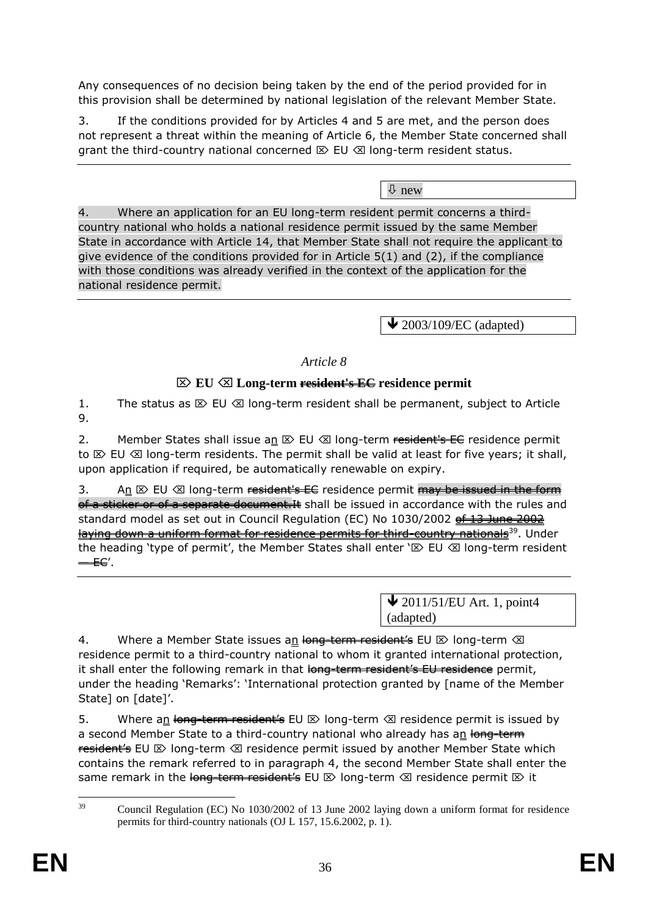Any consequences of no decision being taken by the end of the period provided for in this provision shall be determined by national legislation of the relevant Member State.

3. If the conditions provided for by Articles 4 and 5 are met, and the person does not represent a threat within the meaning of Article 6, the Member State concerned shall grant the third-country national concerned ⌦ EU ⌫ long-term resident status.

⇩ new

4. Where an application for an EU long-term resident permit concerns a third-country national who holds a national residence permit issued by the same Member State in accordance with Article 14, that Member State shall not require the applicant to give evidence of the conditions provided for in Article 5(1) and (2), if the compliance with those conditions was already verified in the context of the application for the national residence permit.

🡻 2003/109/EC (adapted)

*Article 8*

**⌦ EU ⌫ Long-term ~~resident's EC~~ residence permit**

1. The status as ⌦ EU ⌫ long-term resident shall be permanent, subject to Article 9.

2. Member States shall issue a<u>n</u> ⌦ EU ⌫ long-term ~~resident's EC~~ residence permit to ⌦ EU ⌫ long-term residents. The permit shall be valid at least for five years; it shall, upon application if required, be automatically renewable on expiry.

3. A<u>n</u> ⌦ EU ⌫ long-term ~~resident's EC~~ residence permit ~~may be issued in the form of a sticker or of a separate document. It~~ shall be issued in accordance with the rules and standard model as set out in Council Regulation (EC) No 1030/2002 ~~of 13 June 2002 laying down a uniform format for residence permits for third-country nationals~~[39]. Under the heading 'type of permit', the Member States shall enter '⌦ EU ⌫ long-term resident ~~— EC~~'.

🡻 2011/51/EU Art. 1, point4 (adapted)

4. Where a Member State issues a<u>n</u> ~~long-term resident's~~ EU ⌦ long-term ⌫ residence permit to a third-country national to whom it granted international protection, it shall enter the following remark in that ~~long-term resident's EU residence~~ permit, under the heading 'Remarks': 'International protection granted by [name of the Member State] on [date]'.

5. Where a<u>n</u> ~~long-term resident's~~ EU ⌦ long-term ⌫ residence permit is issued by a second Member State to a third-country national who already has a<u>n</u> ~~long-term resident's~~ EU ⌦ long-term ⌫ residence permit issued by another Member State which contains the remark referred to in paragraph 4, the second Member State shall enter the same remark in the ~~long-term resident's~~ EU ⌦ long-term ⌫ residence permit ⌦ it

[39] Council Regulation (EC) No 1030/2002 of 13 June 2002 laying down a uniform format for residence permits for third-country nationals (OJ L 157, 15.6.2002, p. 1).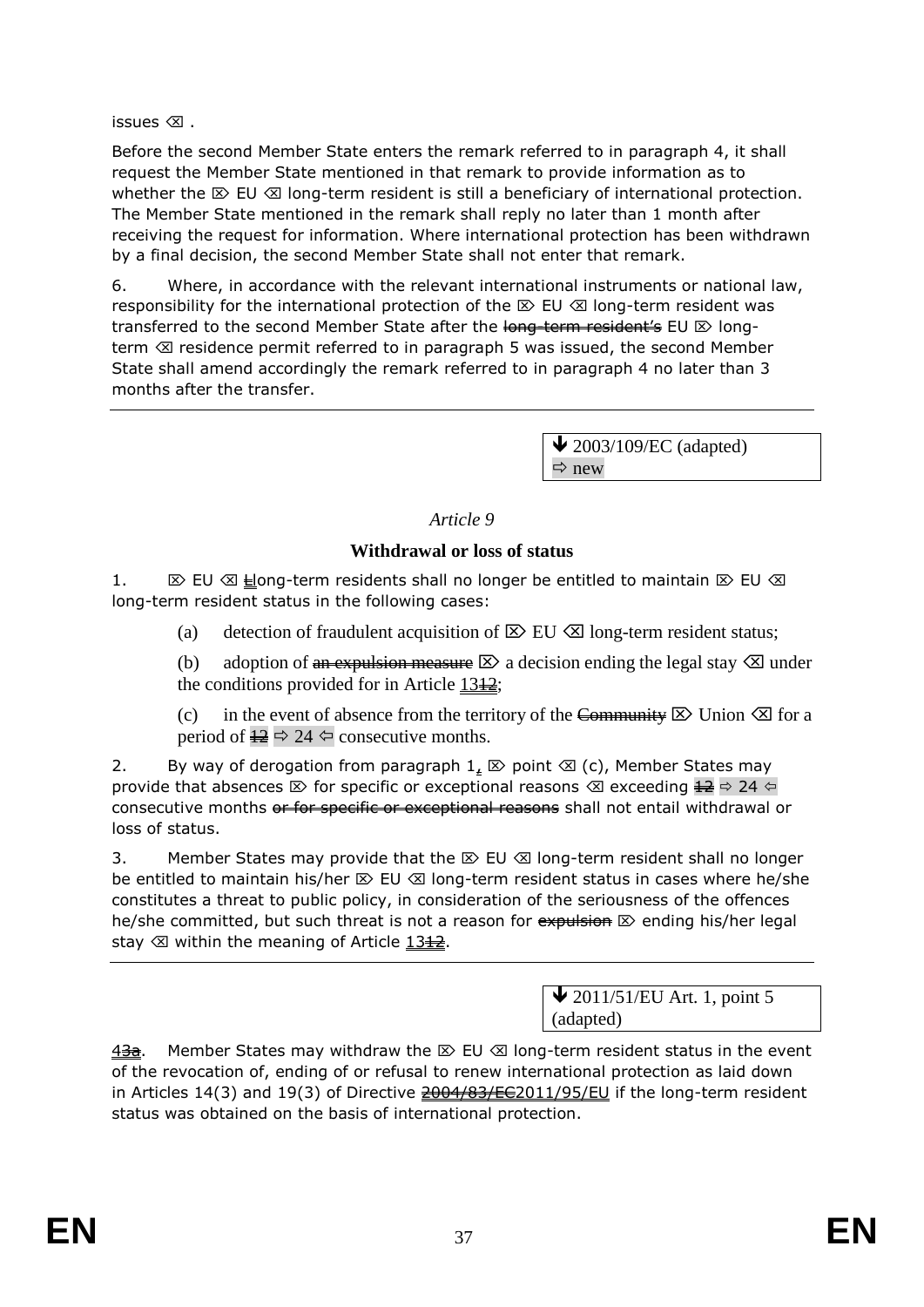issues ⌫ .

Before the second Member State enters the remark referred to in paragraph 4, it shall request the Member State mentioned in that remark to provide information as to whether the ⌦ EU ⌫ long-term resident is still a beneficiary of international protection. The Member State mentioned in the remark shall reply no later than 1 month after receiving the request for information. Where international protection has been withdrawn by a final decision, the second Member State shall not enter that remark.

6. Where, in accordance with the relevant international instruments or national law, responsibility for the international protection of the ⌦ EU ⌫ long-term resident was transferred to the second Member State after the ~~long-term resident's~~ EU ⌦ long-term ⌫ residence permit referred to in paragraph 5 was issued, the second Member State shall amend accordingly the remark referred to in paragraph 4 no later than 3 months after the transfer.

---

| ↓ 2003/109/EC (adapted) ⇨ new |
|---|

*Article 9*

**Withdrawal or loss of status**

1. ⌦ EU ⌫ ~~L~~long-term residents shall no longer be entitled to maintain ⌦ EU ⌫ long-term resident status in the following cases:

(a) detection of fraudulent acquisition of ⌦ EU ⌫ long-term resident status;

(b) adoption of ~~an expulsion measure~~ ⌦ a decision ending the legal stay ⌫ under the conditions provided for in Article 13~~12~~;

(c) in the event of absence from the territory of the ~~Community~~ ⌦ Union ⌫ for a period of ~~12~~ ⇨ 24 ⇦ consecutive months.

2. By way of derogation from paragraph 1, ⌦ point ⌫ (c), Member States may provide that absences ⌦ for specific or exceptional reasons ⌫ exceeding ~~12~~ ⇨ 24 ⇦ consecutive months ~~or for specific or exceptional reasons~~ shall not entail withdrawal or loss of status.

3. Member States may provide that the ⌦ EU ⌫ long-term resident shall no longer be entitled to maintain his/her ⌦ EU ⌫ long-term resident status in cases where he/she constitutes a threat to public policy, in consideration of the seriousness of the offences he/she committed, but such threat is not a reason for ~~expulsion~~ ⌦ ending his/her legal stay ⌫ within the meaning of Article 13~~12~~.

---

| ↓ 2011/51/EU Art. 1, point 5 (adapted) |
|---|

4~~3a~~. Member States may withdraw the ⌦ EU ⌫ long-term resident status in the event of the revocation of, ending of or refusal to renew international protection as laid down in Articles 14(3) and 19(3) of Directive ~~2004/83/EC~~2011/95/EU if the long-term resident status was obtained on the basis of international protection.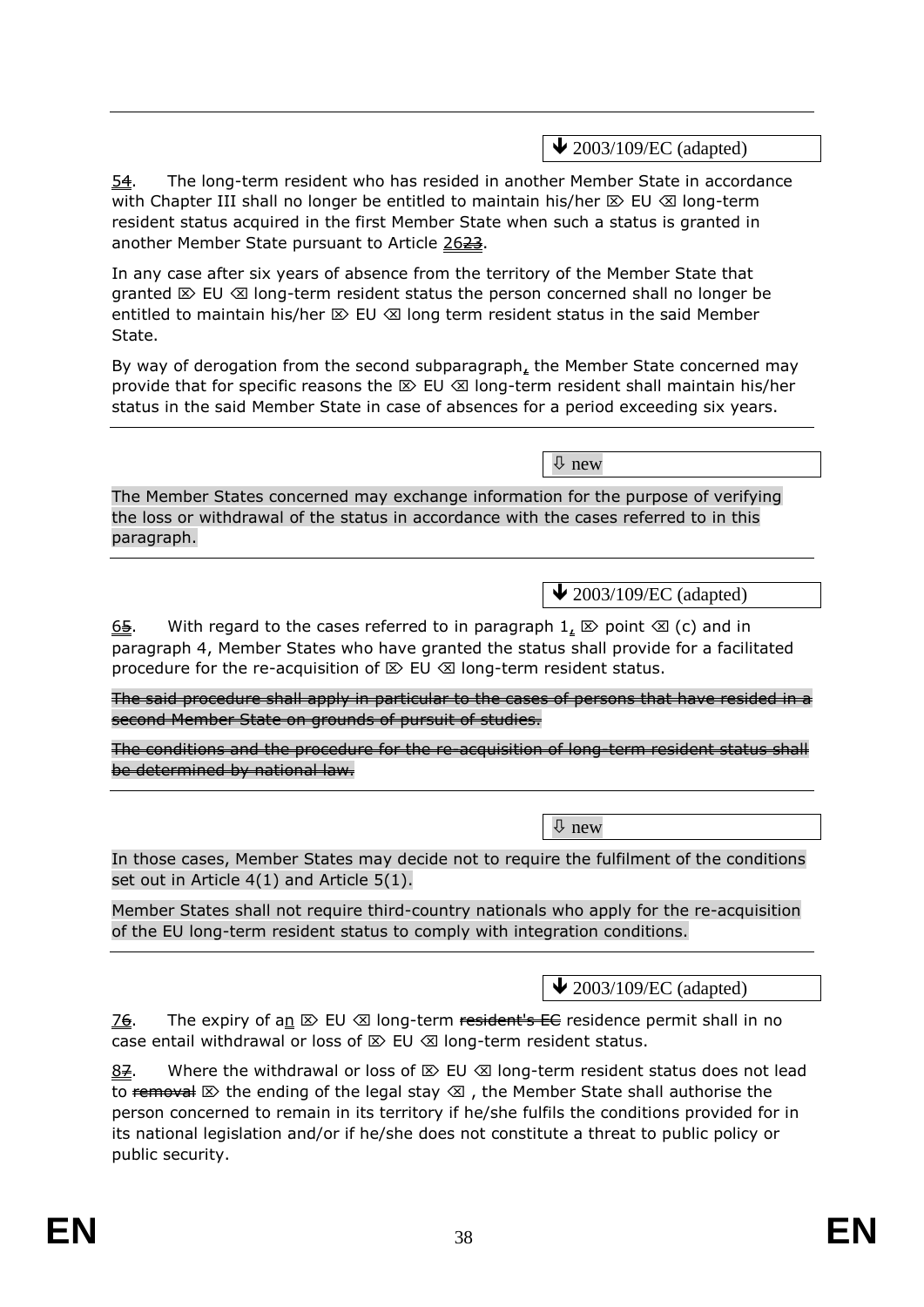↓ 2003/109/EC (adapted)

~~5~~4. The long-term resident who has resided in another Member State in accordance with Chapter III shall no longer be entitled to maintain his/her ⌦ EU ⌫ long-term resident status acquired in the first Member State when such a status is granted in another Member State pursuant to Article 26~~23~~.

In any case after six years of absence from the territory of the Member State that granted ⌦ EU ⌫ long-term resident status the person concerned shall no longer be entitled to maintain his/her ⌦ EU ⌫ long term resident status in the said Member State.

By way of derogation from the second subparagraph, the Member State concerned may provide that for specific reasons the ⌦ EU ⌫ long-term resident shall maintain his/her status in the said Member State in case of absences for a period exceeding six years.

⇩ new

The Member States concerned may exchange information for the purpose of verifying the loss or withdrawal of the status in accordance with the cases referred to in this paragraph.

↓ 2003/109/EC (adapted)

6~~5~~. With regard to the cases referred to in paragraph 1, ⌦ point ⌫ (c) and in paragraph 4, Member States who have granted the status shall provide for a facilitated procedure for the re-acquisition of ⌦ EU ⌫ long-term resident status.

~~The said procedure shall apply in particular to the cases of persons that have resided in a second Member State on grounds of pursuit of studies.~~

~~The conditions and the procedure for the re-acquisition of long-term resident status shall be determined by national law.~~

⇩ new

In those cases, Member States may decide not to require the fulfilment of the conditions set out in Article 4(1) and Article 5(1).

Member States shall not require third-country nationals who apply for the re-acquisition of the EU long-term resident status to comply with integration conditions.

↓ 2003/109/EC (adapted)

7~~6~~. The expiry of an ⌦ EU ⌫ long-term ~~resident's EC~~ residence permit shall in no case entail withdrawal or loss of ⌦ EU ⌫ long-term resident status.

8~~7~~. Where the withdrawal or loss of ⌦ EU ⌫ long-term resident status does not lead to ~~removal~~ ⌦ the ending of the legal stay ⌫ , the Member State shall authorise the person concerned to remain in its territory if he/she fulfils the conditions provided for in its national legislation and/or if he/she does not constitute a threat to public policy or public security.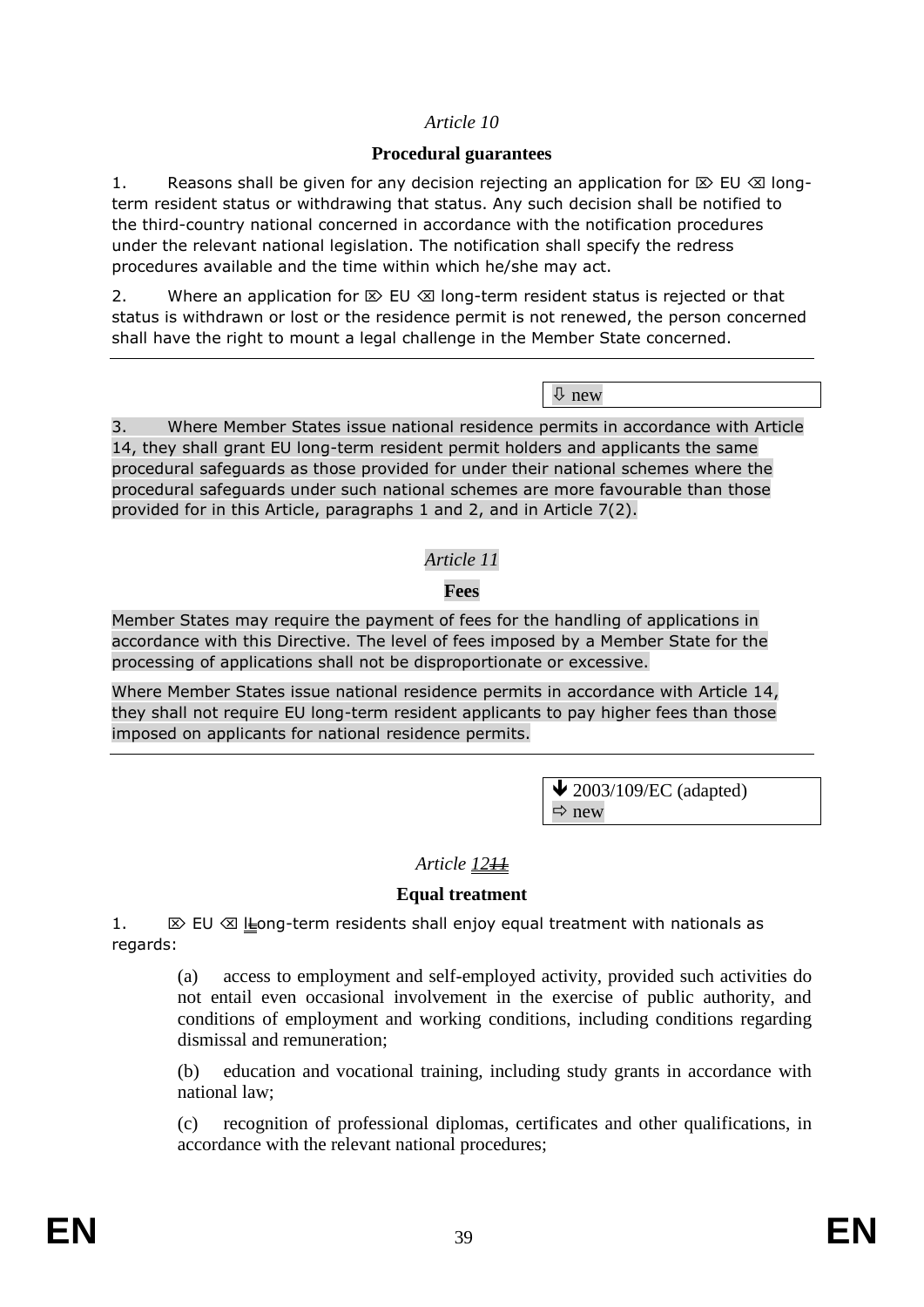*Article 10*

**Procedural guarantees**

1. Reasons shall be given for any decision rejecting an application for ⌦ EU ⌫ long-term resident status or withdrawing that status. Any such decision shall be notified to the third-country national concerned in accordance with the notification procedures under the relevant national legislation. The notification shall specify the redress procedures available and the time within which he/she may act.

2. Where an application for ⌦ EU ⌫ long-term resident status is rejected or that status is withdrawn or lost or the residence permit is not renewed, the person concerned shall have the right to mount a legal challenge in the Member State concerned.

⇩ new

3. Where Member States issue national residence permits in accordance with Article 14, they shall grant EU long-term resident permit holders and applicants the same procedural safeguards as those provided for under their national schemes where the procedural safeguards under such national schemes are more favourable than those provided for in this Article, paragraphs 1 and 2, and in Article 7(2).

*Article 11*

**Fees**

Member States may require the payment of fees for the handling of applications in accordance with this Directive. The level of fees imposed by a Member State for the processing of applications shall not be disproportionate or excessive.

Where Member States issue national residence permits in accordance with Article 14, they shall not require EU long-term resident applicants to pay higher fees than those imposed on applicants for national residence permits.

🡻 2003/109/EC (adapted)
⇨ new

*Article 12~~11~~*

**Equal treatment**

1. ⌦ EU ⌫ l~~L~~ong-term residents shall enjoy equal treatment with nationals as regards:

(a) access to employment and self-employed activity, provided such activities do not entail even occasional involvement in the exercise of public authority, and conditions of employment and working conditions, including conditions regarding dismissal and remuneration;

(b) education and vocational training, including study grants in accordance with national law;

(c) recognition of professional diplomas, certificates and other qualifications, in accordance with the relevant national procedures;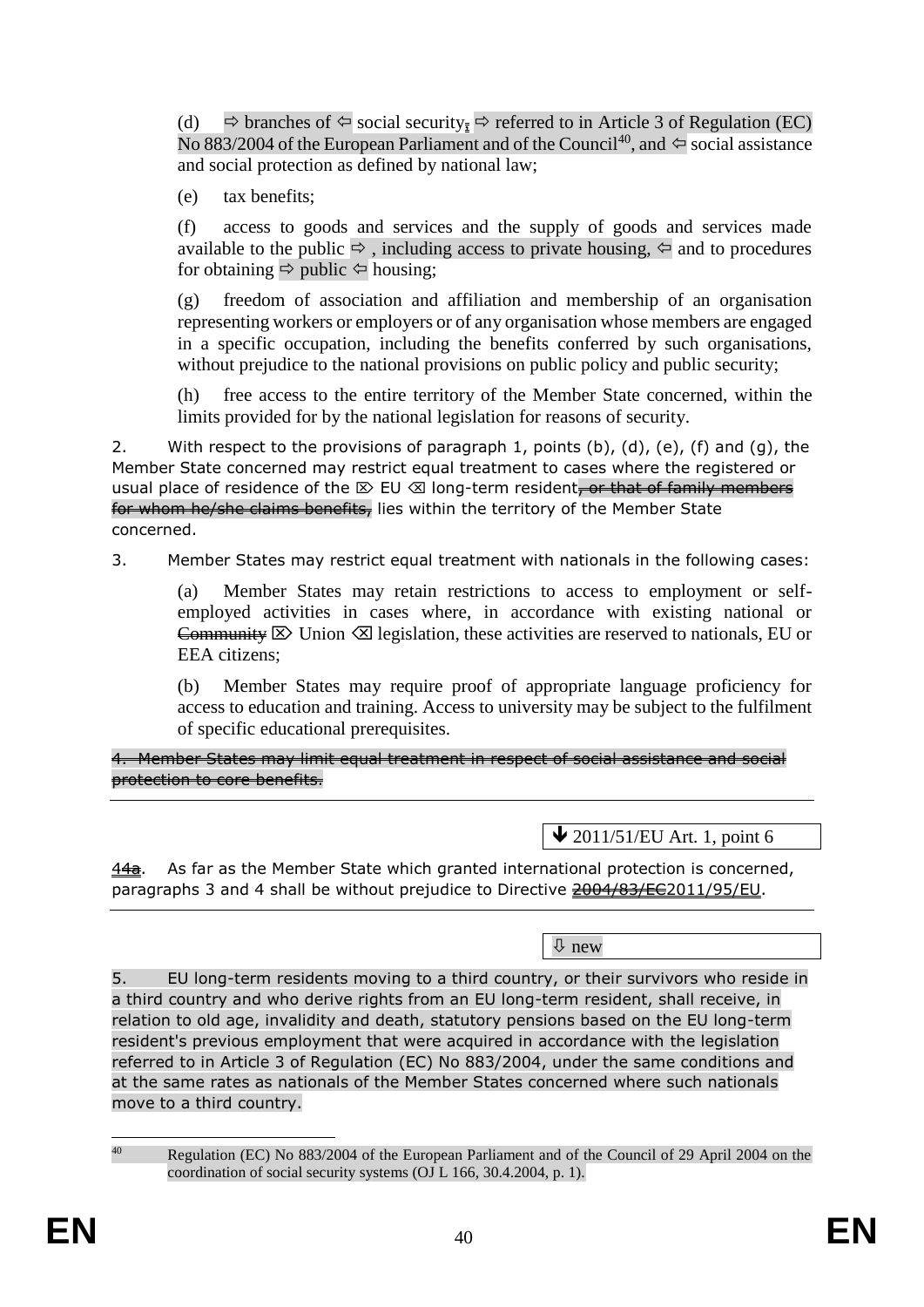(d) ⇨ branches of ⇦ social security, ⇨ referred to in Article 3 of Regulation (EC) No 883/2004 of the European Parliament and of the Council[40], and ⇦ social assistance and social protection as defined by national law;

(e) tax benefits;

(f) access to goods and services and the supply of goods and services made available to the public ⇨ , including access to private housing, ⇦ and to procedures for obtaining ⇨ public ⇦ housing;

(g) freedom of association and affiliation and membership of an organisation representing workers or employers or of any organisation whose members are engaged in a specific occupation, including the benefits conferred by such organisations, without prejudice to the national provisions on public policy and public security;

(h) free access to the entire territory of the Member State concerned, within the limits provided for by the national legislation for reasons of security.

2. With respect to the provisions of paragraph 1, points (b), (d), (e), (f) and (g), the Member State concerned may restrict equal treatment to cases where the registered or usual place of residence of the ⌦ EU ⌫ long-term resident~~, or that of family members for whom he/she claims benefits,~~ lies within the territory of the Member State concerned.

3. Member States may restrict equal treatment with nationals in the following cases:

(a) Member States may retain restrictions to access to employment or self-employed activities in cases where, in accordance with existing national or ~~Community~~ ⌦ Union ⌫ legislation, these activities are reserved to nationals, EU or EEA citizens;

(b) Member States may require proof of appropriate language proficiency for access to education and training. Access to university may be subject to the fulfilment of specific educational prerequisites.

~~4. Member States may limit equal treatment in respect of social assistance and social protection to core benefits.~~

---

↓ 2011/51/EU Art. 1, point 6

4~~4a~~. As far as the Member State which granted international protection is concerned, paragraphs 3 and 4 shall be without prejudice to Directive ~~2004/83/EC~~2011/95/EU.

---

⇩ new

5. EU long-term residents moving to a third country, or their survivors who reside in a third country and who derive rights from an EU long-term resident, shall receive, in relation to old age, invalidity and death, statutory pensions based on the EU long-term resident's previous employment that were acquired in accordance with the legislation referred to in Article 3 of Regulation (EC) No 883/2004, under the same conditions and at the same rates as nationals of the Member States concerned where such nationals move to a third country.

---

[40] Regulation (EC) No 883/2004 of the European Parliament and of the Council of 29 April 2004 on the coordination of social security systems (OJ L 166, 30.4.2004, p. 1).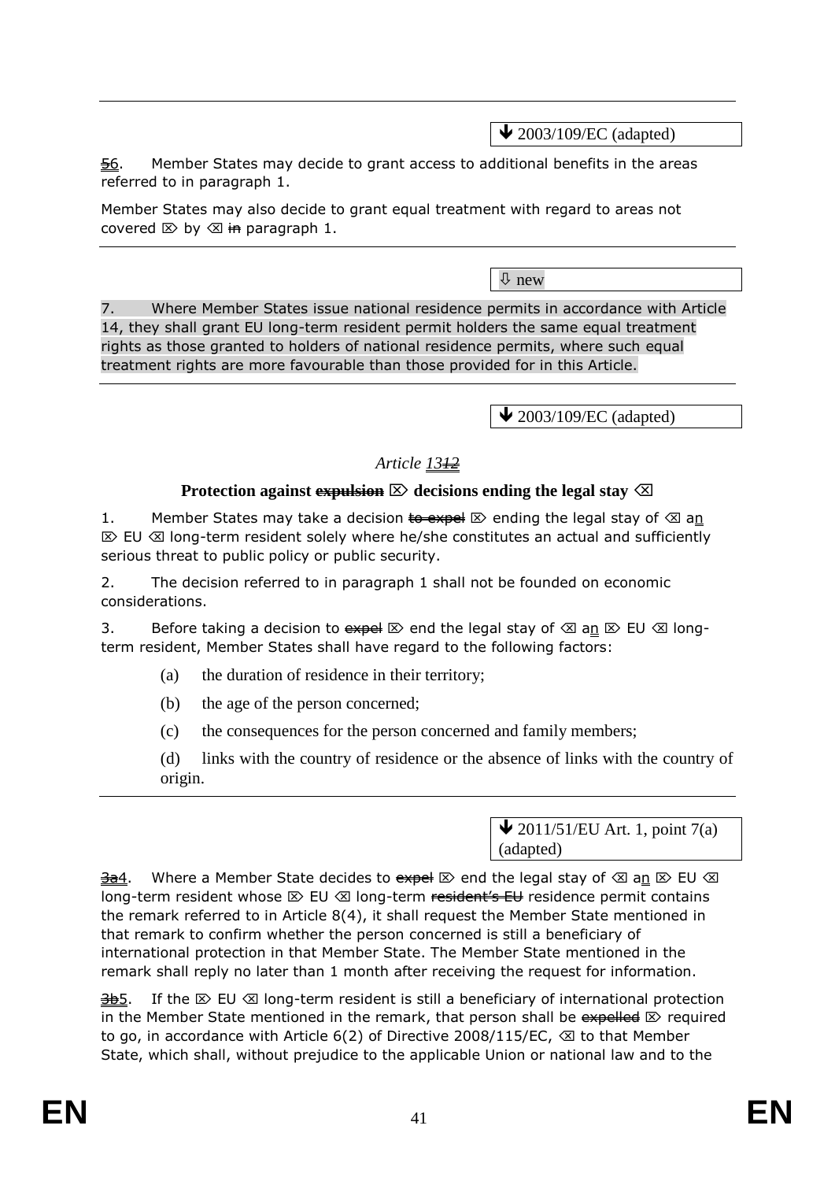---

↓ 2003/109/EC (adapted)

~~5~~6. Member States may decide to grant access to additional benefits in the areas referred to in paragraph 1.

Member States may also decide to grant equal treatment with regard to areas not covered ⌦ by ⌫ ~~in~~ paragraph 1.

---

⇩ new

7. Where Member States issue national residence permits in accordance with Article 14, they shall grant EU long-term resident permit holders the same equal treatment rights as those granted to holders of national residence permits, where such equal treatment rights are more favourable than those provided for in this Article.

---

↓ 2003/109/EC (adapted)

*Article 13~~12~~*

**Protection against ~~expulsion~~ ⌦ decisions ending the legal stay ⌫**

1. Member States may take a decision ~~to expel~~ ⌦ ending the legal stay of ⌫ an ⌦ EU ⌫ long-term resident solely where he/she constitutes an actual and sufficiently serious threat to public policy or public security.

2. The decision referred to in paragraph 1 shall not be founded on economic considerations.

3. Before taking a decision to ~~expel~~ ⌦ end the legal stay of ⌫ an ⌦ EU ⌫ long-term resident, Member States shall have regard to the following factors:

(a) the duration of residence in their territory;

(b) the age of the person concerned;

(c) the consequences for the person concerned and family members;

(d) links with the country of residence or the absence of links with the country of origin.

---

↓ 2011/51/EU Art. 1, point 7(a) (adapted)

~~3a~~4. Where a Member State decides to ~~expel~~ ⌦ end the legal stay of ⌫ an ⌦ EU ⌫ long-term resident whose ⌦ EU ⌫ long-term ~~resident's EU~~ residence permit contains the remark referred to in Article 8(4), it shall request the Member State mentioned in that remark to confirm whether the person concerned is still a beneficiary of international protection in that Member State. The Member State mentioned in the remark shall reply no later than 1 month after receiving the request for information.

~~3b~~5. If the ⌦ EU ⌫ long-term resident is still a beneficiary of international protection in the Member State mentioned in the remark, that person shall be ~~expelled~~ ⌦ required to go, in accordance with Article 6(2) of Directive 2008/115/EC, ⌫ to that Member State, which shall, without prejudice to the applicable Union or national law and to the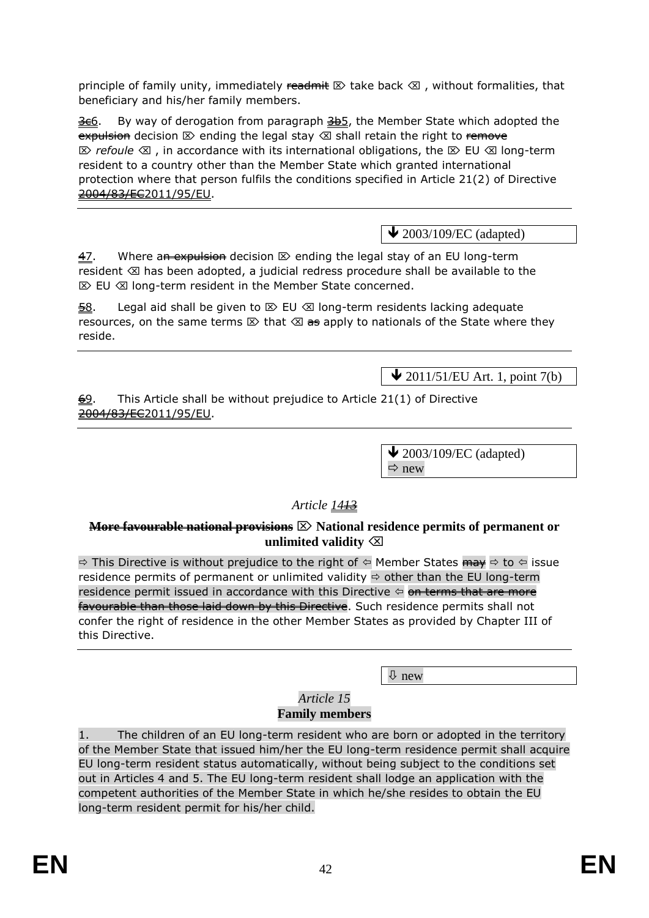principle of family unity, immediately ~~readmit~~ ⌦ take back ⌫ , without formalities, that beneficiary and his/her family members.

~~3c~~6. By way of derogation from paragraph ~~3b~~5, the Member State which adopted the ~~expulsion~~ decision ⌦ ending the legal stay ⌫ shall retain the right to ~~remove~~ ⌦ *refoule* ⌫ , in accordance with its international obligations, the ⌦ EU ⌫ long-term resident to a country other than the Member State which granted international protection where that person fulfils the conditions specified in Article 21(2) of Directive ~~2004/83/EC~~2011/95/EU.

↓ 2003/109/EC (adapted)

~~4~~7. Where a~~n expulsion~~ decision ⌦ ending the legal stay of an EU long-term resident ⌫ has been adopted, a judicial redress procedure shall be available to the ⌦ EU ⌫ long-term resident in the Member State concerned.

~~5~~8. Legal aid shall be given to ⌦ EU ⌫ long-term residents lacking adequate resources, on the same terms ⌦ that ⌫ ~~as~~ apply to nationals of the State where they reside.

↓ 2011/51/EU Art. 1, point 7(b)

~~6~~9. This Article shall be without prejudice to Article 21(1) of Directive ~~2004/83/EC~~2011/95/EU.

↓ 2003/109/EC (adapted)
⇨ new

*Article 14~~13~~*

**~~More favourable national provisions~~ ⌦ National residence permits of permanent or unlimited validity ⌫**

⇨ This Directive is without prejudice to the right of ⇦ Member States ~~may~~ ⇨ to ⇦ issue residence permits of permanent or unlimited validity ⇨ other than the EU long-term residence permit issued in accordance with this Directive ⇦ ~~on terms that are more favourable than those laid down by this Directive~~. Such residence permits shall not confer the right of residence in the other Member States as provided by Chapter III of this Directive.

⇩ new

*Article 15*

**Family members**

1. The children of an EU long-term resident who are born or adopted in the territory of the Member State that issued him/her the EU long-term residence permit shall acquire EU long-term resident status automatically, without being subject to the conditions set out in Articles 4 and 5. The EU long-term resident shall lodge an application with the competent authorities of the Member State in which he/she resides to obtain the EU long-term resident permit for his/her child.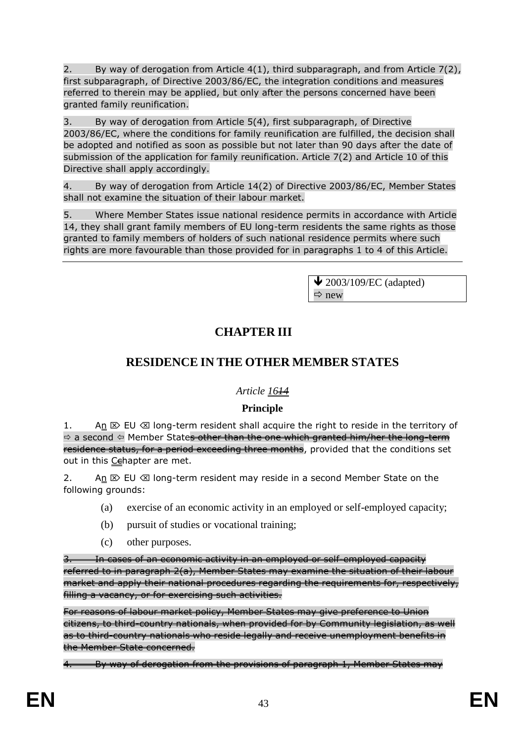2. By way of derogation from Article 4(1), third subparagraph, and from Article 7(2), first subparagraph, of Directive 2003/86/EC, the integration conditions and measures referred to therein may be applied, but only after the persons concerned have been granted family reunification.

3. By way of derogation from Article 5(4), first subparagraph, of Directive 2003/86/EC, where the conditions for family reunification are fulfilled, the decision shall be adopted and notified as soon as possible but not later than 90 days after the date of submission of the application for family reunification. Article 7(2) and Article 10 of this Directive shall apply accordingly.

4. By way of derogation from Article 14(2) of Directive 2003/86/EC, Member States shall not examine the situation of their labour market.

5. Where Member States issue national residence permits in accordance with Article 14, they shall grant family members of EU long-term residents the same rights as those granted to family members of holders of such national residence permits where such rights are more favourable than those provided for in paragraphs 1 to 4 of this Article.

---

↓ 2003/109/EC (adapted)
⇨ new

# CHAPTER III

## RESIDENCE IN THE OTHER MEMBER STATES

*Article ~~14~~ 16*

**Principle**

1. A~~n~~ ⌦ EU ⌫ long-term resident shall acquire the right to reside in the territory of ⇨ a second ⇦ Member State~~s other than the one which granted him/her the long-term residence status, for a period exceeding three months~~, provided that the conditions set out in this ~~C~~chapter are met.

2. A~~n~~ ⌦ EU ⌫ long-term resident may reside in a second Member State on the following grounds:

(a) exercise of an economic activity in an employed or self-employed capacity;

(b) pursuit of studies or vocational training;

(c) other purposes.

~~3. In cases of an economic activity in an employed or self-employed capacity referred to in paragraph 2(a), Member States may examine the situation of their labour market and apply their national procedures regarding the requirements for, respectively, filling a vacancy, or for exercising such activities.~~

~~For reasons of labour market policy, Member States may give preference to Union citizens, to third-country nationals, when provided for by Community legislation, as well as to third-country nationals who reside legally and receive unemployment benefits in the Member State concerned.~~

~~4. By way of derogation from the provisions of paragraph 1, Member States may~~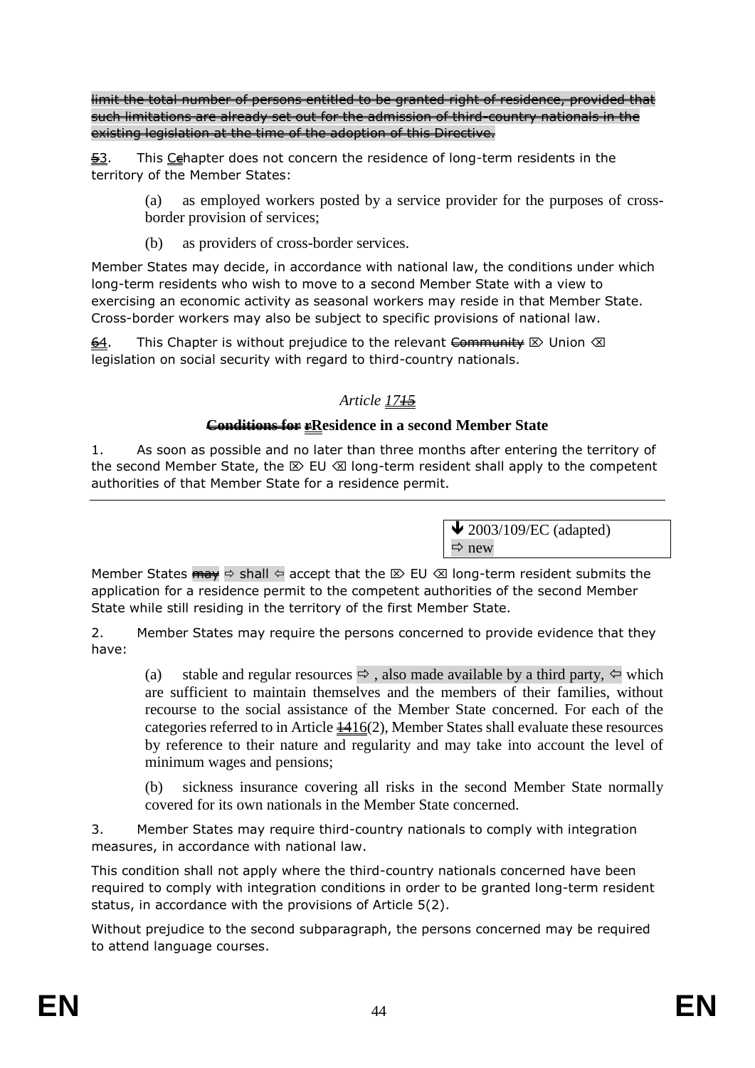~~limit the total number of persons entitled to be granted right of residence, provided that such limitations are already set out for the admission of third-country nationals in the existing legislation at the time of the adoption of this Directive.~~

~~5~~3. This ~~C~~chapter does not concern the residence of long-term residents in the territory of the Member States:

(a) as employed workers posted by a service provider for the purposes of cross-border provision of services;

(b) as providers of cross-border services.

Member States may decide, in accordance with national law, the conditions under which long-term residents who wish to move to a second Member State with a view to exercising an economic activity as seasonal workers may reside in that Member State. Cross-border workers may also be subject to specific provisions of national law.

~~6~~4. This Chapter is without prejudice to the relevant ~~Community~~ ⌦ Union ⌫ legislation on social security with regard to third-country nationals.

*Article 17~~15~~*

**~~Conditions for r~~Residence in a second Member State**

1. As soon as possible and no later than three months after entering the territory of the second Member State, the ⌦ EU ⌫ long-term resident shall apply to the competent authorities of that Member State for a residence permit.

---

🡻 2003/109/EC (adapted)
⇨ new

Member States ~~may~~ ⇨ shall ⇦ accept that the ⌦ EU ⌫ long-term resident submits the application for a residence permit to the competent authorities of the second Member State while still residing in the territory of the first Member State.

2. Member States may require the persons concerned to provide evidence that they have:

(a) stable and regular resources ⇨ , also made available by a third party, ⇦ which are sufficient to maintain themselves and the members of their families, without recourse to the social assistance of the Member State concerned. For each of the categories referred to in Article ~~14~~16(2), Member States shall evaluate these resources by reference to their nature and regularity and may take into account the level of minimum wages and pensions;

(b) sickness insurance covering all risks in the second Member State normally covered for its own nationals in the Member State concerned.

3. Member States may require third-country nationals to comply with integration measures, in accordance with national law.

This condition shall not apply where the third-country nationals concerned have been required to comply with integration conditions in order to be granted long-term resident status, in accordance with the provisions of Article 5(2).

Without prejudice to the second subparagraph, the persons concerned may be required to attend language courses.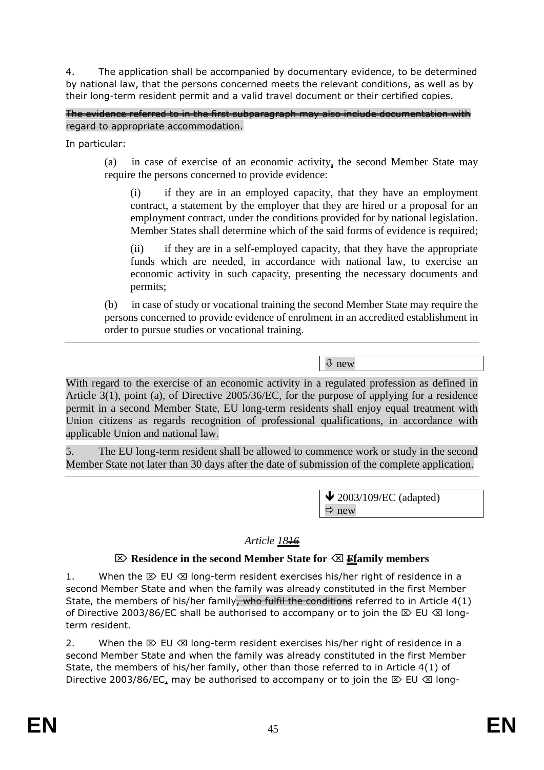4. The application shall be accompanied by documentary evidence, to be determined by national law, that the persons concerned meets the relevant conditions, as well as by their long-term resident permit and a valid travel document or their certified copies.

~~The evidence referred to in the first subparagraph may also include documentation with regard to appropriate accommodation.~~

In particular:

(a) in case of exercise of an economic activity, the second Member State may require the persons concerned to provide evidence:

(i) if they are in an employed capacity, that they have an employment contract, a statement by the employer that they are hired or a proposal for an employment contract, under the conditions provided for by national legislation. Member States shall determine which of the said forms of evidence is required;

(ii) if they are in a self-employed capacity, that they have the appropriate funds which are needed, in accordance with national law, to exercise an economic activity in such capacity, presenting the necessary documents and permits;

(b) in case of study or vocational training the second Member State may require the persons concerned to provide evidence of enrolment in an accredited establishment in order to pursue studies or vocational training.

⇩ new

With regard to the exercise of an economic activity in a regulated profession as defined in Article 3(1), point (a), of Directive 2005/36/EC, for the purpose of applying for a residence permit in a second Member State, EU long-term residents shall enjoy equal treatment with Union citizens as regards recognition of professional qualifications, in accordance with applicable Union and national law.

5. The EU long-term resident shall be allowed to commence work or study in the second Member State not later than 30 days after the date of submission of the complete application.

↓ 2003/109/EC (adapted)
⇨ new

*Article 18~~16~~*

**⌦ Residence in the second Member State for ⌫ ~~F~~family members**

1. When the ⌦ EU ⌫ long-term resident exercises his/her right of residence in a second Member State and when the family was already constituted in the first Member State, the members of his/her family~~, who fulfil the conditions~~ referred to in Article 4(1) of Directive 2003/86/EC shall be authorised to accompany or to join the ⌦ EU ⌫ long-term resident.

2. When the ⌦ EU ⌫ long-term resident exercises his/her right of residence in a second Member State and when the family was already constituted in the first Member State, the members of his/her family, other than those referred to in Article 4(1) of Directive 2003/86/EC, may be authorised to accompany or to join the ⌦ EU ⌫ long-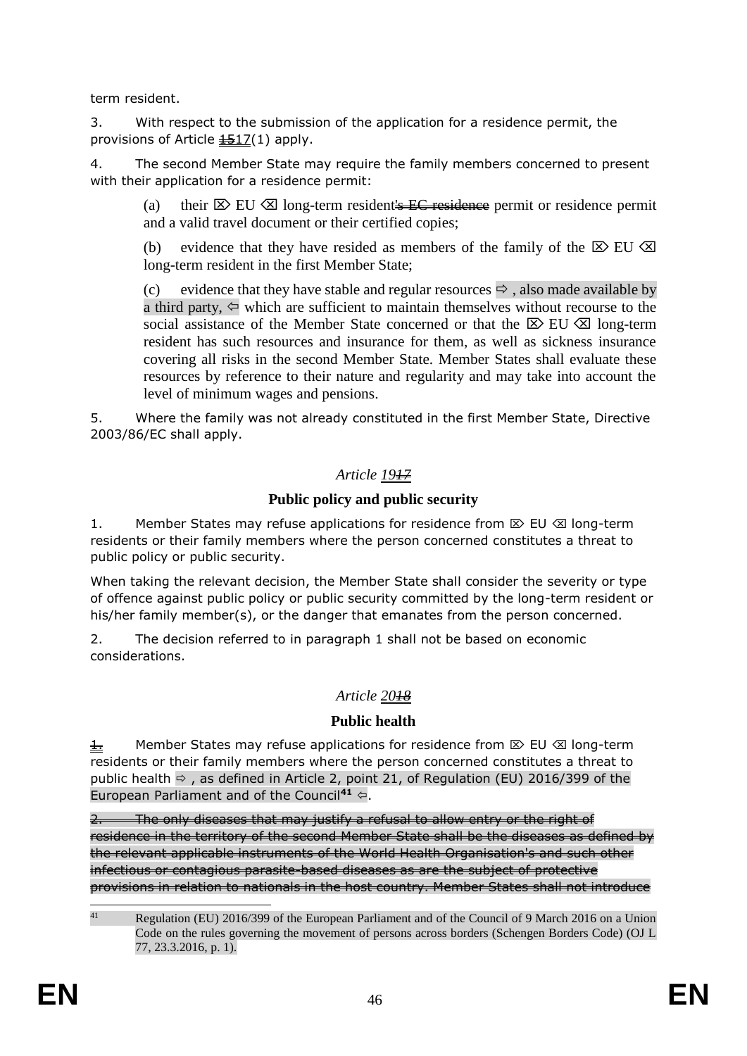term resident.

3. With respect to the submission of the application for a residence permit, the provisions of Article ~~15~~17(1) apply.

4. The second Member State may require the family members concerned to present with their application for a residence permit:

(a) their ⌦ EU ⌫ long-term resident~~'s EC residence~~ permit or residence permit and a valid travel document or their certified copies;

(b) evidence that they have resided as members of the family of the ⌦ EU ⌫ long-term resident in the first Member State;

(c) evidence that they have stable and regular resources ⇨ , also made available by a third party, ⇦ which are sufficient to maintain themselves without recourse to the social assistance of the Member State concerned or that the ⌦ EU ⌫ long-term resident has such resources and insurance for them, as well as sickness insurance covering all risks in the second Member State. Member States shall evaluate these resources by reference to their nature and regularity and may take into account the level of minimum wages and pensions.

5. Where the family was not already constituted in the first Member State, Directive 2003/86/EC shall apply.

*Article 19~~17~~*

**Public policy and public security**

1. Member States may refuse applications for residence from ⌦ EU ⌫ long-term residents or their family members where the person concerned constitutes a threat to public policy or public security.

When taking the relevant decision, the Member State shall consider the severity or type of offence against public policy or public security committed by the long-term resident or his/her family member(s), or the danger that emanates from the person concerned.

2. The decision referred to in paragraph 1 shall not be based on economic considerations.

*Article 20~~18~~*

**Public health**

~~1.~~ Member States may refuse applications for residence from ⌦ EU ⌫ long-term residents or their family members where the person concerned constitutes a threat to public health ⇨ , as defined in Article 2, point 21, of Regulation (EU) 2016/399 of the European Parliament and of the Council[41] ⇦.

~~2. The only diseases that may justify a refusal to allow entry or the right of residence in the territory of the second Member State shall be the diseases as defined by the relevant applicable instruments of the World Health Organisation's and such other infectious or contagious parasite-based diseases as are the subject of protective provisions in relation to nationals in the host country. Member States shall not introduce~~

[41] Regulation (EU) 2016/399 of the European Parliament and of the Council of 9 March 2016 on a Union Code on the rules governing the movement of persons across borders (Schengen Borders Code) (OJ L 77, 23.3.2016, p. 1).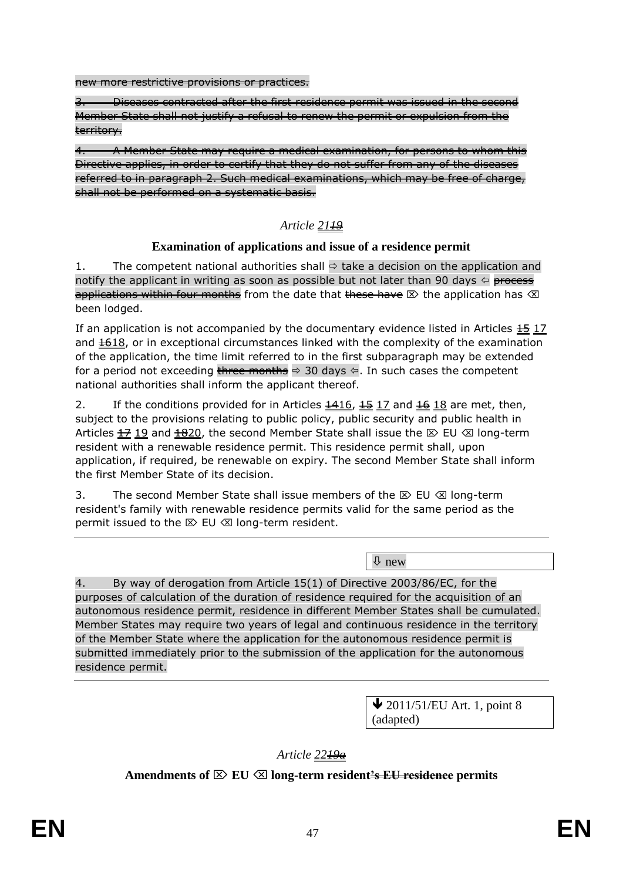~~new more restrictive provisions or practices.~~

~~3. Diseases contracted after the first residence permit was issued in the second Member State shall not justify a refusal to renew the permit or expulsion from the territory.~~

~~4. A Member State may require a medical examination, for persons to whom this Directive applies, in order to certify that they do not suffer from any of the diseases referred to in paragraph 2. Such medical examinations, which may be free of charge, shall not be performed on a systematic basis.~~

*Article 21~~19~~*

**Examination of applications and issue of a residence permit**

1. The competent national authorities shall ⇨ take a decision on the application and notify the applicant in writing as soon as possible but not later than 90 days ⇦ ~~process applications within four months~~ from the date that ~~these have~~ ⌦ the application has ⌫ been lodged.

If an application is not accompanied by the documentary evidence listed in Articles ~~15~~ 17 and ~~16~~18, or in exceptional circumstances linked with the complexity of the examination of the application, the time limit referred to in the first subparagraph may be extended for a period not exceeding ~~three months~~ ⇨ 30 days ⇦. In such cases the competent national authorities shall inform the applicant thereof.

2. If the conditions provided for in Articles ~~14~~16, ~~15~~ 17 and ~~16~~ 18 are met, then, subject to the provisions relating to public policy, public security and public health in Articles ~~17~~ 19 and ~~18~~20, the second Member State shall issue the ⌦ EU ⌫ long-term resident with a renewable residence permit. This residence permit shall, upon application, if required, be renewable on expiry. The second Member State shall inform the first Member State of its decision.

3. The second Member State shall issue members of the ⌦ EU ⌫ long-term resident's family with renewable residence permits valid for the same period as the permit issued to the ⌦ EU ⌫ long-term resident.

⇩ new

4. By way of derogation from Article 15(1) of Directive 2003/86/EC, for the purposes of calculation of the duration of residence required for the acquisition of an autonomous residence permit, residence in different Member States shall be cumulated. Member States may require two years of legal and continuous residence in the territory of the Member State where the application for the autonomous residence permit is submitted immediately prior to the submission of the application for the autonomous residence permit.

⬇ 2011/51/EU Art. 1, point 8 (adapted)

*Article 22~~19a~~*

**Amendments of ⌦ EU ⌫ long-term resident~~'s EU residence~~ permits**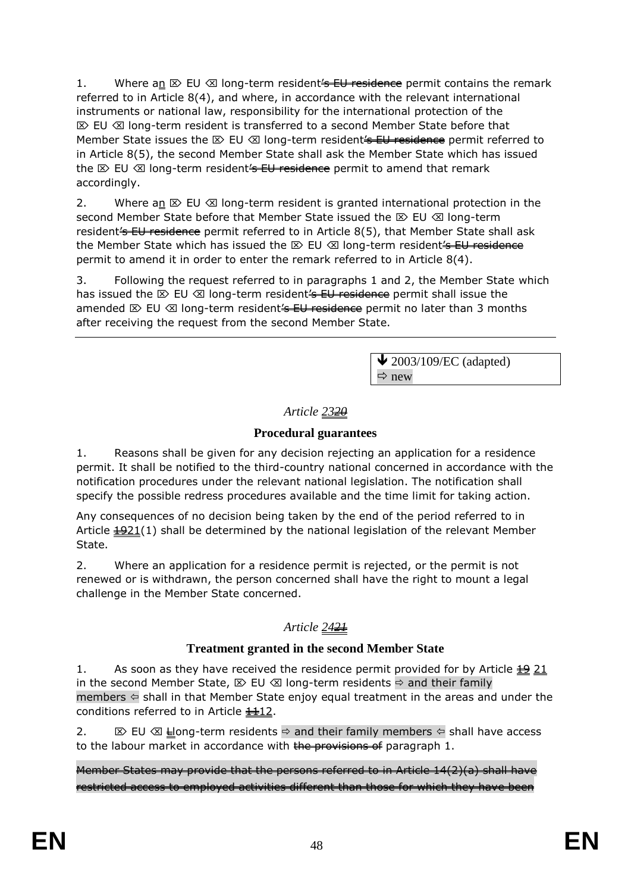1. Where an ⌦ EU ⌫ long-term resident~~'s EU residence~~ permit contains the remark referred to in Article 8(4), and where, in accordance with the relevant international instruments or national law, responsibility for the international protection of the ⌦ EU ⌫ long-term resident is transferred to a second Member State before that Member State issues the ⌦ EU ⌫ long-term resident~~'s EU residence~~ permit referred to in Article 8(5), the second Member State shall ask the Member State which has issued the ⌦ EU ⌫ long-term resident~~'s EU residence~~ permit to amend that remark accordingly.

2. Where an ⌦ EU ⌫ long-term resident is granted international protection in the second Member State before that Member State issued the ⌦ EU ⌫ long-term resident~~'s EU residence~~ permit referred to in Article 8(5), that Member State shall ask the Member State which has issued the ⌦ EU ⌫ long-term resident~~'s EU residence~~ permit to amend it in order to enter the remark referred to in Article 8(4).

3. Following the request referred to in paragraphs 1 and 2, the Member State which has issued the ⌦ EU ⌫ long-term resident~~'s EU residence~~ permit shall issue the amended ⌦ EU ⌫ long-term resident~~'s EU residence~~ permit no later than 3 months after receiving the request from the second Member State.

---

🡻 2003/109/EC (adapted)
⇨ new

*Article 23~~20~~*

**Procedural guarantees**

1. Reasons shall be given for any decision rejecting an application for a residence permit. It shall be notified to the third-country national concerned in accordance with the notification procedures under the relevant national legislation. The notification shall specify the possible redress procedures available and the time limit for taking action.

Any consequences of no decision being taken by the end of the period referred to in Article ~~19~~21(1) shall be determined by the national legislation of the relevant Member State.

2. Where an application for a residence permit is rejected, or the permit is not renewed or is withdrawn, the person concerned shall have the right to mount a legal challenge in the Member State concerned.

*Article 24~~21~~*

**Treatment granted in the second Member State**

1. As soon as they have received the residence permit provided for by Article ~~19~~ 21 in the second Member State, ⌦ EU ⌫ long-term residents ⇨ and their family members ⇦ shall in that Member State enjoy equal treatment in the areas and under the conditions referred to in Article ~~11~~12.

2. ⌦ EU ⌫ ~~L~~long-term residents ⇨ and their family members ⇦ shall have access to the labour market in accordance with ~~the provisions of~~ paragraph 1.

~~Member States may provide that the persons referred to in Article 14(2)(a) shall have restricted access to employed activities different than those for which they have been~~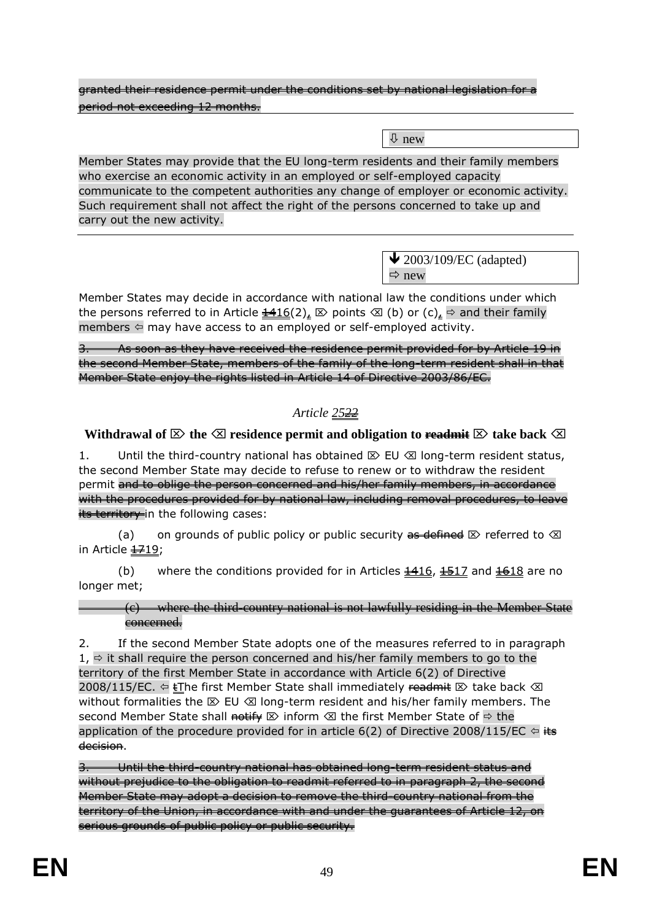~~granted their residence permit under the conditions set by national legislation for a period not exceeding 12 months.~~

⇩ new

Member States may provide that the EU long-term residents and their family members who exercise an economic activity in an employed or self-employed capacity communicate to the competent authorities any change of employer or economic activity. Such requirement shall not affect the right of the persons concerned to take up and carry out the new activity.

🡻 2003/109/EC (adapted)
⇨ new

Member States may decide in accordance with national law the conditions under which the persons referred to in Article ~~14~~16(2)~~,~~ ⌦ points ⌫ (b) or (c)~~,~~ ⇨ and their family members ⇦ may have access to an employed or self-employed activity.

~~3. As soon as they have received the residence permit provided for by Article 19 in the second Member State, members of the family of the long-term resident shall in that Member State enjoy the rights listed in Article 14 of Directive 2003/86/EC.~~

*Article 25~~22~~*

**Withdrawal of ⌦ the ⌫ residence permit and obligation to ~~readmit~~ ⌦ take back ⌫**

1. Until the third-country national has obtained ⌦ EU ⌫ long-term resident status, the second Member State may decide to refuse to renew or to withdraw the resident permit ~~and to oblige the person concerned and his/her family members, in accordance with the procedures provided for by national law, including removal procedures, to leave its territory~~ in the following cases:

(a) on grounds of public policy or public security ~~as defined~~ ⌦ referred to ⌫ in Article ~~17~~19;

(b) where the conditions provided for in Articles ~~14~~16, ~~15~~17 and ~~16~~18 are no longer met;

~~(c) where the third-country national is not lawfully residing in the Member State concerned.~~

2. If the second Member State adopts one of the measures referred to in paragraph 1, ⇨ it shall require the person concerned and his/her family members to go to the territory of the first Member State in accordance with Article 6(2) of Directive 2008/115/EC. ⇦ ~~t~~The first Member State shall immediately ~~readmit~~ ⌦ take back ⌫ without formalities the ⌦ EU ⌫ long-term resident and his/her family members. The second Member State shall ~~notify~~ ⌦ inform ⌫ the first Member State of ⇨ the application of the procedure provided for in article 6(2) of Directive 2008/115/EC ⇦ ~~its decision~~.

~~3. Until the third-country national has obtained long-term resident status and without prejudice to the obligation to readmit referred to in paragraph 2, the second Member State may adopt a decision to remove the third-country national from the territory of the Union, in accordance with and under the guarantees of Article 12, on serious grounds of public policy or public security.~~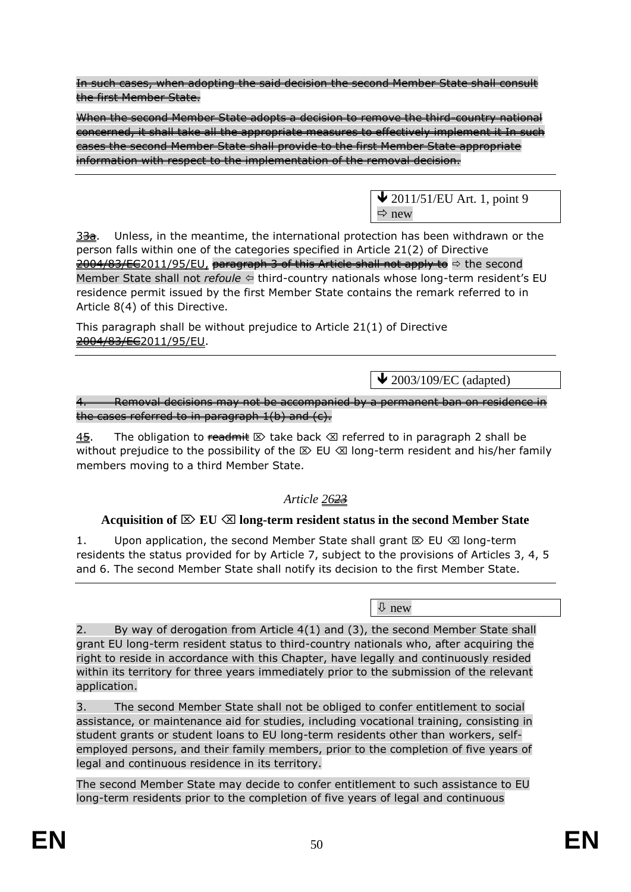~~In such cases, when adopting the said decision the second Member State shall consult the first Member State.~~

~~When the second Member State adopts a decision to remove the third-country national concerned, it shall take all the appropriate measures to effectively implement it In such cases the second Member State shall provide to the first Member State appropriate information with respect to the implementation of the removal decision.~~

---

🡻 2011/51/EU Art. 1, point 9
⇨ new

3~~3a~~. Unless, in the meantime, the international protection has been withdrawn or the person falls within one of the categories specified in Article 21(2) of Directive ~~2004/83/EC~~2011/95/EU, ~~paragraph 3 of this Article shall not apply to~~ ⇨ the second Member State shall not *refoule* ⇦ third-country nationals whose long-term resident's EU residence permit issued by the first Member State contains the remark referred to in Article 8(4) of this Directive.

This paragraph shall be without prejudice to Article 21(1) of Directive ~~2004/83/EC~~2011/95/EU.

---

🡻 2003/109/EC (adapted)

~~4. Removal decisions may not be accompanied by a permanent ban on residence in the cases referred to in paragraph 1(b) and (c).~~

4~~5~~. The obligation to ~~readmit~~ ⌦ take back ⌫ referred to in paragraph 2 shall be without prejudice to the possibility of the ⌦ EU ⌫ long-term resident and his/her family members moving to a third Member State.

*Article 26~~23~~*

**Acquisition of ⌦ EU ⌫ long-term resident status in the second Member State**

1. Upon application, the second Member State shall grant ⌦ EU ⌫ long-term residents the status provided for by Article 7, subject to the provisions of Articles 3, 4, 5 and 6. The second Member State shall notify its decision to the first Member State.

---

⇩ new

2. By way of derogation from Article 4(1) and (3), the second Member State shall grant EU long-term resident status to third-country nationals who, after acquiring the right to reside in accordance with this Chapter, have legally and continuously resided within its territory for three years immediately prior to the submission of the relevant application.

3. The second Member State shall not be obliged to confer entitlement to social assistance, or maintenance aid for studies, including vocational training, consisting in student grants or student loans to EU long-term residents other than workers, self-employed persons, and their family members, prior to the completion of five years of legal and continuous residence in its territory.

The second Member State may decide to confer entitlement to such assistance to EU long-term residents prior to the completion of five years of legal and continuous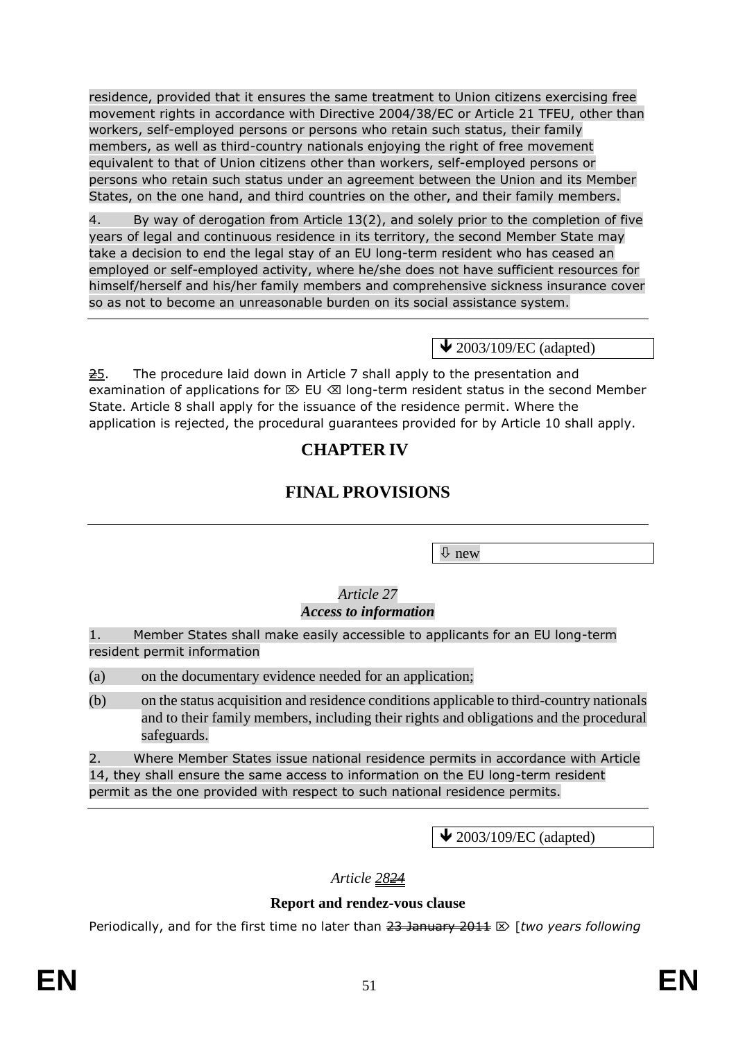residence, provided that it ensures the same treatment to Union citizens exercising free movement rights in accordance with Directive 2004/38/EC or Article 21 TFEU, other than workers, self-employed persons or persons who retain such status, their family members, as well as third-country nationals enjoying the right of free movement equivalent to that of Union citizens other than workers, self-employed persons or persons who retain such status under an agreement between the Union and its Member States, on the one hand, and third countries on the other, and their family members.

4. By way of derogation from Article 13(2), and solely prior to the completion of five years of legal and continuous residence in its territory, the second Member State may take a decision to end the legal stay of an EU long-term resident who has ceased an employed or self-employed activity, where he/she does not have sufficient resources for himself/herself and his/her family members and comprehensive sickness insurance cover so as not to become an unreasonable burden on its social assistance system.

---

🡻 2003/109/EC (adapted)

~~2~~5. The procedure laid down in Article 7 shall apply to the presentation and examination of applications for ⌦ EU ⌫ long-term resident status in the second Member State. Article 8 shall apply for the issuance of the residence permit. Where the application is rejected, the procedural guarantees provided for by Article 10 shall apply.

# CHAPTER IV

# FINAL PROVISIONS

---

⇩ new

*Article 27*
***Access to information***

1. Member States shall make easily accessible to applicants for an EU long-term resident permit information

(a) on the documentary evidence needed for an application;

(b) on the status acquisition and residence conditions applicable to third-country nationals and to their family members, including their rights and obligations and the procedural safeguards.

2. Where Member States issue national residence permits in accordance with Article 14, they shall ensure the same access to information on the EU long-term resident permit as the one provided with respect to such national residence permits.

---

🡻 2003/109/EC (adapted)

*Article 28~~24~~*

**Report and rendez-vous clause**

Periodically, and for the first time no later than ~~23 January 2011~~ ⌦ [*two years following*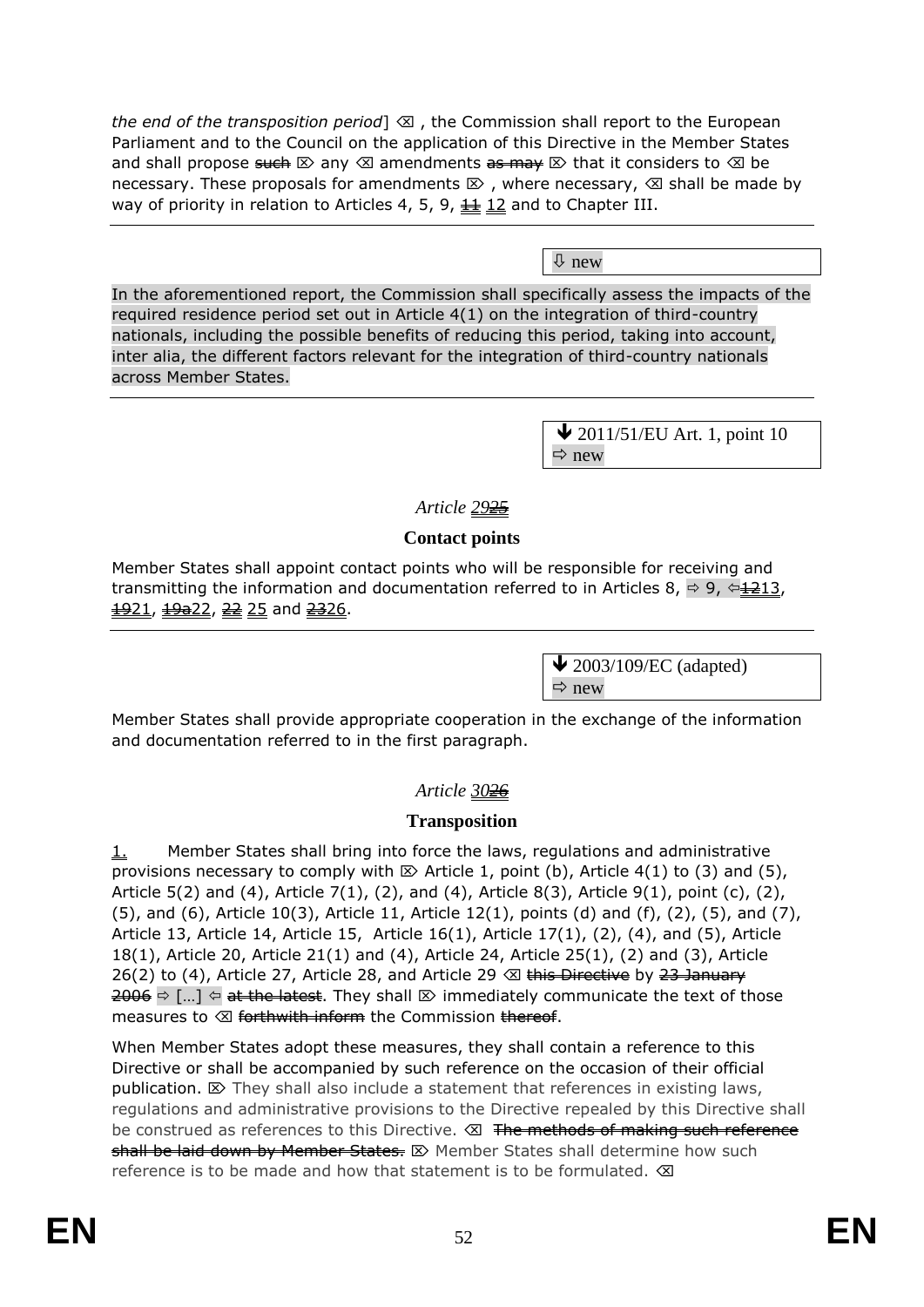*the end of the transposition period*] ⌫ , the Commission shall report to the European Parliament and to the Council on the application of this Directive in the Member States and shall propose ~~such~~ ⌦ any ⌫ amendments ~~as may~~ ⌦ that it considers to ⌫ be necessary. These proposals for amendments ⌦ , where necessary, ⌫ shall be made by way of priority in relation to Articles 4, 5, 9, ~~11~~ 12 and to Chapter III.

---

⇩ new

In the aforementioned report, the Commission shall specifically assess the impacts of the required residence period set out in Article 4(1) on the integration of third-country nationals, including the possible benefits of reducing this period, taking into account, inter alia, the different factors relevant for the integration of third-country nationals across Member States.

---

↓ 2011/51/EU Art. 1, point 10
⇨ new

*Article 29~~25~~*

**Contact points**

Member States shall appoint contact points who will be responsible for receiving and transmitting the information and documentation referred to in Articles 8, ⇨ 9, ⇦~~12~~13, ~~19~~21, ~~19a~~22, ~~22~~ 25 and ~~23~~26.

---

↓ 2003/109/EC (adapted)
⇨ new

Member States shall provide appropriate cooperation in the exchange of the information and documentation referred to in the first paragraph.

*Article 30~~26~~*

**Transposition**

1. Member States shall bring into force the laws, regulations and administrative provisions necessary to comply with ⌦ Article 1, point (b), Article 4(1) to (3) and (5), Article 5(2) and (4), Article 7(1), (2), and (4), Article 8(3), Article 9(1), point (c), (2), (5), and (6), Article 10(3), Article 11, Article 12(1), points (d) and (f), (2), (5), and (7), Article 13, Article 14, Article 15, Article 16(1), Article 17(1), (2), (4), and (5), Article 18(1), Article 20, Article 21(1) and (4), Article 24, Article 25(1), (2) and (3), Article 26(2) to (4), Article 27, Article 28, and Article 29 ⌫ ~~this Directive~~ by ~~23 January 2006~~ ⇨ […] ⇦ ~~at the latest~~. They shall ⌦ immediately communicate the text of those measures to ⌫ ~~forthwith inform~~ the Commission ~~thereof~~.

When Member States adopt these measures, they shall contain a reference to this Directive or shall be accompanied by such reference on the occasion of their official publication. ⌦ They shall also include a statement that references in existing laws, regulations and administrative provisions to the Directive repealed by this Directive shall be construed as references to this Directive. ⌫ ~~The methods of making such reference shall be laid down by Member States.~~ ⌦ Member States shall determine how such reference is to be made and how that statement is to be formulated. ⌫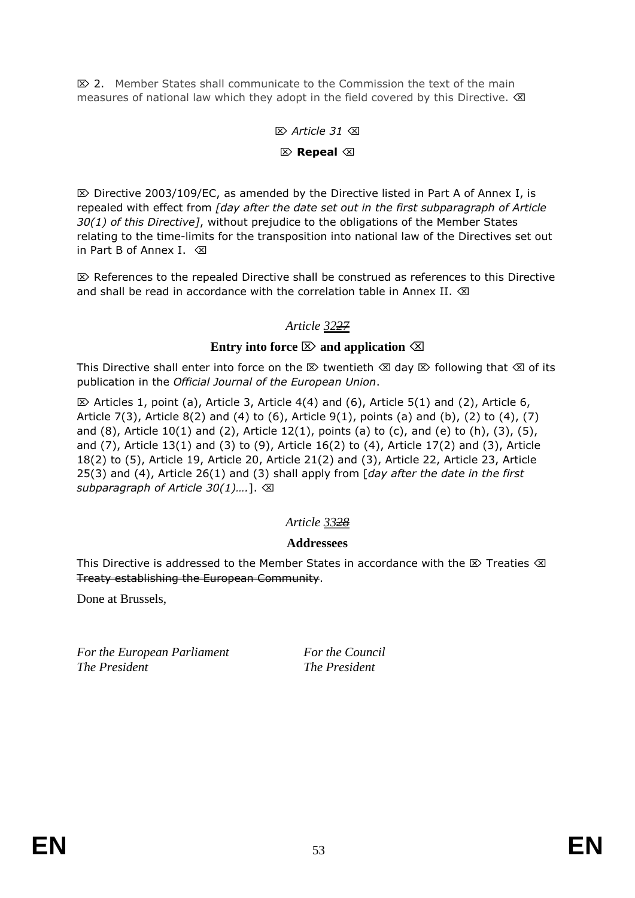⌦ 2. Member States shall communicate to the Commission the text of the main measures of national law which they adopt in the field covered by this Directive. ⌫

⌦ *Article 31* ⌫

⌦ **Repeal** ⌫

⌦ Directive 2003/109/EC, as amended by the Directive listed in Part A of Annex I, is repealed with effect from *[day after the date set out in the first subparagraph of Article 30(1) of this Directive]*, without prejudice to the obligations of the Member States relating to the time-limits for the transposition into national law of the Directives set out in Part B of Annex I. ⌫

⌦ References to the repealed Directive shall be construed as references to this Directive and shall be read in accordance with the correlation table in Annex II. ⌫

*Article* ~~27~~ 32

**Entry into force ⌦ and application ⌫**

This Directive shall enter into force on the ⌦ twentieth ⌫ day ⌦ following that ⌫ of its publication in the *Official Journal of the European Union*.

⌦ Articles 1, point (a), Article 3, Article 4(4) and (6), Article 5(1) and (2), Article 6, Article 7(3), Article 8(2) and (4) to (6), Article 9(1), points (a) and (b), (2) to (4), (7) and (8), Article 10(1) and (2), Article 12(1), points (a) to (c), and (e) to (h), (3), (5), and (7), Article 13(1) and (3) to (9), Article 16(2) to (4), Article 17(2) and (3), Article 18(2) to (5), Article 19, Article 20, Article 21(2) and (3), Article 22, Article 23, Article 25(3) and (4), Article 26(1) and (3) shall apply from [*day after the date in the first subparagraph of Article 30(1)….*]. ⌫

*Article* ~~28~~ 33

**Addressees**

This Directive is addressed to the Member States in accordance with the ⌦ Treaties ⌫ ~~Treaty establishing the European Community~~.

Done at Brussels,

*For the European Parliament*
*The President*

*For the Council*
*The President*